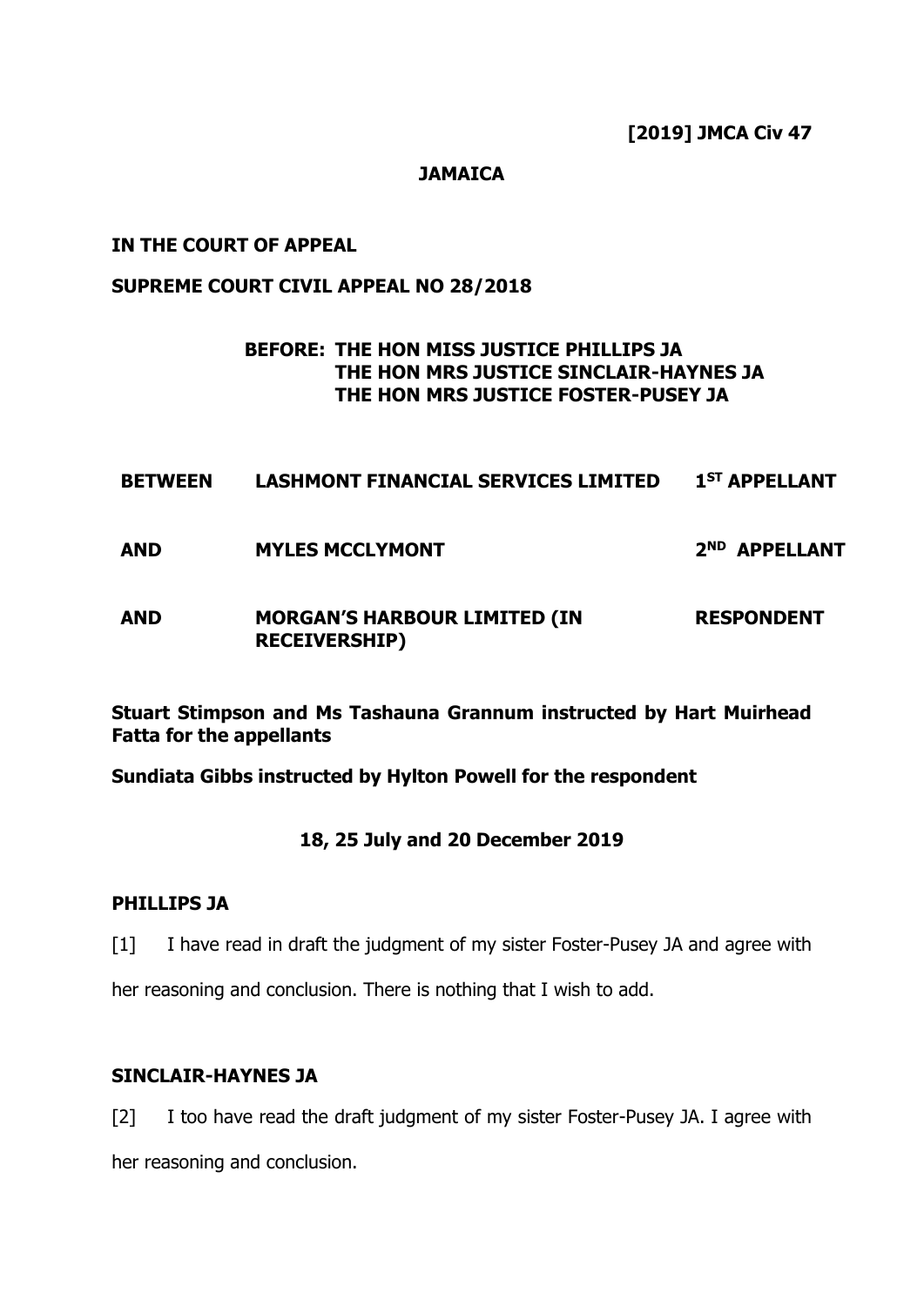**[2019] JMCA Civ 47**

**JAMAICA**

**IN THE COURT OF APPEAL**

**SUPREME COURT CIVIL APPEAL NO 28/2018**

**BEFORE: THE HON MISS JUSTICE PHILLIPS JA**
**THE HON MRS JUSTICE SINCLAIR-HAYNES JA**
**THE HON MRS JUSTICE FOSTER-PUSEY JA**

| | | |
|---|---|---|
| **BETWEEN** | **LASHMONT FINANCIAL SERVICES LIMITED** | **1ST APPELLANT** |
| **AND** | **MYLES MCCLYMONT** | **2ND APPELLANT** |
| **AND** | **MORGAN'S HARBOUR LIMITED (IN RECEIVERSHIP)** | **RESPONDENT** |

**Stuart Stimpson and Ms Tashauna Grannum instructed by Hart Muirhead Fatta for the appellants**

**Sundiata Gibbs instructed by Hylton Powell for the respondent**

**18, 25 July and 20 December 2019**

**PHILLIPS JA**

[1] I have read in draft the judgment of my sister Foster-Pusey JA and agree with her reasoning and conclusion. There is nothing that I wish to add.

**SINCLAIR-HAYNES JA**

[2] I too have read the draft judgment of my sister Foster-Pusey JA. I agree with her reasoning and conclusion.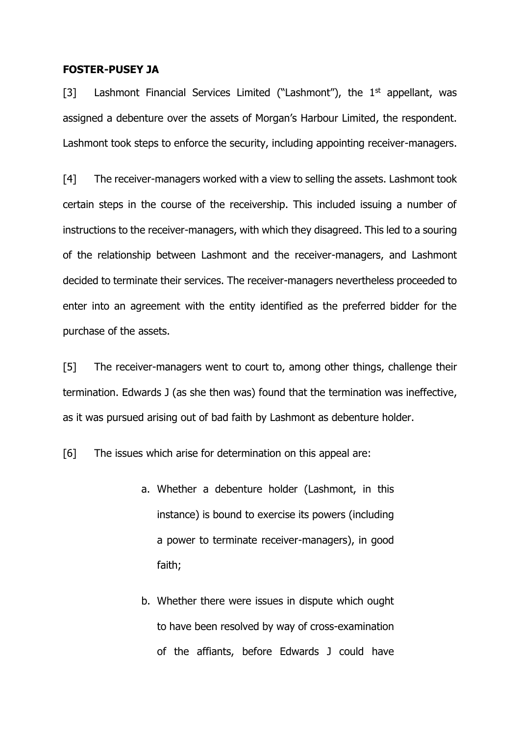**FOSTER-PUSEY JA**

[3] Lashmont Financial Services Limited ("Lashmont"), the 1st appellant, was assigned a debenture over the assets of Morgan's Harbour Limited, the respondent. Lashmont took steps to enforce the security, including appointing receiver-managers.

[4] The receiver-managers worked with a view to selling the assets. Lashmont took certain steps in the course of the receivership. This included issuing a number of instructions to the receiver-managers, with which they disagreed. This led to a souring of the relationship between Lashmont and the receiver-managers, and Lashmont decided to terminate their services. The receiver-managers nevertheless proceeded to enter into an agreement with the entity identified as the preferred bidder for the purchase of the assets.

[5] The receiver-managers went to court to, among other things, challenge their termination. Edwards J (as she then was) found that the termination was ineffective, as it was pursued arising out of bad faith by Lashmont as debenture holder.

[6] The issues which arise for determination on this appeal are:

a. Whether a debenture holder (Lashmont, in this instance) is bound to exercise its powers (including a power to terminate receiver-managers), in good faith;

b. Whether there were issues in dispute which ought to have been resolved by way of cross-examination of the affiants, before Edwards J could have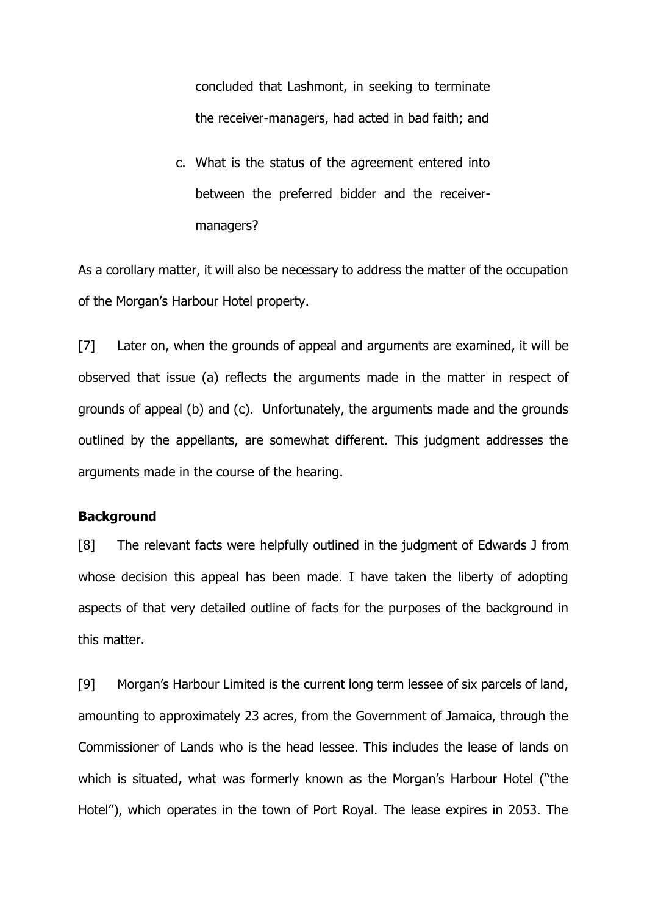concluded that Lashmont, in seeking to terminate the receiver-managers, had acted in bad faith; and

c. What is the status of the agreement entered into between the preferred bidder and the receiver-managers?

As a corollary matter, it will also be necessary to address the matter of the occupation of the Morgan's Harbour Hotel property.

[7] Later on, when the grounds of appeal and arguments are examined, it will be observed that issue (a) reflects the arguments made in the matter in respect of grounds of appeal (b) and (c). Unfortunately, the arguments made and the grounds outlined by the appellants, are somewhat different. This judgment addresses the arguments made in the course of the hearing.

**Background**

[8] The relevant facts were helpfully outlined in the judgment of Edwards J from whose decision this appeal has been made. I have taken the liberty of adopting aspects of that very detailed outline of facts for the purposes of the background in this matter.

[9] Morgan's Harbour Limited is the current long term lessee of six parcels of land, amounting to approximately 23 acres, from the Government of Jamaica, through the Commissioner of Lands who is the head lessee. This includes the lease of lands on which is situated, what was formerly known as the Morgan's Harbour Hotel ("the Hotel"), which operates in the town of Port Royal. The lease expires in 2053. The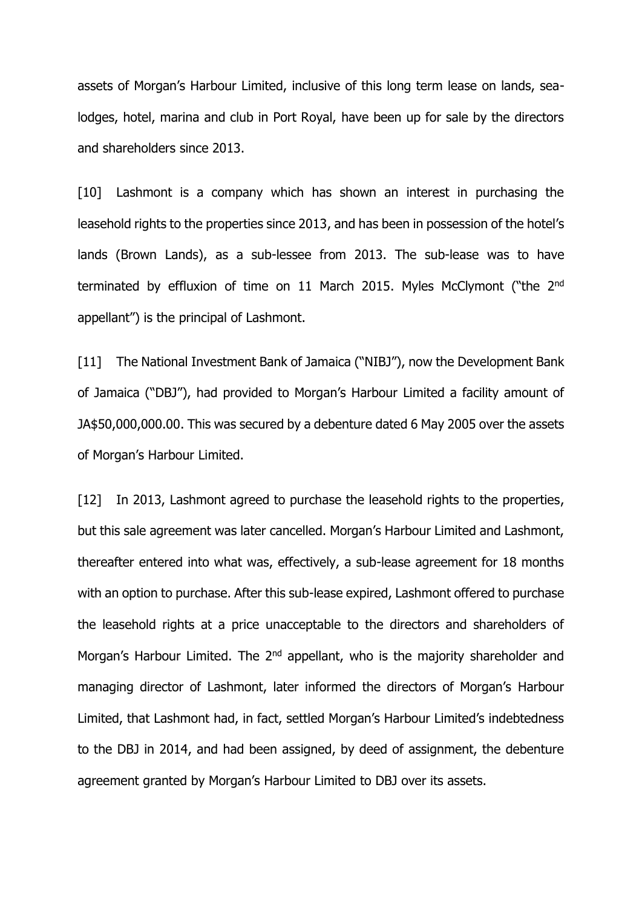assets of Morgan's Harbour Limited, inclusive of this long term lease on lands, sea-lodges, hotel, marina and club in Port Royal, have been up for sale by the directors and shareholders since 2013.

[10] Lashmont is a company which has shown an interest in purchasing the leasehold rights to the properties since 2013, and has been in possession of the hotel's lands (Brown Lands), as a sub-lessee from 2013. The sub-lease was to have terminated by effluxion of time on 11 March 2015. Myles McClymont ("the 2nd appellant") is the principal of Lashmont.

[11] The National Investment Bank of Jamaica ("NIBJ"), now the Development Bank of Jamaica ("DBJ"), had provided to Morgan's Harbour Limited a facility amount of JA$50,000,000.00. This was secured by a debenture dated 6 May 2005 over the assets of Morgan's Harbour Limited.

[12] In 2013, Lashmont agreed to purchase the leasehold rights to the properties, but this sale agreement was later cancelled. Morgan's Harbour Limited and Lashmont, thereafter entered into what was, effectively, a sub-lease agreement for 18 months with an option to purchase. After this sub-lease expired, Lashmont offered to purchase the leasehold rights at a price unacceptable to the directors and shareholders of Morgan's Harbour Limited. The 2nd appellant, who is the majority shareholder and managing director of Lashmont, later informed the directors of Morgan's Harbour Limited, that Lashmont had, in fact, settled Morgan's Harbour Limited's indebtedness to the DBJ in 2014, and had been assigned, by deed of assignment, the debenture agreement granted by Morgan's Harbour Limited to DBJ over its assets.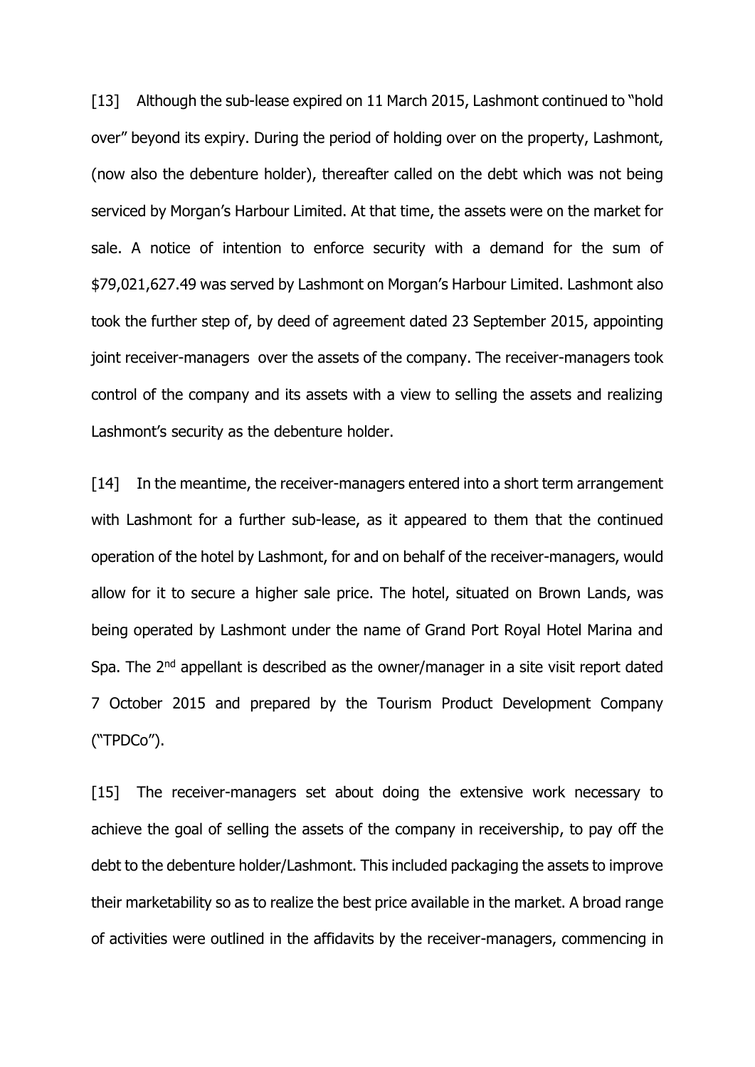[13] Although the sub-lease expired on 11 March 2015, Lashmont continued to "hold over" beyond its expiry. During the period of holding over on the property, Lashmont, (now also the debenture holder), thereafter called on the debt which was not being serviced by Morgan's Harbour Limited. At that time, the assets were on the market for sale. A notice of intention to enforce security with a demand for the sum of $79,021,627.49 was served by Lashmont on Morgan's Harbour Limited. Lashmont also took the further step of, by deed of agreement dated 23 September 2015, appointing joint receiver-managers over the assets of the company. The receiver-managers took control of the company and its assets with a view to selling the assets and realizing Lashmont's security as the debenture holder.

[14] In the meantime, the receiver-managers entered into a short term arrangement with Lashmont for a further sub-lease, as it appeared to them that the continued operation of the hotel by Lashmont, for and on behalf of the receiver-managers, would allow for it to secure a higher sale price. The hotel, situated on Brown Lands, was being operated by Lashmont under the name of Grand Port Royal Hotel Marina and Spa. The 2nd appellant is described as the owner/manager in a site visit report dated 7 October 2015 and prepared by the Tourism Product Development Company ("TPDCo").

[15] The receiver-managers set about doing the extensive work necessary to achieve the goal of selling the assets of the company in receivership, to pay off the debt to the debenture holder/Lashmont. This included packaging the assets to improve their marketability so as to realize the best price available in the market. A broad range of activities were outlined in the affidavits by the receiver-managers, commencing in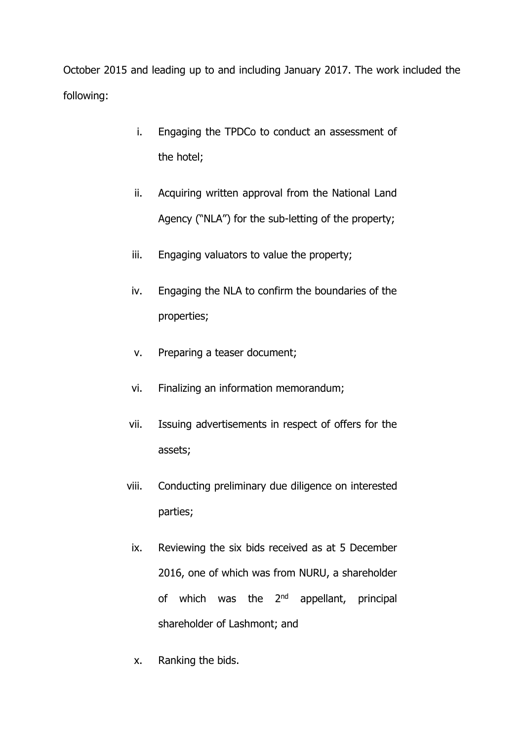October 2015 and leading up to and including January 2017. The work included the following:

i. Engaging the TPDCo to conduct an assessment of the hotel;

ii. Acquiring written approval from the National Land Agency ("NLA") for the sub-letting of the property;

iii. Engaging valuators to value the property;

iv. Engaging the NLA to confirm the boundaries of the properties;

v. Preparing a teaser document;

vi. Finalizing an information memorandum;

vii. Issuing advertisements in respect of offers for the assets;

viii. Conducting preliminary due diligence on interested parties;

ix. Reviewing the six bids received as at 5 December 2016, one of which was from NURU, a shareholder of which was the 2nd appellant, principal shareholder of Lashmont; and

x. Ranking the bids.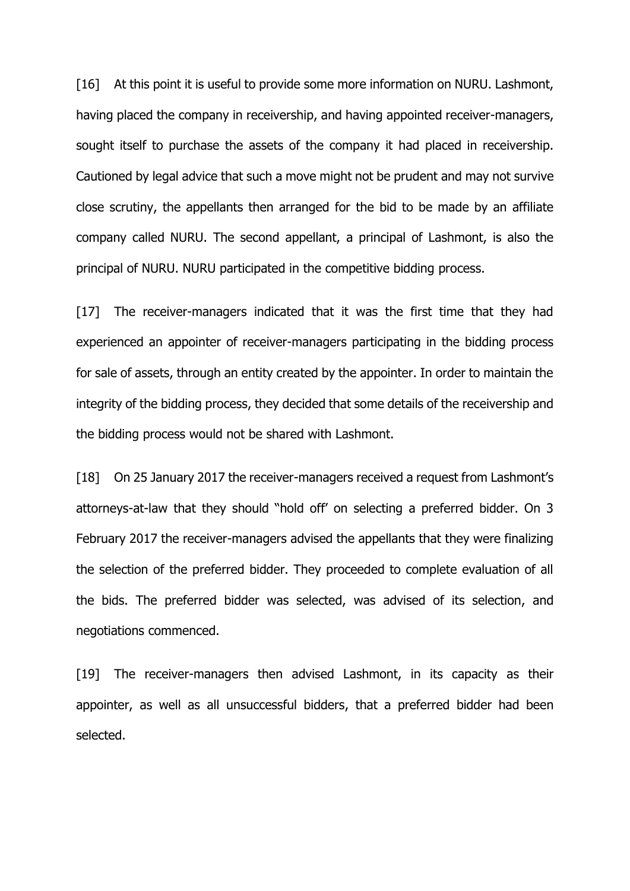[16] At this point it is useful to provide some more information on NURU. Lashmont, having placed the company in receivership, and having appointed receiver-managers, sought itself to purchase the assets of the company it had placed in receivership. Cautioned by legal advice that such a move might not be prudent and may not survive close scrutiny, the appellants then arranged for the bid to be made by an affiliate company called NURU. The second appellant, a principal of Lashmont, is also the principal of NURU. NURU participated in the competitive bidding process.

[17] The receiver-managers indicated that it was the first time that they had experienced an appointer of receiver-managers participating in the bidding process for sale of assets, through an entity created by the appointer. In order to maintain the integrity of the bidding process, they decided that some details of the receivership and the bidding process would not be shared with Lashmont.

[18] On 25 January 2017 the receiver-managers received a request from Lashmont's attorneys-at-law that they should "hold off' on selecting a preferred bidder. On 3 February 2017 the receiver-managers advised the appellants that they were finalizing the selection of the preferred bidder. They proceeded to complete evaluation of all the bids. The preferred bidder was selected, was advised of its selection, and negotiations commenced.

[19] The receiver-managers then advised Lashmont, in its capacity as their appointer, as well as all unsuccessful bidders, that a preferred bidder had been selected.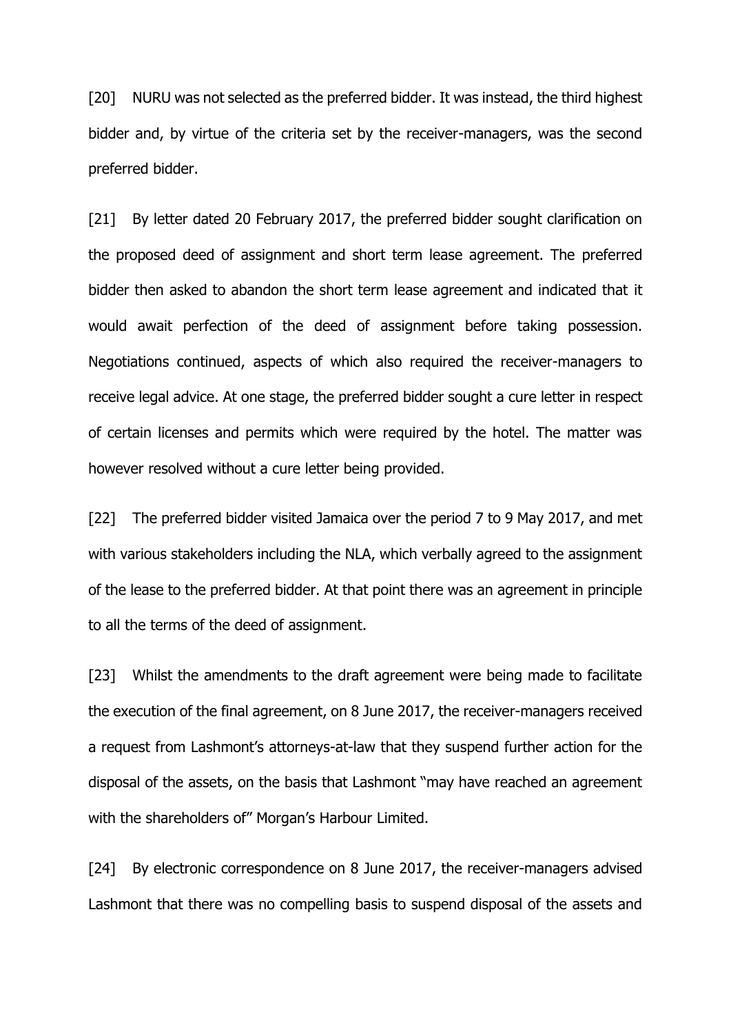[20] NURU was not selected as the preferred bidder. It was instead, the third highest bidder and, by virtue of the criteria set by the receiver-managers, was the second preferred bidder.

[21] By letter dated 20 February 2017, the preferred bidder sought clarification on the proposed deed of assignment and short term lease agreement. The preferred bidder then asked to abandon the short term lease agreement and indicated that it would await perfection of the deed of assignment before taking possession. Negotiations continued, aspects of which also required the receiver-managers to receive legal advice. At one stage, the preferred bidder sought a cure letter in respect of certain licenses and permits which were required by the hotel. The matter was however resolved without a cure letter being provided.

[22] The preferred bidder visited Jamaica over the period 7 to 9 May 2017, and met with various stakeholders including the NLA, which verbally agreed to the assignment of the lease to the preferred bidder. At that point there was an agreement in principle to all the terms of the deed of assignment.

[23] Whilst the amendments to the draft agreement were being made to facilitate the execution of the final agreement, on 8 June 2017, the receiver-managers received a request from Lashmont's attorneys-at-law that they suspend further action for the disposal of the assets, on the basis that Lashmont "may have reached an agreement with the shareholders of" Morgan's Harbour Limited.

[24] By electronic correspondence on 8 June 2017, the receiver-managers advised Lashmont that there was no compelling basis to suspend disposal of the assets and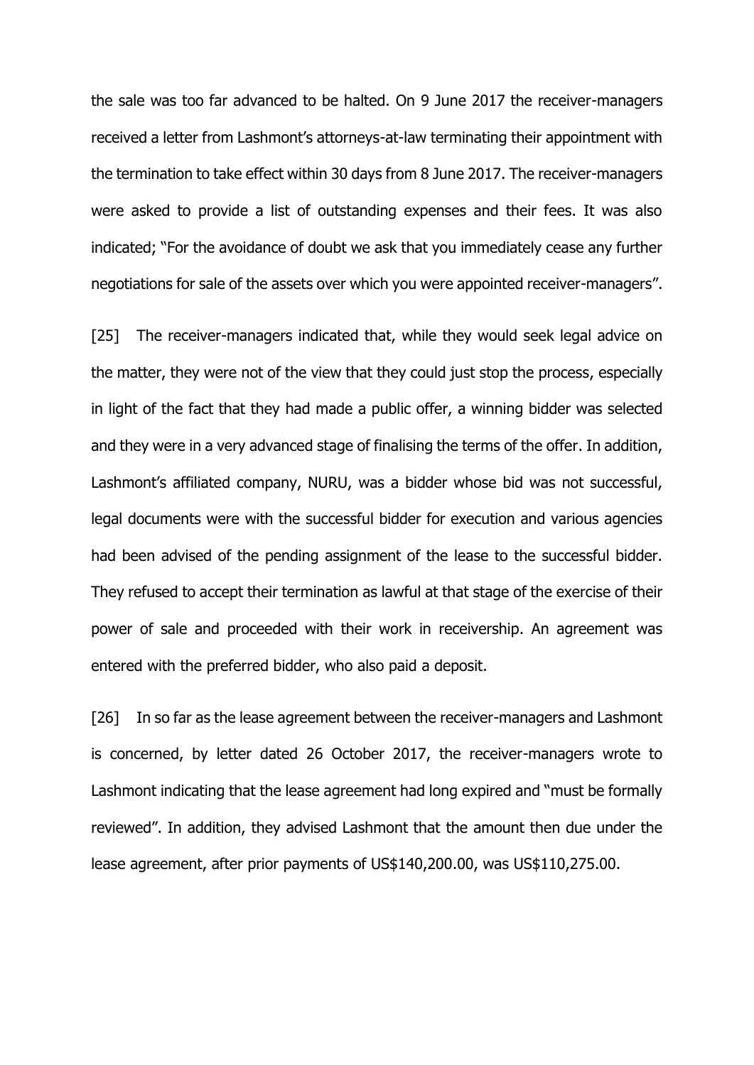the sale was too far advanced to be halted. On 9 June 2017 the receiver-managers received a letter from Lashmont's attorneys-at-law terminating their appointment with the termination to take effect within 30 days from 8 June 2017. The receiver-managers were asked to provide a list of outstanding expenses and their fees. It was also indicated; "For the avoidance of doubt we ask that you immediately cease any further negotiations for sale of the assets over which you were appointed receiver-managers".

[25] The receiver-managers indicated that, while they would seek legal advice on the matter, they were not of the view that they could just stop the process, especially in light of the fact that they had made a public offer, a winning bidder was selected and they were in a very advanced stage of finalising the terms of the offer. In addition, Lashmont's affiliated company, NURU, was a bidder whose bid was not successful, legal documents were with the successful bidder for execution and various agencies had been advised of the pending assignment of the lease to the successful bidder. They refused to accept their termination as lawful at that stage of the exercise of their power of sale and proceeded with their work in receivership. An agreement was entered with the preferred bidder, who also paid a deposit.

[26] In so far as the lease agreement between the receiver-managers and Lashmont is concerned, by letter dated 26 October 2017, the receiver-managers wrote to Lashmont indicating that the lease agreement had long expired and "must be formally reviewed". In addition, they advised Lashmont that the amount then due under the lease agreement, after prior payments of US$140,200.00, was US$110,275.00.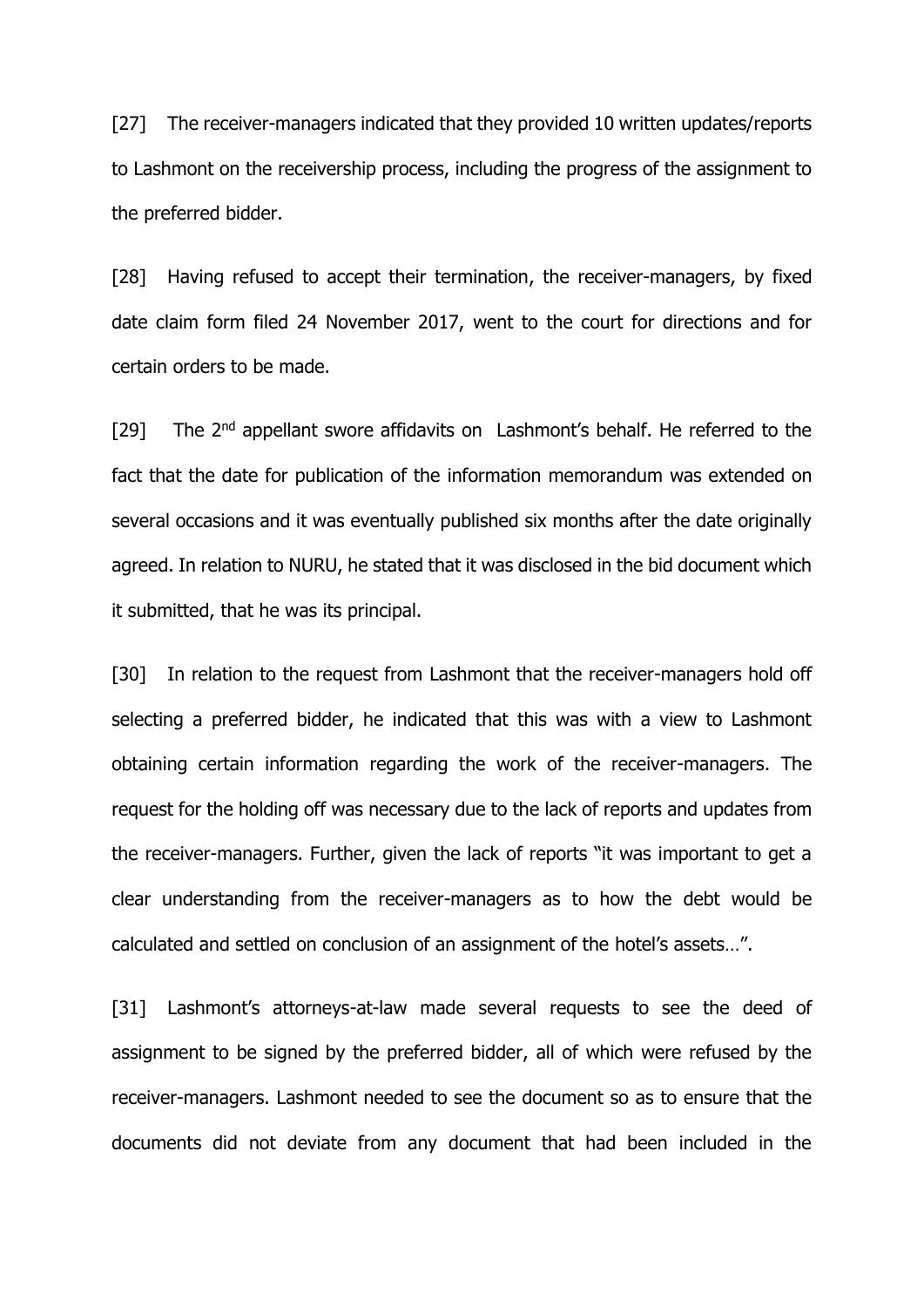[27] The receiver-managers indicated that they provided 10 written updates/reports to Lashmont on the receivership process, including the progress of the assignment to the preferred bidder.

[28] Having refused to accept their termination, the receiver-managers, by fixed date claim form filed 24 November 2017, went to the court for directions and for certain orders to be made.

[29] The 2nd appellant swore affidavits on Lashmont's behalf. He referred to the fact that the date for publication of the information memorandum was extended on several occasions and it was eventually published six months after the date originally agreed. In relation to NURU, he stated that it was disclosed in the bid document which it submitted, that he was its principal.

[30] In relation to the request from Lashmont that the receiver-managers hold off selecting a preferred bidder, he indicated that this was with a view to Lashmont obtaining certain information regarding the work of the receiver-managers. The request for the holding off was necessary due to the lack of reports and updates from the receiver-managers. Further, given the lack of reports "it was important to get a clear understanding from the receiver-managers as to how the debt would be calculated and settled on conclusion of an assignment of the hotel's assets…".

[31] Lashmont's attorneys-at-law made several requests to see the deed of assignment to be signed by the preferred bidder, all of which were refused by the receiver-managers. Lashmont needed to see the document so as to ensure that the documents did not deviate from any document that had been included in the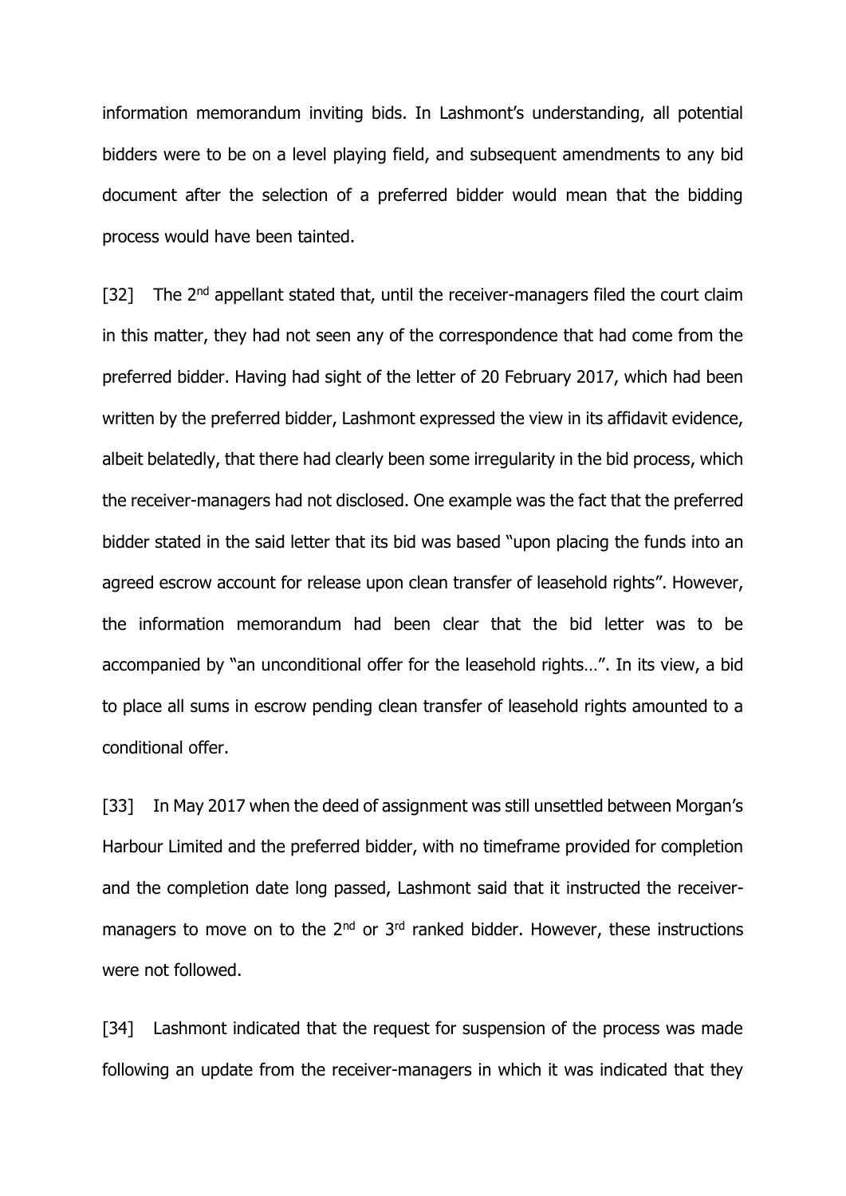information memorandum inviting bids. In Lashmont's understanding, all potential bidders were to be on a level playing field, and subsequent amendments to any bid document after the selection of a preferred bidder would mean that the bidding process would have been tainted.

[32] The 2nd appellant stated that, until the receiver-managers filed the court claim in this matter, they had not seen any of the correspondence that had come from the preferred bidder. Having had sight of the letter of 20 February 2017, which had been written by the preferred bidder, Lashmont expressed the view in its affidavit evidence, albeit belatedly, that there had clearly been some irregularity in the bid process, which the receiver-managers had not disclosed. One example was the fact that the preferred bidder stated in the said letter that its bid was based "upon placing the funds into an agreed escrow account for release upon clean transfer of leasehold rights". However, the information memorandum had been clear that the bid letter was to be accompanied by "an unconditional offer for the leasehold rights…". In its view, a bid to place all sums in escrow pending clean transfer of leasehold rights amounted to a conditional offer.

[33] In May 2017 when the deed of assignment was still unsettled between Morgan's Harbour Limited and the preferred bidder, with no timeframe provided for completion and the completion date long passed, Lashmont said that it instructed the receiver-managers to move on to the 2nd or 3rd ranked bidder. However, these instructions were not followed.

[34] Lashmont indicated that the request for suspension of the process was made following an update from the receiver-managers in which it was indicated that they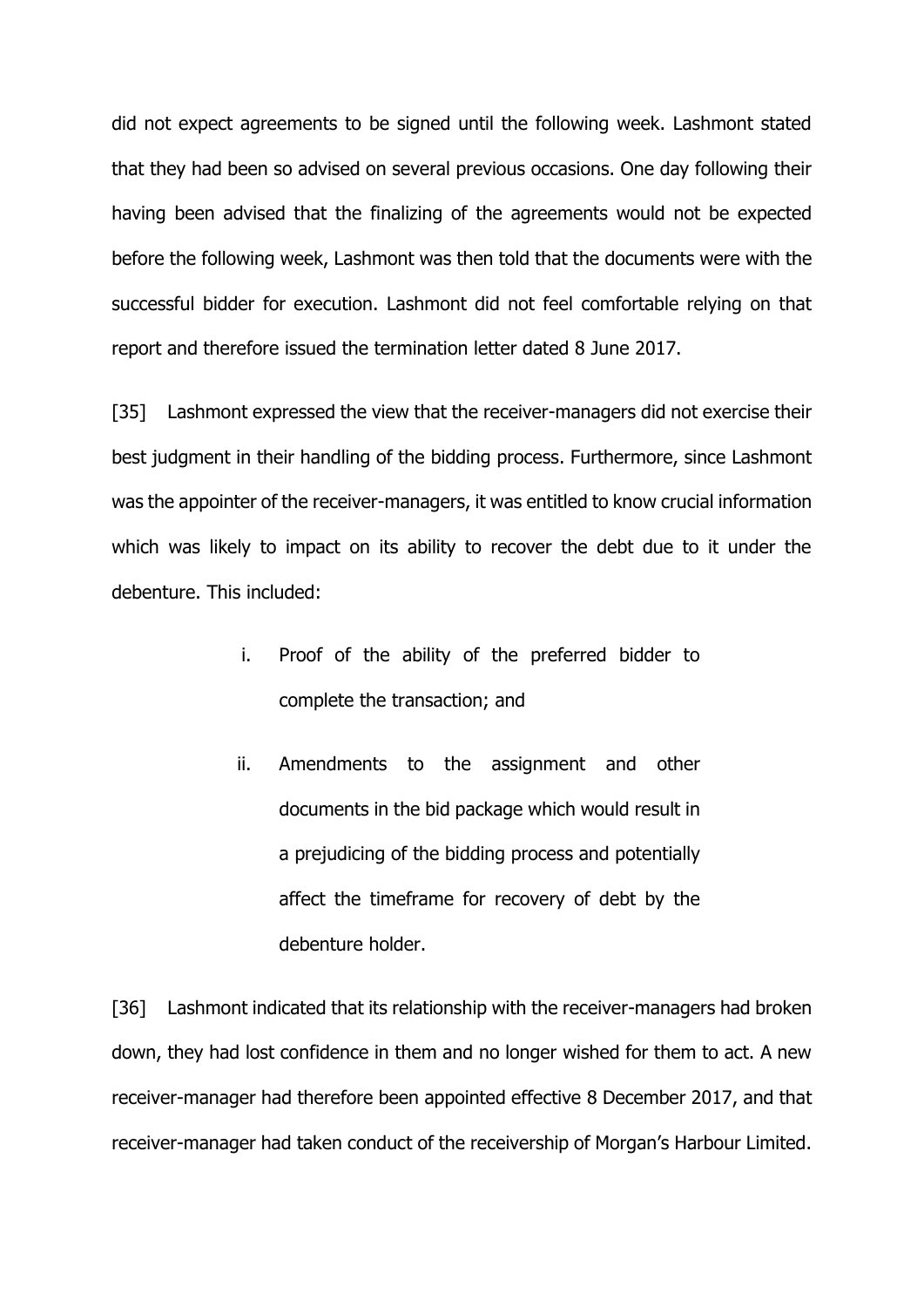did not expect agreements to be signed until the following week. Lashmont stated that they had been so advised on several previous occasions. One day following their having been advised that the finalizing of the agreements would not be expected before the following week, Lashmont was then told that the documents were with the successful bidder for execution. Lashmont did not feel comfortable relying on that report and therefore issued the termination letter dated 8 June 2017.

[35] Lashmont expressed the view that the receiver-managers did not exercise their best judgment in their handling of the bidding process. Furthermore, since Lashmont was the appointer of the receiver-managers, it was entitled to know crucial information which was likely to impact on its ability to recover the debt due to it under the debenture. This included:

> i. Proof of the ability of the preferred bidder to complete the transaction; and
>
> ii. Amendments to the assignment and other documents in the bid package which would result in a prejudicing of the bidding process and potentially affect the timeframe for recovery of debt by the debenture holder.

[36] Lashmont indicated that its relationship with the receiver-managers had broken down, they had lost confidence in them and no longer wished for them to act. A new receiver-manager had therefore been appointed effective 8 December 2017, and that receiver-manager had taken conduct of the receivership of Morgan's Harbour Limited.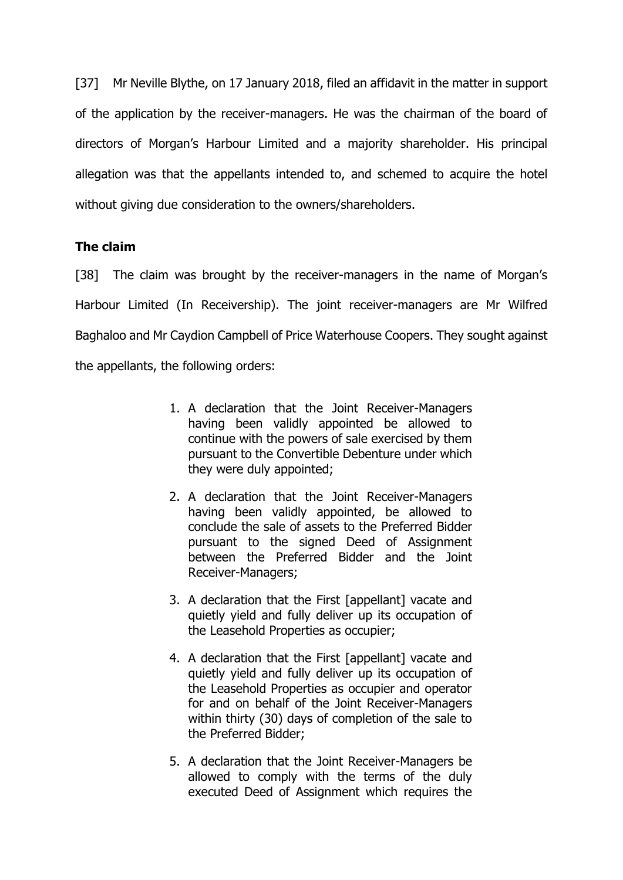[37] Mr Neville Blythe, on 17 January 2018, filed an affidavit in the matter in support of the application by the receiver-managers. He was the chairman of the board of directors of Morgan's Harbour Limited and a majority shareholder. His principal allegation was that the appellants intended to, and schemed to acquire the hotel without giving due consideration to the owners/shareholders.

**The claim**

[38] The claim was brought by the receiver-managers in the name of Morgan's Harbour Limited (In Receivership). The joint receiver-managers are Mr Wilfred Baghaloo and Mr Caydion Campbell of Price Waterhouse Coopers. They sought against the appellants, the following orders:

> 1. A declaration that the Joint Receiver-Managers having been validly appointed be allowed to continue with the powers of sale exercised by them pursuant to the Convertible Debenture under which they were duly appointed;
>
> 2. A declaration that the Joint Receiver-Managers having been validly appointed, be allowed to conclude the sale of assets to the Preferred Bidder pursuant to the signed Deed of Assignment between the Preferred Bidder and the Joint Receiver-Managers;
>
> 3. A declaration that the First [appellant] vacate and quietly yield and fully deliver up its occupation of the Leasehold Properties as occupier;
>
> 4. A declaration that the First [appellant] vacate and quietly yield and fully deliver up its occupation of the Leasehold Properties as occupier and operator for and on behalf of the Joint Receiver-Managers within thirty (30) days of completion of the sale to the Preferred Bidder;
>
> 5. A declaration that the Joint Receiver-Managers be allowed to comply with the terms of the duly executed Deed of Assignment which requires the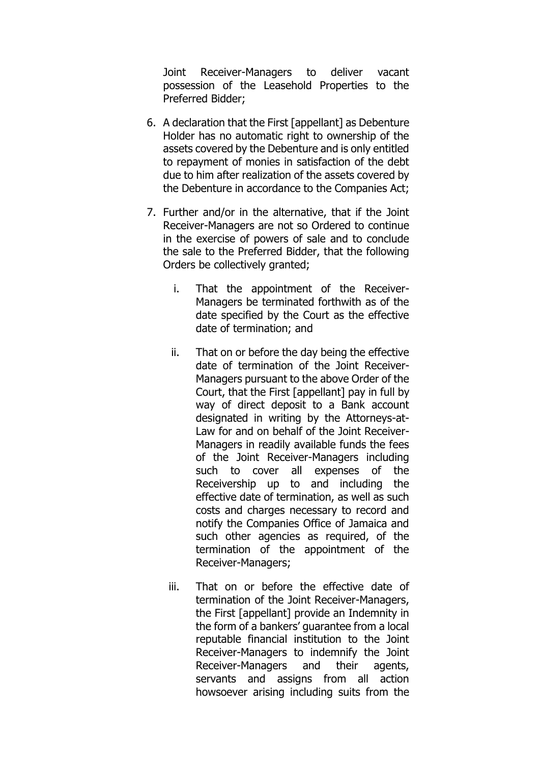Joint Receiver-Managers to deliver vacant possession of the Leasehold Properties to the Preferred Bidder;

6. A declaration that the First [appellant] as Debenture Holder has no automatic right to ownership of the assets covered by the Debenture and is only entitled to repayment of monies in satisfaction of the debt due to him after realization of the assets covered by the Debenture in accordance to the Companies Act;

7. Further and/or in the alternative, that if the Joint Receiver-Managers are not so Ordered to continue in the exercise of powers of sale and to conclude the sale to the Preferred Bidder, that the following Orders be collectively granted;

    i. That the appointment of the Receiver-Managers be terminated forthwith as of the date specified by the Court as the effective date of termination; and

    ii. That on or before the day being the effective date of termination of the Joint Receiver-Managers pursuant to the above Order of the Court, that the First [appellant] pay in full by way of direct deposit to a Bank account designated in writing by the Attorneys-at-Law for and on behalf of the Joint Receiver-Managers in readily available funds the fees of the Joint Receiver-Managers including such to cover all expenses of the Receivership up to and including the effective date of termination, as well as such costs and charges necessary to record and notify the Companies Office of Jamaica and such other agencies as required, of the termination of the appointment of the Receiver-Managers;

    iii. That on or before the effective date of termination of the Joint Receiver-Managers, the First [appellant] provide an Indemnity in the form of a bankers' guarantee from a local reputable financial institution to the Joint Receiver-Managers to indemnify the Joint Receiver-Managers and their agents, servants and assigns from all action howsoever arising including suits from the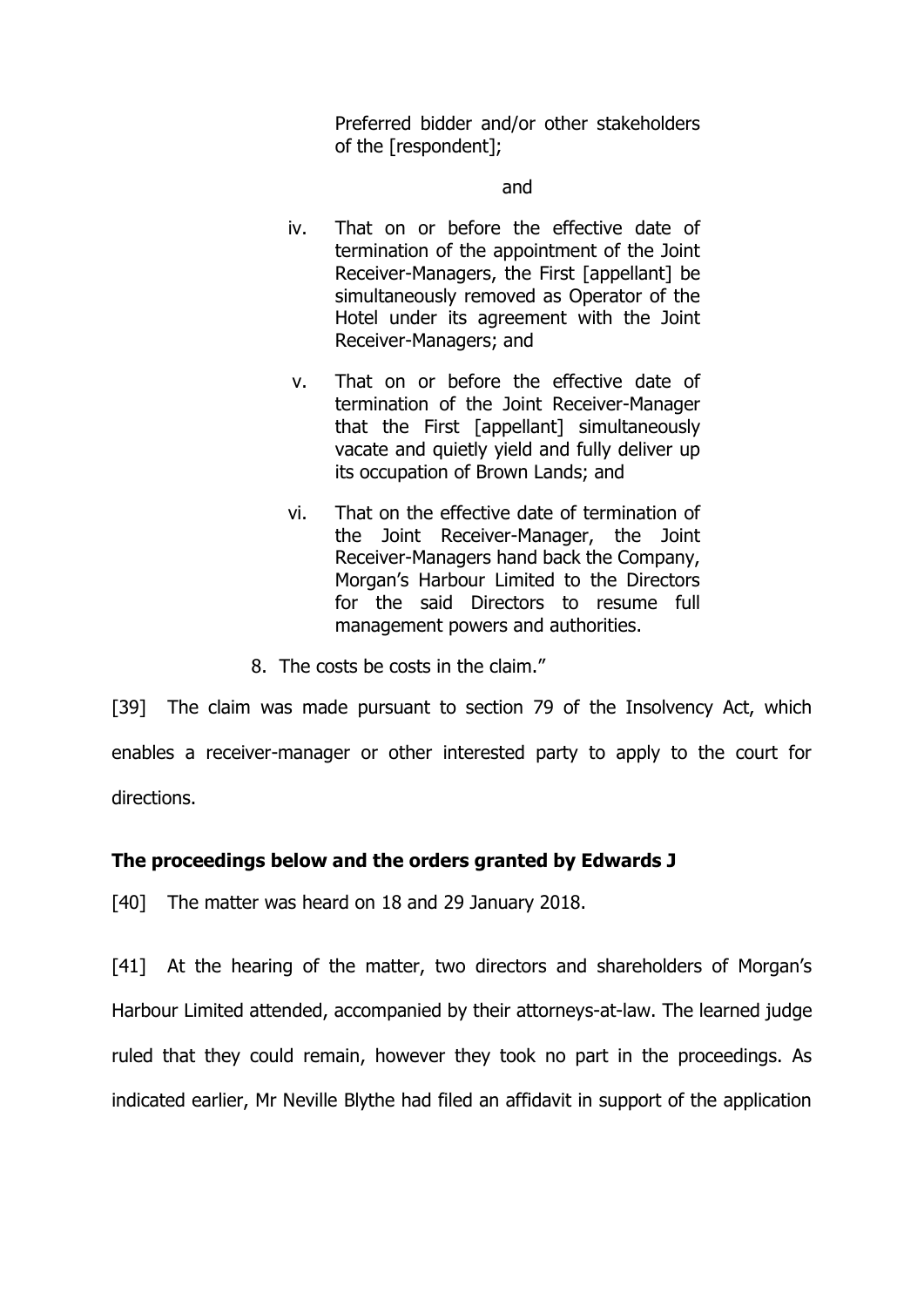Preferred bidder and/or other stakeholders of the [respondent];

and

iv. That on or before the effective date of termination of the appointment of the Joint Receiver-Managers, the First [appellant] be simultaneously removed as Operator of the Hotel under its agreement with the Joint Receiver-Managers; and

v. That on or before the effective date of termination of the Joint Receiver-Manager that the First [appellant] simultaneously vacate and quietly yield and fully deliver up its occupation of Brown Lands; and

vi. That on the effective date of termination of the Joint Receiver-Manager, the Joint Receiver-Managers hand back the Company, Morgan's Harbour Limited to the Directors for the said Directors to resume full management powers and authorities.

8. The costs be costs in the claim."

[39] The claim was made pursuant to section 79 of the Insolvency Act, which enables a receiver-manager or other interested party to apply to the court for directions.

**The proceedings below and the orders granted by Edwards J**

[40] The matter was heard on 18 and 29 January 2018.

[41] At the hearing of the matter, two directors and shareholders of Morgan's Harbour Limited attended, accompanied by their attorneys-at-law. The learned judge ruled that they could remain, however they took no part in the proceedings. As indicated earlier, Mr Neville Blythe had filed an affidavit in support of the application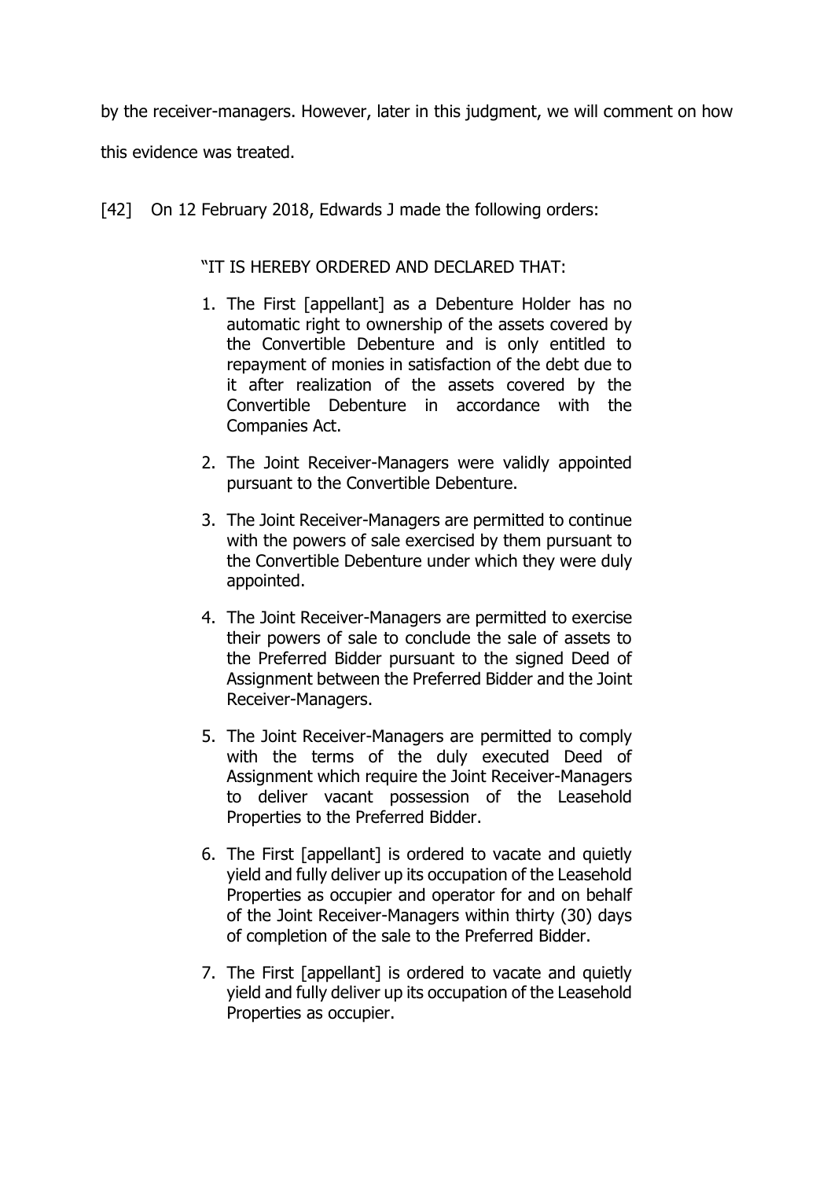by the receiver-managers. However, later in this judgment, we will comment on how this evidence was treated.

[42] On 12 February 2018, Edwards J made the following orders:

> "IT IS HEREBY ORDERED AND DECLARED THAT:
>
> 1. The First [appellant] as a Debenture Holder has no automatic right to ownership of the assets covered by the Convertible Debenture and is only entitled to repayment of monies in satisfaction of the debt due to it after realization of the assets covered by the Convertible Debenture in accordance with the Companies Act.
> 2. The Joint Receiver-Managers were validly appointed pursuant to the Convertible Debenture.
> 3. The Joint Receiver-Managers are permitted to continue with the powers of sale exercised by them pursuant to the Convertible Debenture under which they were duly appointed.
> 4. The Joint Receiver-Managers are permitted to exercise their powers of sale to conclude the sale of assets to the Preferred Bidder pursuant to the signed Deed of Assignment between the Preferred Bidder and the Joint Receiver-Managers.
> 5. The Joint Receiver-Managers are permitted to comply with the terms of the duly executed Deed of Assignment which require the Joint Receiver-Managers to deliver vacant possession of the Leasehold Properties to the Preferred Bidder.
> 6. The First [appellant] is ordered to vacate and quietly yield and fully deliver up its occupation of the Leasehold Properties as occupier and operator for and on behalf of the Joint Receiver-Managers within thirty (30) days of completion of the sale to the Preferred Bidder.
> 7. The First [appellant] is ordered to vacate and quietly yield and fully deliver up its occupation of the Leasehold Properties as occupier.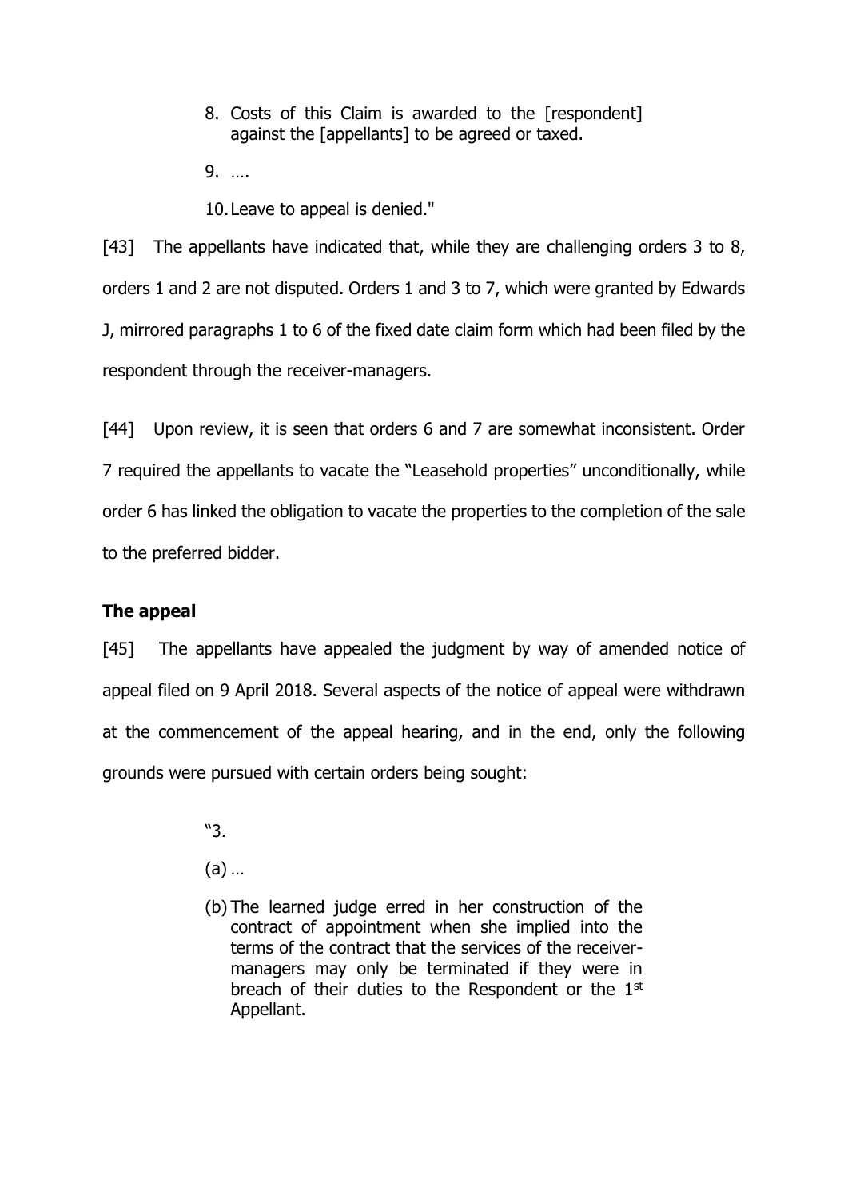8. Costs of this Claim is awarded to the [respondent] against the [appellants] to be agreed or taxed.

9. ….

10. Leave to appeal is denied."

[43] The appellants have indicated that, while they are challenging orders 3 to 8, orders 1 and 2 are not disputed. Orders 1 and 3 to 7, which were granted by Edwards J, mirrored paragraphs 1 to 6 of the fixed date claim form which had been filed by the respondent through the receiver-managers.

[44] Upon review, it is seen that orders 6 and 7 are somewhat inconsistent. Order 7 required the appellants to vacate the "Leasehold properties" unconditionally, while order 6 has linked the obligation to vacate the properties to the completion of the sale to the preferred bidder.

## The appeal

[45] The appellants have appealed the judgment by way of amended notice of appeal filed on 9 April 2018. Several aspects of the notice of appeal were withdrawn at the commencement of the appeal hearing, and in the end, only the following grounds were pursued with certain orders being sought:

> "3.
>
> (a) …
>
> (b) The learned judge erred in her construction of the contract of appointment when she implied into the terms of the contract that the services of the receiver-managers may only be terminated if they were in breach of their duties to the Respondent or the 1st Appellant.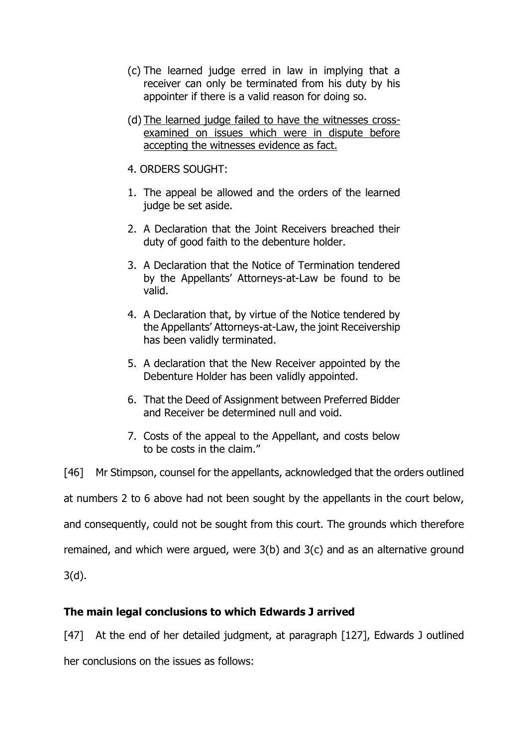(c) The learned judge erred in law in implying that a receiver can only be terminated from his duty by his appointer if there is a valid reason for doing so.

(d) <u>The learned judge failed to have the witnesses cross-examined on issues which were in dispute before accepting the witnesses evidence as fact.</u>

4. ORDERS SOUGHT:

1. The appeal be allowed and the orders of the learned judge be set aside.
2. A Declaration that the Joint Receivers breached their duty of good faith to the debenture holder.
3. A Declaration that the Notice of Termination tendered by the Appellants' Attorneys-at-Law be found to be valid.
4. A Declaration that, by virtue of the Notice tendered by the Appellants' Attorneys-at-Law, the joint Receivership has been validly terminated.
5. A declaration that the New Receiver appointed by the Debenture Holder has been validly appointed.
6. That the Deed of Assignment between Preferred Bidder and Receiver be determined null and void.
7. Costs of the appeal to the Appellant, and costs below to be costs in the claim."

[46] Mr Stimpson, counsel for the appellants, acknowledged that the orders outlined at numbers 2 to 6 above had not been sought by the appellants in the court below, and consequently, could not be sought from this court. The grounds which therefore remained, and which were argued, were 3(b) and 3(c) and as an alternative ground 3(d).

**The main legal conclusions to which Edwards J arrived**

[47] At the end of her detailed judgment, at paragraph [127], Edwards J outlined her conclusions on the issues as follows: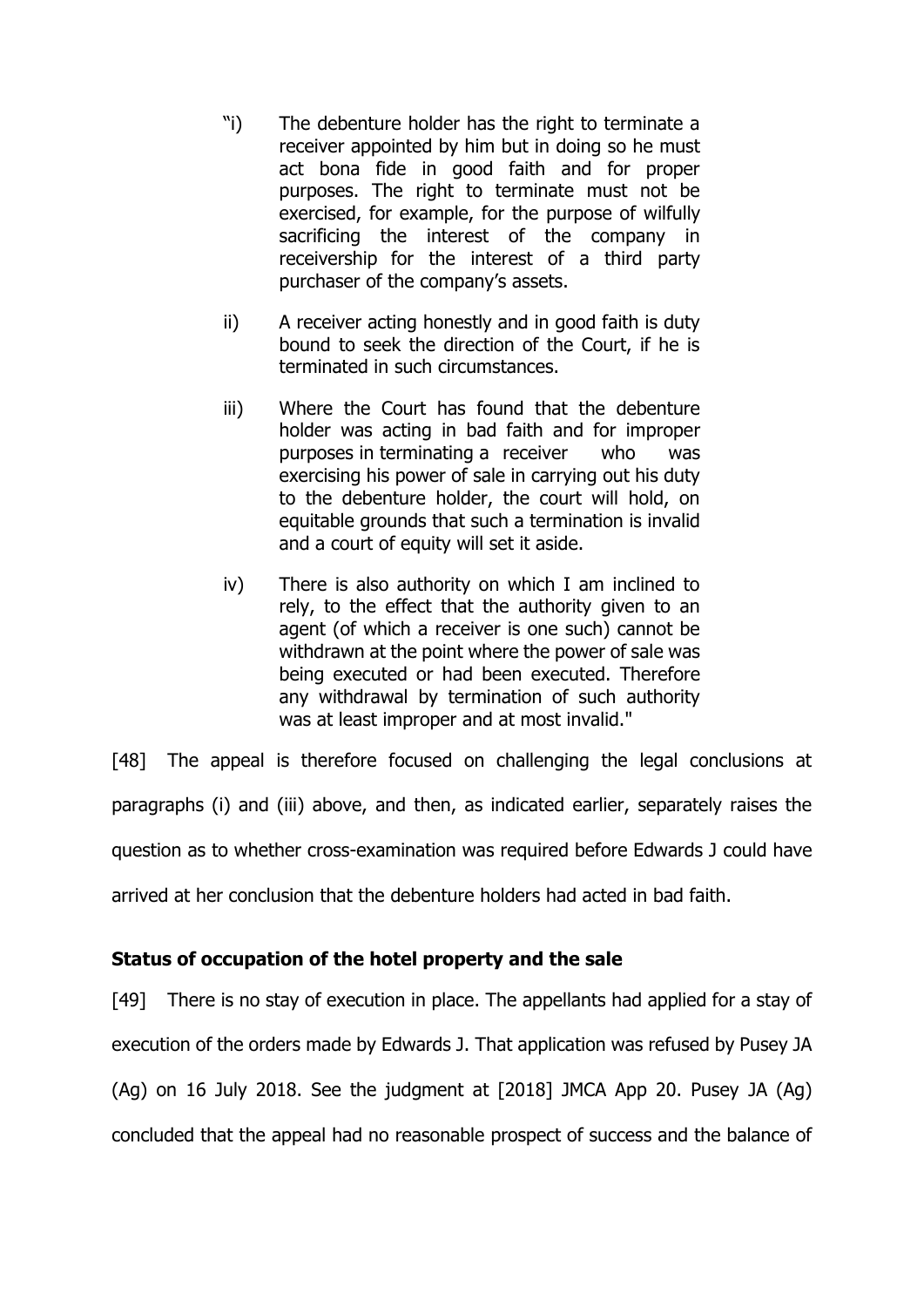> "i) The debenture holder has the right to terminate a receiver appointed by him but in doing so he must act bona fide in good faith and for proper purposes. The right to terminate must not be exercised, for example, for the purpose of wilfully sacrificing the interest of the company in receivership for the interest of a third party purchaser of the company's assets.
>
> ii) A receiver acting honestly and in good faith is duty bound to seek the direction of the Court, if he is terminated in such circumstances.
>
> iii) Where the Court has found that the debenture holder was acting in bad faith and for improper purposes in terminating a receiver who was exercising his power of sale in carrying out his duty to the debenture holder, the court will hold, on equitable grounds that such a termination is invalid and a court of equity will set it aside.
>
> iv) There is also authority on which I am inclined to rely, to the effect that the authority given to an agent (of which a receiver is one such) cannot be withdrawn at the point where the power of sale was being executed or had been executed. Therefore any withdrawal by termination of such authority was at least improper and at most invalid."

[48] The appeal is therefore focused on challenging the legal conclusions at paragraphs (i) and (iii) above, and then, as indicated earlier, separately raises the question as to whether cross-examination was required before Edwards J could have arrived at her conclusion that the debenture holders had acted in bad faith.

**Status of occupation of the hotel property and the sale**

[49] There is no stay of execution in place. The appellants had applied for a stay of execution of the orders made by Edwards J. That application was refused by Pusey JA (Ag) on 16 July 2018. See the judgment at [2018] JMCA App 20. Pusey JA (Ag) concluded that the appeal had no reasonable prospect of success and the balance of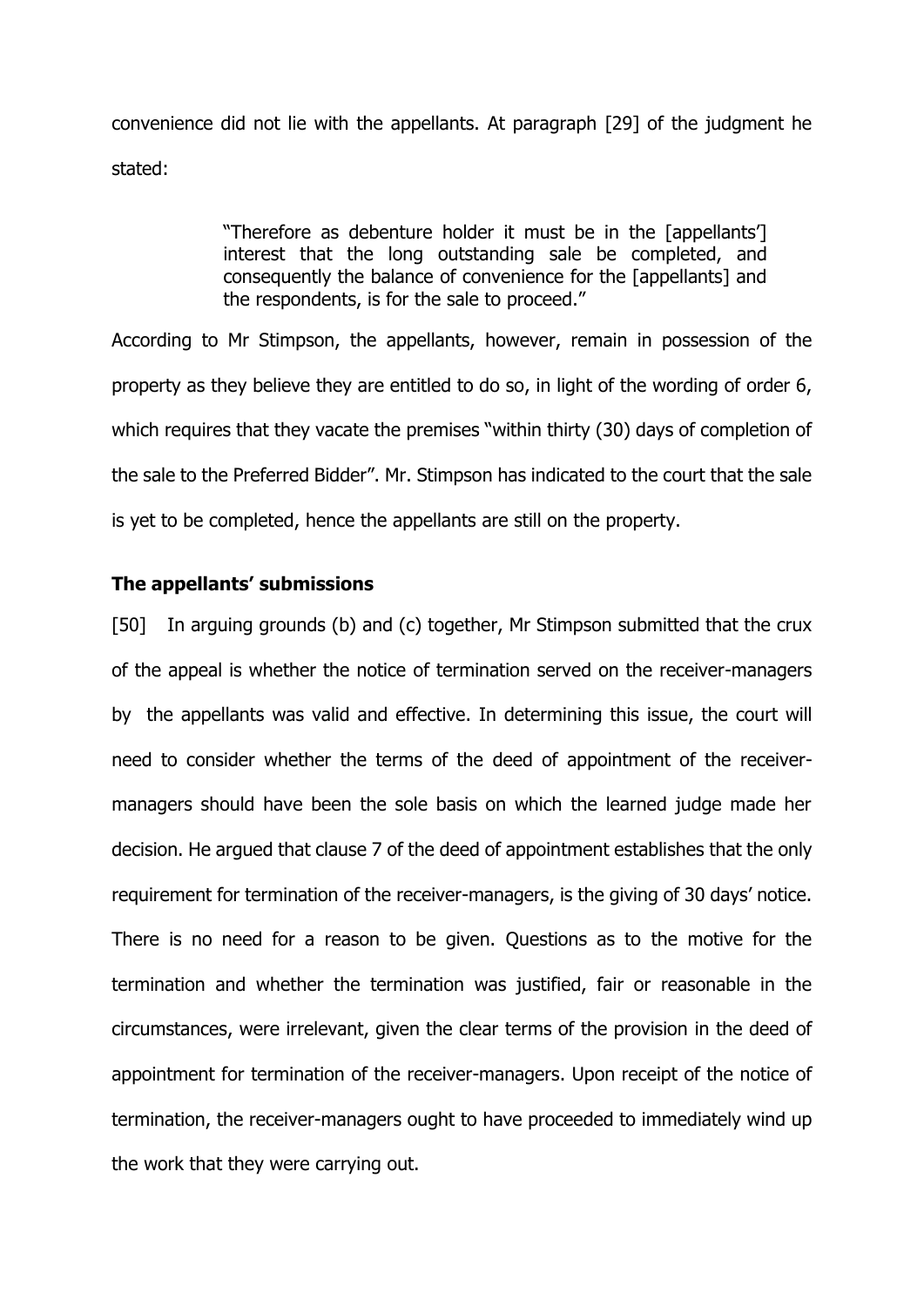convenience did not lie with the appellants. At paragraph [29] of the judgment he stated:

> "Therefore as debenture holder it must be in the [appellants'] interest that the long outstanding sale be completed, and consequently the balance of convenience for the [appellants] and the respondents, is for the sale to proceed."

According to Mr Stimpson, the appellants, however, remain in possession of the property as they believe they are entitled to do so, in light of the wording of order 6, which requires that they vacate the premises "within thirty (30) days of completion of the sale to the Preferred Bidder". Mr. Stimpson has indicated to the court that the sale is yet to be completed, hence the appellants are still on the property.

### The appellants' submissions

[50] In arguing grounds (b) and (c) together, Mr Stimpson submitted that the crux of the appeal is whether the notice of termination served on the receiver-managers by the appellants was valid and effective. In determining this issue, the court will need to consider whether the terms of the deed of appointment of the receiver-managers should have been the sole basis on which the learned judge made her decision. He argued that clause 7 of the deed of appointment establishes that the only requirement for termination of the receiver-managers, is the giving of 30 days' notice. There is no need for a reason to be given. Questions as to the motive for the termination and whether the termination was justified, fair or reasonable in the circumstances, were irrelevant, given the clear terms of the provision in the deed of appointment for termination of the receiver-managers. Upon receipt of the notice of termination, the receiver-managers ought to have proceeded to immediately wind up the work that they were carrying out.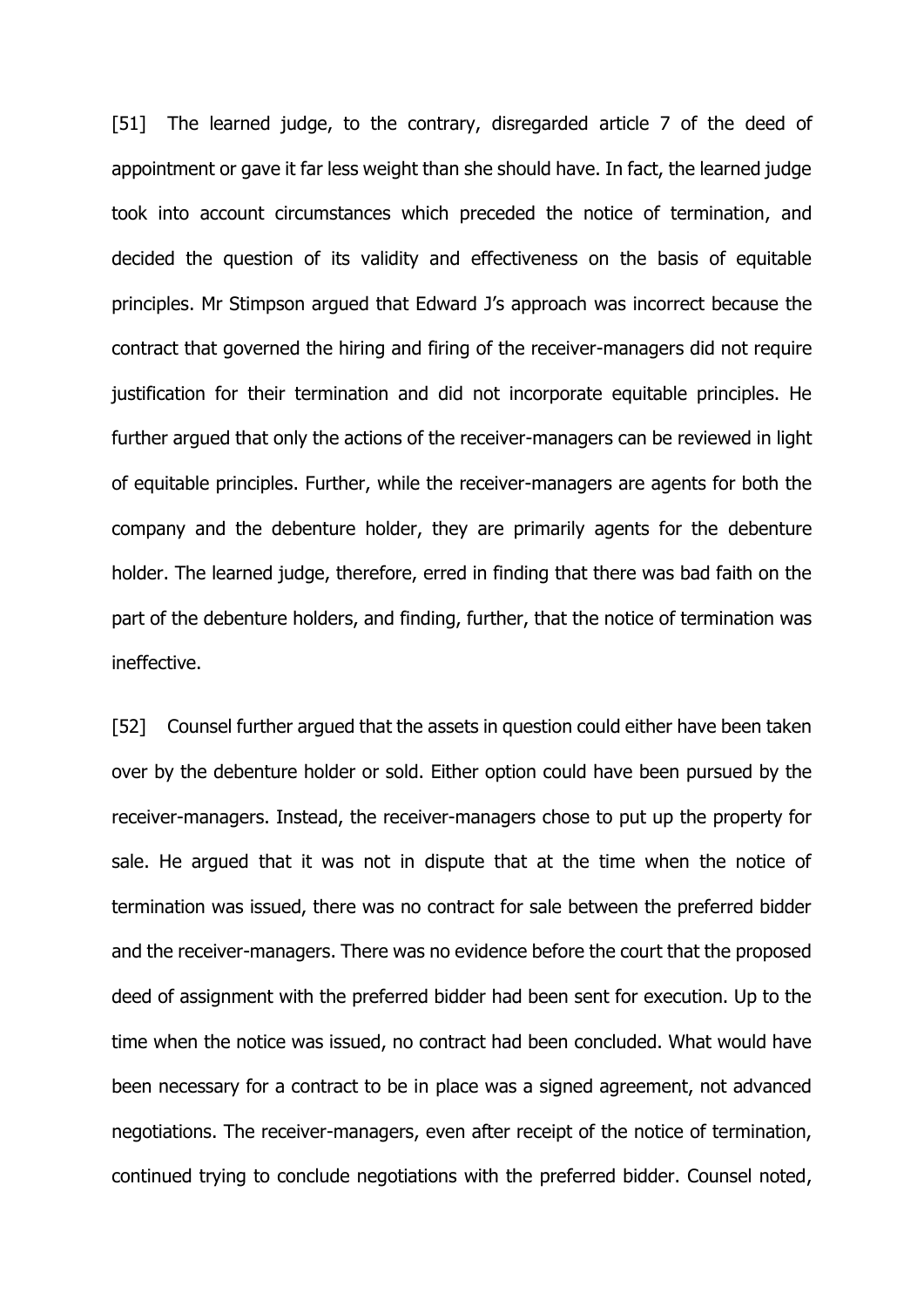[51] The learned judge, to the contrary, disregarded article 7 of the deed of appointment or gave it far less weight than she should have. In fact, the learned judge took into account circumstances which preceded the notice of termination, and decided the question of its validity and effectiveness on the basis of equitable principles. Mr Stimpson argued that Edward J's approach was incorrect because the contract that governed the hiring and firing of the receiver-managers did not require justification for their termination and did not incorporate equitable principles. He further argued that only the actions of the receiver-managers can be reviewed in light of equitable principles. Further, while the receiver-managers are agents for both the company and the debenture holder, they are primarily agents for the debenture holder. The learned judge, therefore, erred in finding that there was bad faith on the part of the debenture holders, and finding, further, that the notice of termination was ineffective.

[52] Counsel further argued that the assets in question could either have been taken over by the debenture holder or sold. Either option could have been pursued by the receiver-managers. Instead, the receiver-managers chose to put up the property for sale. He argued that it was not in dispute that at the time when the notice of termination was issued, there was no contract for sale between the preferred bidder and the receiver-managers. There was no evidence before the court that the proposed deed of assignment with the preferred bidder had been sent for execution. Up to the time when the notice was issued, no contract had been concluded. What would have been necessary for a contract to be in place was a signed agreement, not advanced negotiations. The receiver-managers, even after receipt of the notice of termination, continued trying to conclude negotiations with the preferred bidder. Counsel noted,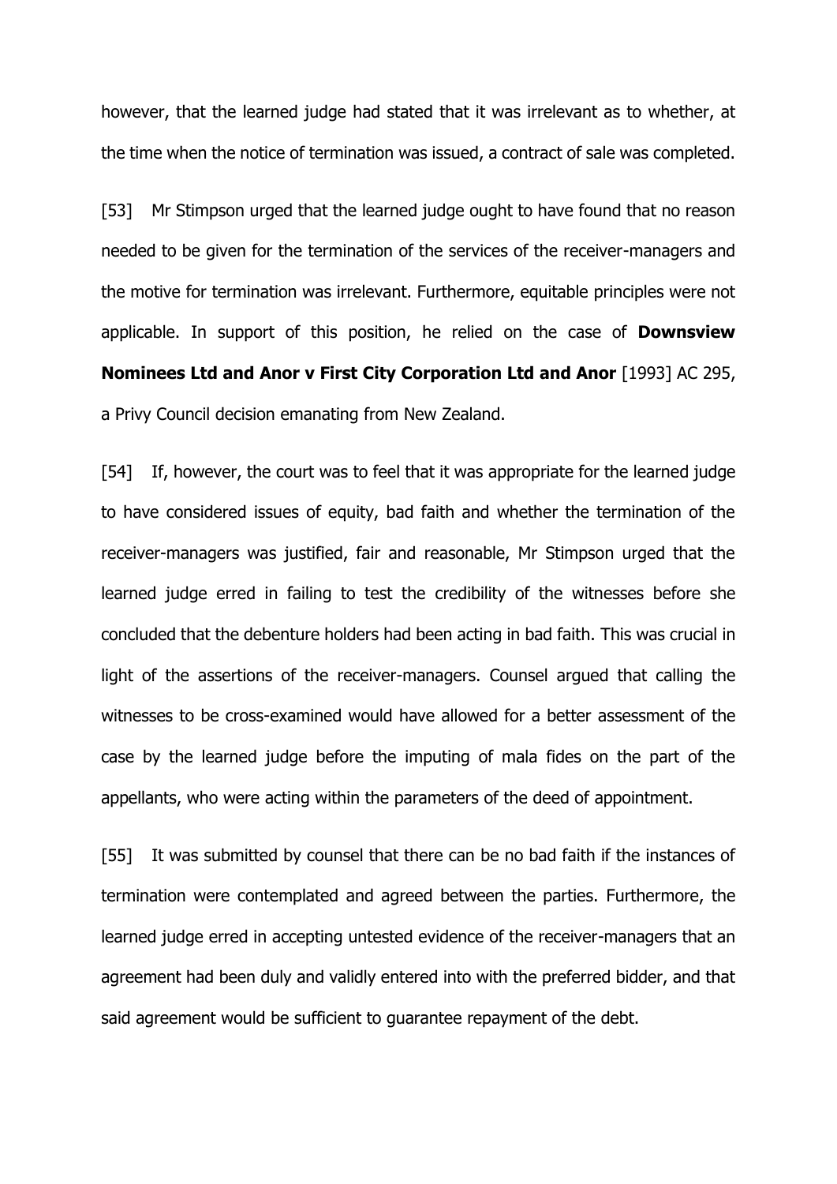however, that the learned judge had stated that it was irrelevant as to whether, at the time when the notice of termination was issued, a contract of sale was completed.

[53] Mr Stimpson urged that the learned judge ought to have found that no reason needed to be given for the termination of the services of the receiver-managers and the motive for termination was irrelevant. Furthermore, equitable principles were not applicable. In support of this position, he relied on the case of **Downsview Nominees Ltd and Anor v First City Corporation Ltd and Anor** [1993] AC 295, a Privy Council decision emanating from New Zealand.

[54] If, however, the court was to feel that it was appropriate for the learned judge to have considered issues of equity, bad faith and whether the termination of the receiver-managers was justified, fair and reasonable, Mr Stimpson urged that the learned judge erred in failing to test the credibility of the witnesses before she concluded that the debenture holders had been acting in bad faith. This was crucial in light of the assertions of the receiver-managers. Counsel argued that calling the witnesses to be cross-examined would have allowed for a better assessment of the case by the learned judge before the imputing of mala fides on the part of the appellants, who were acting within the parameters of the deed of appointment.

[55] It was submitted by counsel that there can be no bad faith if the instances of termination were contemplated and agreed between the parties. Furthermore, the learned judge erred in accepting untested evidence of the receiver-managers that an agreement had been duly and validly entered into with the preferred bidder, and that said agreement would be sufficient to guarantee repayment of the debt.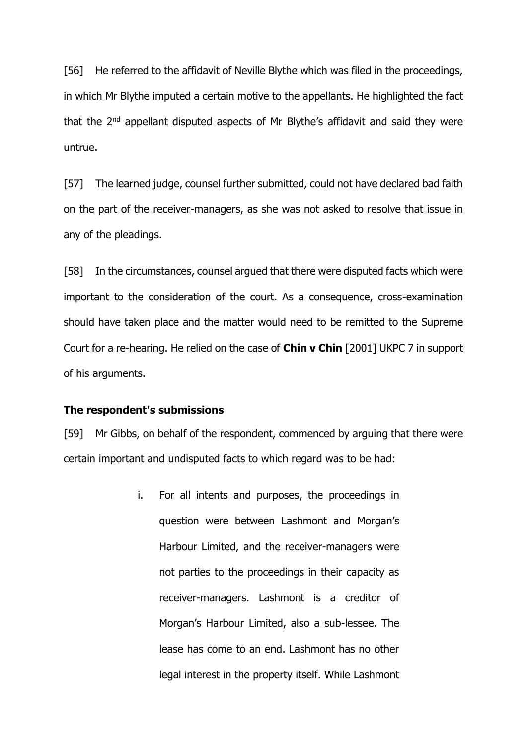[56] He referred to the affidavit of Neville Blythe which was filed in the proceedings, in which Mr Blythe imputed a certain motive to the appellants. He highlighted the fact that the 2nd appellant disputed aspects of Mr Blythe's affidavit and said they were untrue.

[57] The learned judge, counsel further submitted, could not have declared bad faith on the part of the receiver-managers, as she was not asked to resolve that issue in any of the pleadings.

[58] In the circumstances, counsel argued that there were disputed facts which were important to the consideration of the court. As a consequence, cross-examination should have taken place and the matter would need to be remitted to the Supreme Court for a re-hearing. He relied on the case of **Chin v Chin** [2001] UKPC 7 in support of his arguments.

**The respondent's submissions**

[59] Mr Gibbs, on behalf of the respondent, commenced by arguing that there were certain important and undisputed facts to which regard was to be had:

> i. For all intents and purposes, the proceedings in question were between Lashmont and Morgan's Harbour Limited, and the receiver-managers were not parties to the proceedings in their capacity as receiver-managers. Lashmont is a creditor of Morgan's Harbour Limited, also a sub-lessee. The lease has come to an end. Lashmont has no other legal interest in the property itself. While Lashmont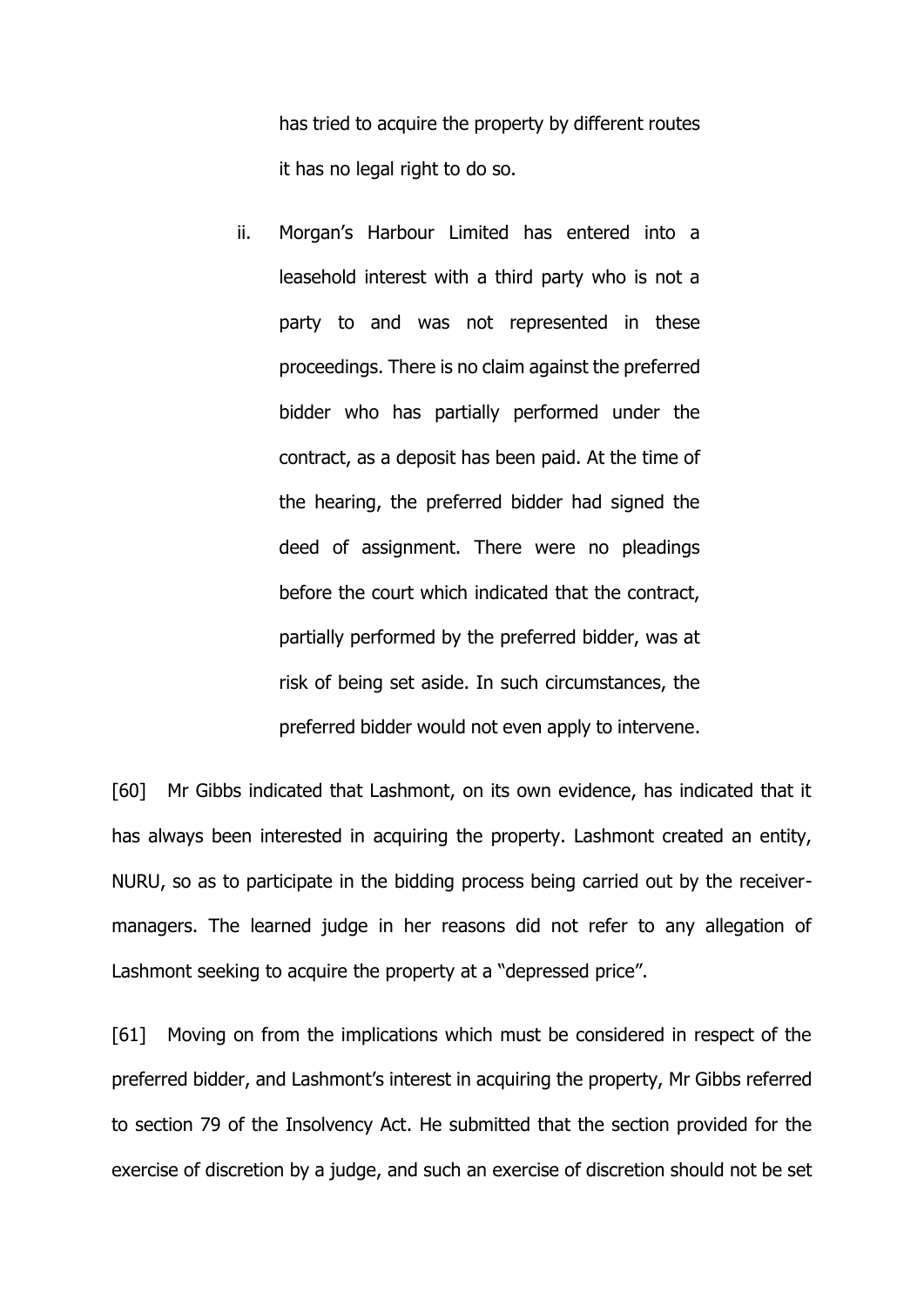has tried to acquire the property by different routes it has no legal right to do so.

ii. Morgan's Harbour Limited has entered into a leasehold interest with a third party who is not a party to and was not represented in these proceedings. There is no claim against the preferred bidder who has partially performed under the contract, as a deposit has been paid. At the time of the hearing, the preferred bidder had signed the deed of assignment. There were no pleadings before the court which indicated that the contract, partially performed by the preferred bidder, was at risk of being set aside. In such circumstances, the preferred bidder would not even apply to intervene.

[60] Mr Gibbs indicated that Lashmont, on its own evidence, has indicated that it has always been interested in acquiring the property. Lashmont created an entity, NURU, so as to participate in the bidding process being carried out by the receiver-managers. The learned judge in her reasons did not refer to any allegation of Lashmont seeking to acquire the property at a "depressed price".

[61] Moving on from the implications which must be considered in respect of the preferred bidder, and Lashmont's interest in acquiring the property, Mr Gibbs referred to section 79 of the Insolvency Act. He submitted that the section provided for the exercise of discretion by a judge, and such an exercise of discretion should not be set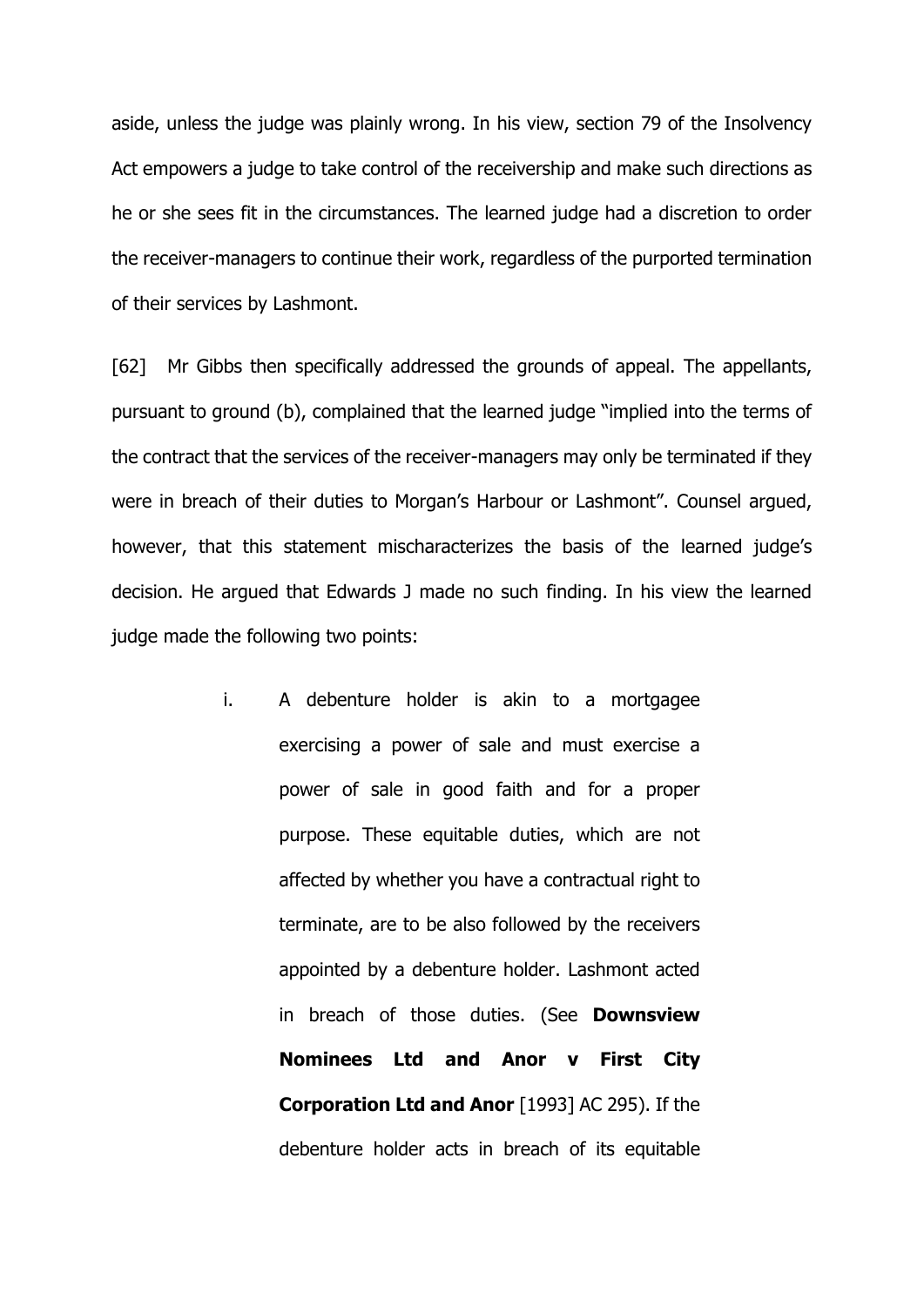aside, unless the judge was plainly wrong. In his view, section 79 of the Insolvency Act empowers a judge to take control of the receivership and make such directions as he or she sees fit in the circumstances. The learned judge had a discretion to order the receiver-managers to continue their work, regardless of the purported termination of their services by Lashmont.

[62] Mr Gibbs then specifically addressed the grounds of appeal. The appellants, pursuant to ground (b), complained that the learned judge "implied into the terms of the contract that the services of the receiver-managers may only be terminated if they were in breach of their duties to Morgan's Harbour or Lashmont". Counsel argued, however, that this statement mischaracterizes the basis of the learned judge's decision. He argued that Edwards J made no such finding. In his view the learned judge made the following two points:

> i. A debenture holder is akin to a mortgagee exercising a power of sale and must exercise a power of sale in good faith and for a proper purpose. These equitable duties, which are not affected by whether you have a contractual right to terminate, are to be also followed by the receivers appointed by a debenture holder. Lashmont acted in breach of those duties. (See **Downsview Nominees Ltd and Anor v First City Corporation Ltd and Anor** [1993] AC 295). If the debenture holder acts in breach of its equitable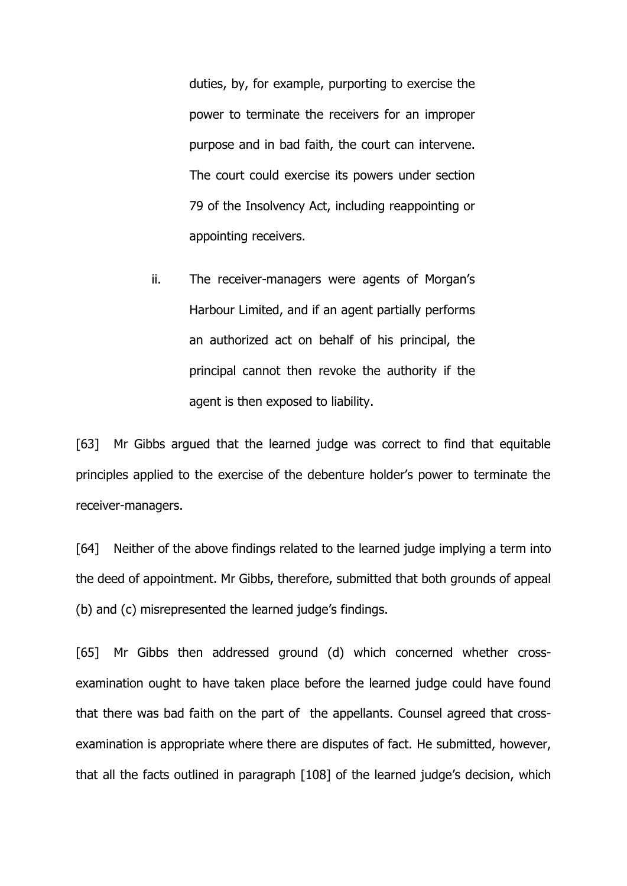duties, by, for example, purporting to exercise the power to terminate the receivers for an improper purpose and in bad faith, the court can intervene. The court could exercise its powers under section 79 of the Insolvency Act, including reappointing or appointing receivers.

ii. The receiver-managers were agents of Morgan's Harbour Limited, and if an agent partially performs an authorized act on behalf of his principal, the principal cannot then revoke the authority if the agent is then exposed to liability.

[63] Mr Gibbs argued that the learned judge was correct to find that equitable principles applied to the exercise of the debenture holder's power to terminate the receiver-managers.

[64] Neither of the above findings related to the learned judge implying a term into the deed of appointment. Mr Gibbs, therefore, submitted that both grounds of appeal (b) and (c) misrepresented the learned judge's findings.

[65] Mr Gibbs then addressed ground (d) which concerned whether cross-examination ought to have taken place before the learned judge could have found that there was bad faith on the part of the appellants. Counsel agreed that cross-examination is appropriate where there are disputes of fact. He submitted, however, that all the facts outlined in paragraph [108] of the learned judge's decision, which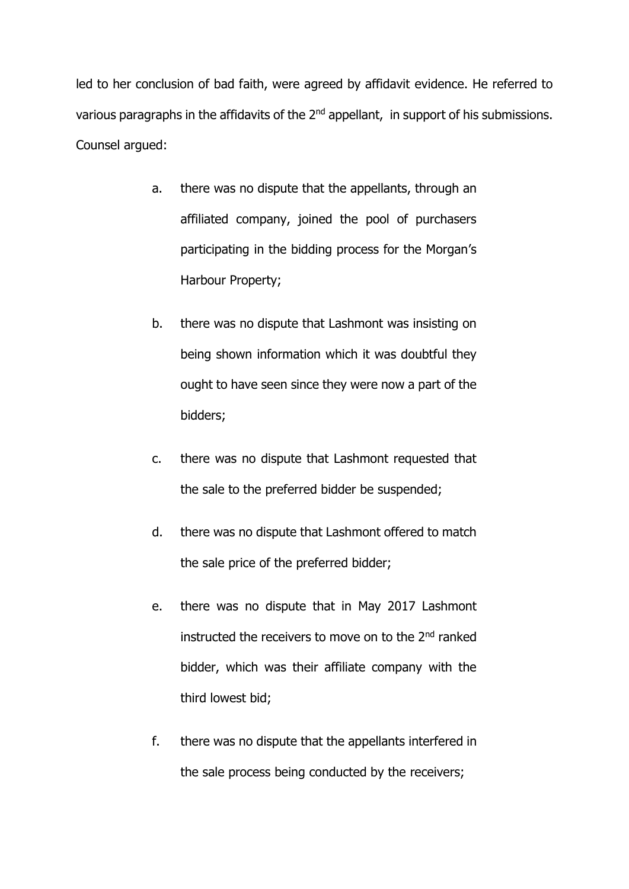led to her conclusion of bad faith, were agreed by affidavit evidence. He referred to various paragraphs in the affidavits of the 2nd appellant, in support of his submissions. Counsel argued:

a. there was no dispute that the appellants, through an affiliated company, joined the pool of purchasers participating in the bidding process for the Morgan's Harbour Property;

b. there was no dispute that Lashmont was insisting on being shown information which it was doubtful they ought to have seen since they were now a part of the bidders;

c. there was no dispute that Lashmont requested that the sale to the preferred bidder be suspended;

d. there was no dispute that Lashmont offered to match the sale price of the preferred bidder;

e. there was no dispute that in May 2017 Lashmont instructed the receivers to move on to the 2nd ranked bidder, which was their affiliate company with the third lowest bid;

f. there was no dispute that the appellants interfered in the sale process being conducted by the receivers;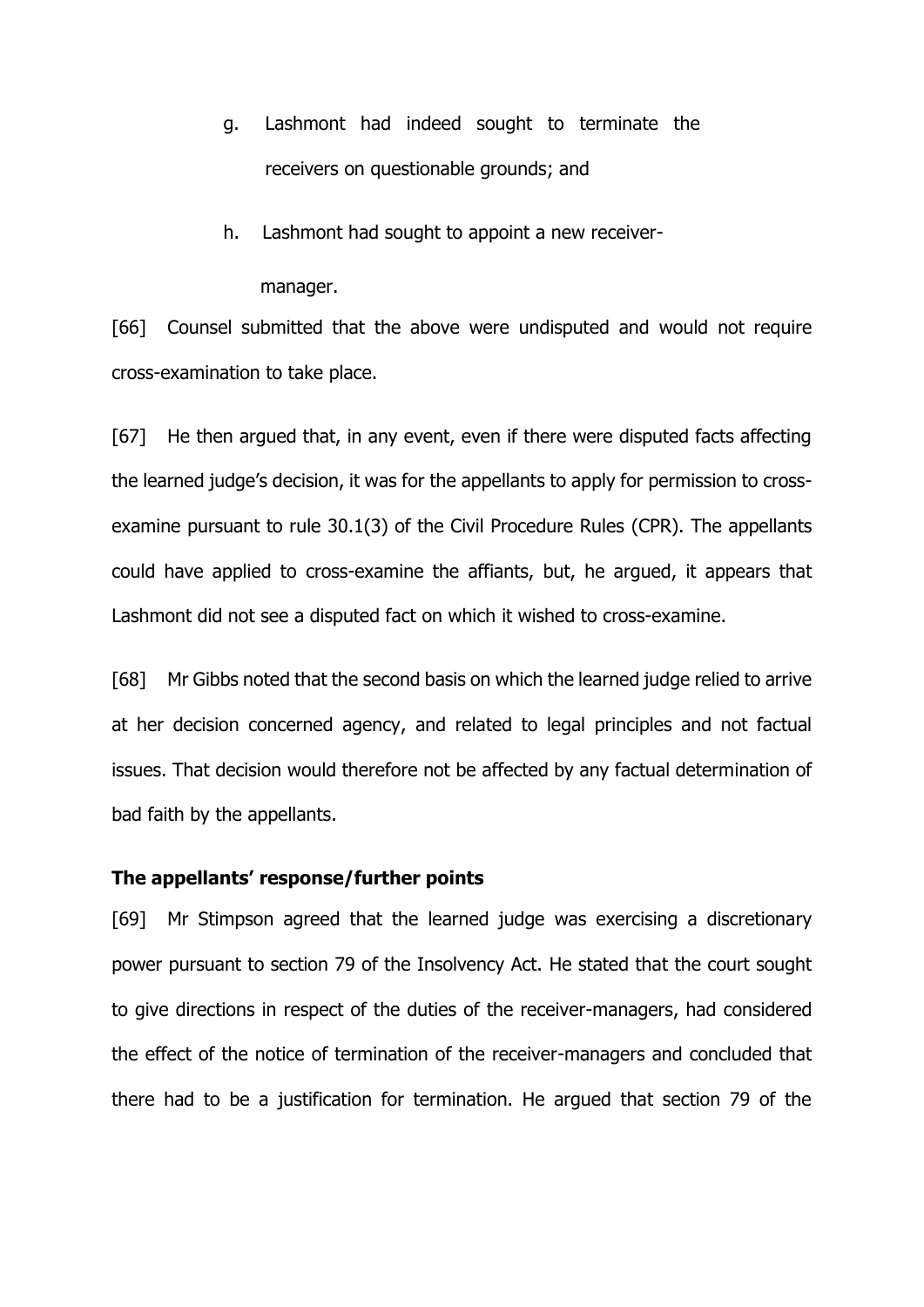g. Lashmont had indeed sought to terminate the receivers on questionable grounds; and

h. Lashmont had sought to appoint a new receiver-manager.

[66] Counsel submitted that the above were undisputed and would not require cross-examination to take place.

[67] He then argued that, in any event, even if there were disputed facts affecting the learned judge's decision, it was for the appellants to apply for permission to cross-examine pursuant to rule 30.1(3) of the Civil Procedure Rules (CPR). The appellants could have applied to cross-examine the affiants, but, he argued, it appears that Lashmont did not see a disputed fact on which it wished to cross-examine.

[68] Mr Gibbs noted that the second basis on which the learned judge relied to arrive at her decision concerned agency, and related to legal principles and not factual issues. That decision would therefore not be affected by any factual determination of bad faith by the appellants.

**The appellants' response/further points**

[69] Mr Stimpson agreed that the learned judge was exercising a discretionary power pursuant to section 79 of the Insolvency Act. He stated that the court sought to give directions in respect of the duties of the receiver-managers, had considered the effect of the notice of termination of the receiver-managers and concluded that there had to be a justification for termination. He argued that section 79 of the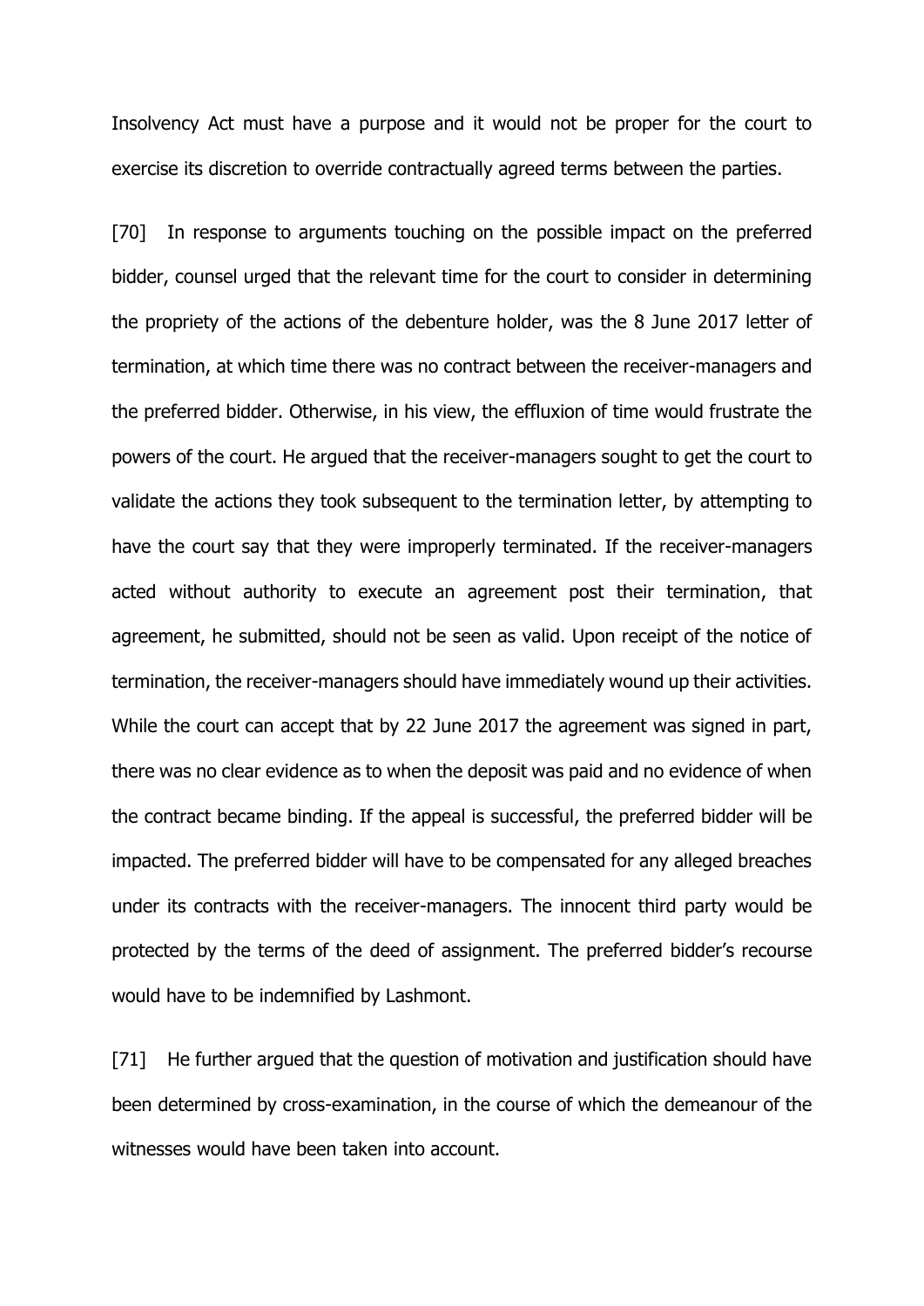Insolvency Act must have a purpose and it would not be proper for the court to exercise its discretion to override contractually agreed terms between the parties.

[70] In response to arguments touching on the possible impact on the preferred bidder, counsel urged that the relevant time for the court to consider in determining the propriety of the actions of the debenture holder, was the 8 June 2017 letter of termination, at which time there was no contract between the receiver-managers and the preferred bidder. Otherwise, in his view, the effluxion of time would frustrate the powers of the court. He argued that the receiver-managers sought to get the court to validate the actions they took subsequent to the termination letter, by attempting to have the court say that they were improperly terminated. If the receiver-managers acted without authority to execute an agreement post their termination, that agreement, he submitted, should not be seen as valid. Upon receipt of the notice of termination, the receiver-managers should have immediately wound up their activities. While the court can accept that by 22 June 2017 the agreement was signed in part, there was no clear evidence as to when the deposit was paid and no evidence of when the contract became binding. If the appeal is successful, the preferred bidder will be impacted. The preferred bidder will have to be compensated for any alleged breaches under its contracts with the receiver-managers. The innocent third party would be protected by the terms of the deed of assignment. The preferred bidder's recourse would have to be indemnified by Lashmont.

[71] He further argued that the question of motivation and justification should have been determined by cross-examination, in the course of which the demeanour of the witnesses would have been taken into account.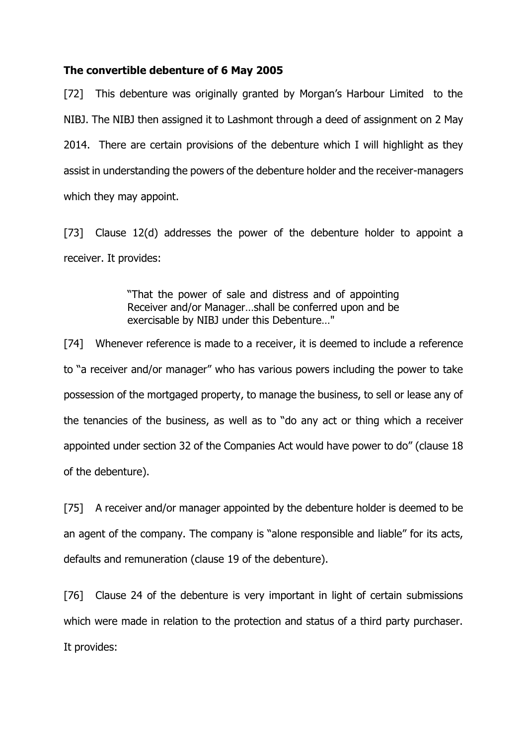**The convertible debenture of 6 May 2005**

[72] This debenture was originally granted by Morgan's Harbour Limited to the NIBJ. The NIBJ then assigned it to Lashmont through a deed of assignment on 2 May 2014. There are certain provisions of the debenture which I will highlight as they assist in understanding the powers of the debenture holder and the receiver-managers which they may appoint.

[73] Clause 12(d) addresses the power of the debenture holder to appoint a receiver. It provides:

> "That the power of sale and distress and of appointing Receiver and/or Manager…shall be conferred upon and be exercisable by NIBJ under this Debenture…"

[74] Whenever reference is made to a receiver, it is deemed to include a reference to "a receiver and/or manager" who has various powers including the power to take possession of the mortgaged property, to manage the business, to sell or lease any of the tenancies of the business, as well as to "do any act or thing which a receiver appointed under section 32 of the Companies Act would have power to do" (clause 18 of the debenture).

[75] A receiver and/or manager appointed by the debenture holder is deemed to be an agent of the company. The company is "alone responsible and liable" for its acts, defaults and remuneration (clause 19 of the debenture).

[76] Clause 24 of the debenture is very important in light of certain submissions which were made in relation to the protection and status of a third party purchaser. It provides: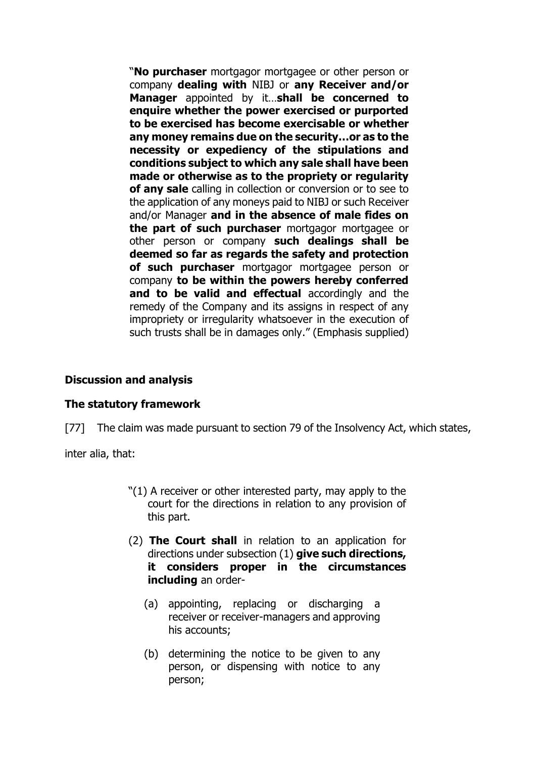> "**No purchaser** mortgagor mortgagee or other person or company **dealing with** NIBJ or **any Receiver and/or Manager** appointed by it…**shall be concerned to enquire whether the power exercised or purported to be exercised has become exercisable or whether any money remains due on the security…or as to the necessity or expediency of the stipulations and conditions subject to which any sale shall have been made or otherwise as to the propriety or regularity of any sale** calling in collection or conversion or to see to the application of any moneys paid to NIBJ or such Receiver and/or Manager **and in the absence of male fides on the part of such purchaser** mortgagor mortgagee or other person or company **such dealings shall be deemed so far as regards the safety and protection of such purchaser** mortgagor mortgagee person or company **to be within the powers hereby conferred and to be valid and effectual** accordingly and the remedy of the Company and its assigns in respect of any impropriety or irregularity whatsoever in the execution of such trusts shall be in damages only." (Emphasis supplied)

## Discussion and analysis

### The statutory framework

[77] The claim was made pursuant to section 79 of the Insolvency Act, which states, inter alia, that:

> "(1) A receiver or other interested party, may apply to the court for the directions in relation to any provision of this part.
>
> (2) **The Court shall** in relation to an application for directions under subsection (1) **give such directions, it considers proper in the circumstances including** an order-
>
> (a) appointing, replacing or discharging a receiver or receiver-managers and approving his accounts;
>
> (b) determining the notice to be given to any person, or dispensing with notice to any person;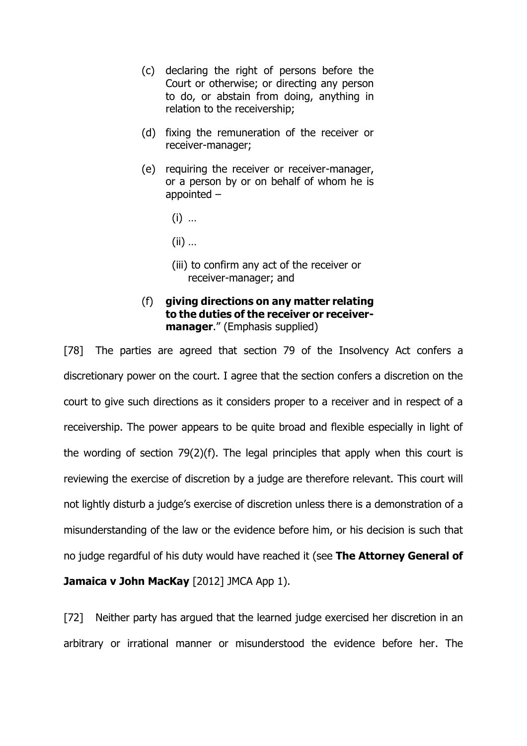(c) declaring the right of persons before the Court or otherwise; or directing any person to do, or abstain from doing, anything in relation to the receivership;

(d) fixing the remuneration of the receiver or receiver-manager;

(e) requiring the receiver or receiver-manager, or a person by or on behalf of whom he is appointed –

(i) …

(ii) …

(iii) to confirm any act of the receiver or receiver-manager; and

(f) **giving directions on any matter relating to the duties of the receiver or receiver-manager**." (Emphasis supplied)

[78] The parties are agreed that section 79 of the Insolvency Act confers a discretionary power on the court. I agree that the section confers a discretion on the court to give such directions as it considers proper to a receiver and in respect of a receivership. The power appears to be quite broad and flexible especially in light of the wording of section 79(2)(f). The legal principles that apply when this court is reviewing the exercise of discretion by a judge are therefore relevant. This court will not lightly disturb a judge's exercise of discretion unless there is a demonstration of a misunderstanding of the law or the evidence before him, or his decision is such that no judge regardful of his duty would have reached it (see **The Attorney General of Jamaica v John MacKay** [2012] JMCA App 1).

[72] Neither party has argued that the learned judge exercised her discretion in an arbitrary or irrational manner or misunderstood the evidence before her. The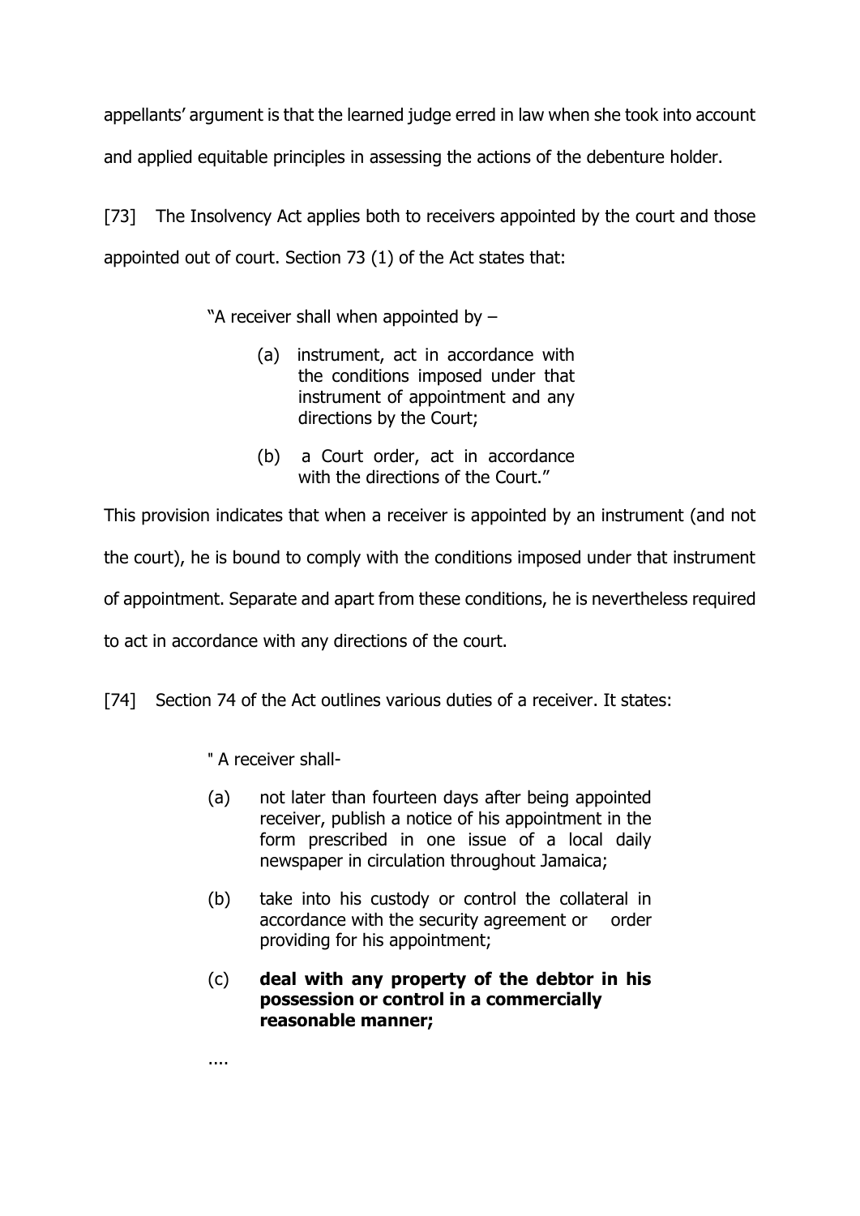appellants' argument is that the learned judge erred in law when she took into account and applied equitable principles in assessing the actions of the debenture holder.

[73] The Insolvency Act applies both to receivers appointed by the court and those appointed out of court. Section 73 (1) of the Act states that:

> "A receiver shall when appointed by –
>
> (a) instrument, act in accordance with the conditions imposed under that instrument of appointment and any directions by the Court;
>
> (b) a Court order, act in accordance with the directions of the Court."

This provision indicates that when a receiver is appointed by an instrument (and not the court), he is bound to comply with the conditions imposed under that instrument of appointment. Separate and apart from these conditions, he is nevertheless required to act in accordance with any directions of the court.

[74] Section 74 of the Act outlines various duties of a receiver. It states:

> " A receiver shall-
>
> (a) not later than fourteen days after being appointed receiver, publish a notice of his appointment in the form prescribed in one issue of a local daily newspaper in circulation throughout Jamaica;
>
> (b) take into his custody or control the collateral in accordance with the security agreement or order providing for his appointment;
>
> (c) **deal with any property of the debtor in his possession or control in a commercially reasonable manner;**
>
> ....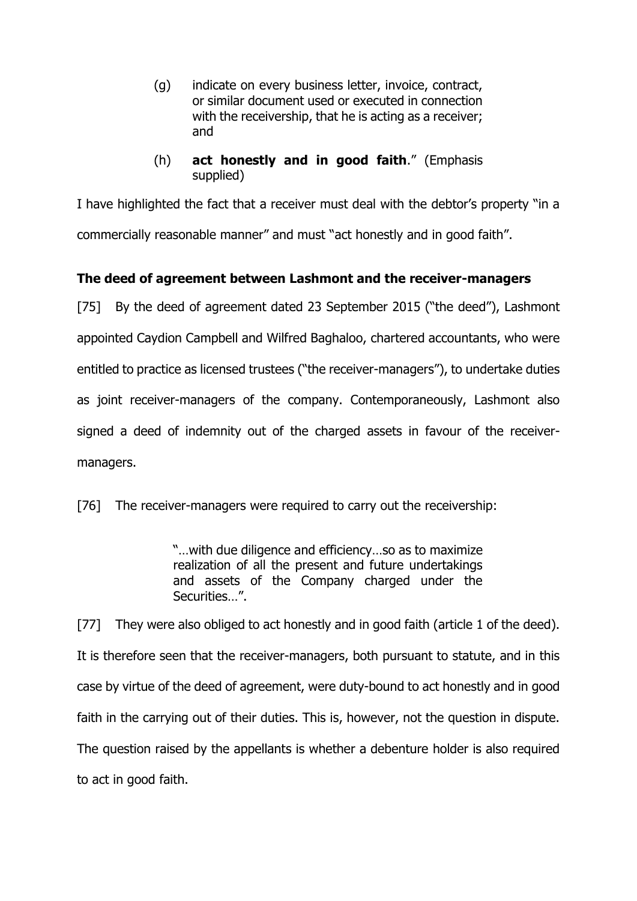> (g) indicate on every business letter, invoice, contract, or similar document used or executed in connection with the receivership, that he is acting as a receiver; and
>
> (h) **act honestly and in good faith**." (Emphasis supplied)

I have highlighted the fact that a receiver must deal with the debtor's property "in a commercially reasonable manner" and must "act honestly and in good faith".

**The deed of agreement between Lashmont and the receiver-managers**

[75] By the deed of agreement dated 23 September 2015 ("the deed"), Lashmont appointed Caydion Campbell and Wilfred Baghaloo, chartered accountants, who were entitled to practice as licensed trustees ("the receiver-managers"), to undertake duties as joint receiver-managers of the company. Contemporaneously, Lashmont also signed a deed of indemnity out of the charged assets in favour of the receiver-managers.

[76] The receiver-managers were required to carry out the receivership:

> "…with due diligence and efficiency…so as to maximize realization of all the present and future undertakings and assets of the Company charged under the Securities…".

[77] They were also obliged to act honestly and in good faith (article 1 of the deed). It is therefore seen that the receiver-managers, both pursuant to statute, and in this case by virtue of the deed of agreement, were duty-bound to act honestly and in good faith in the carrying out of their duties. This is, however, not the question in dispute. The question raised by the appellants is whether a debenture holder is also required to act in good faith.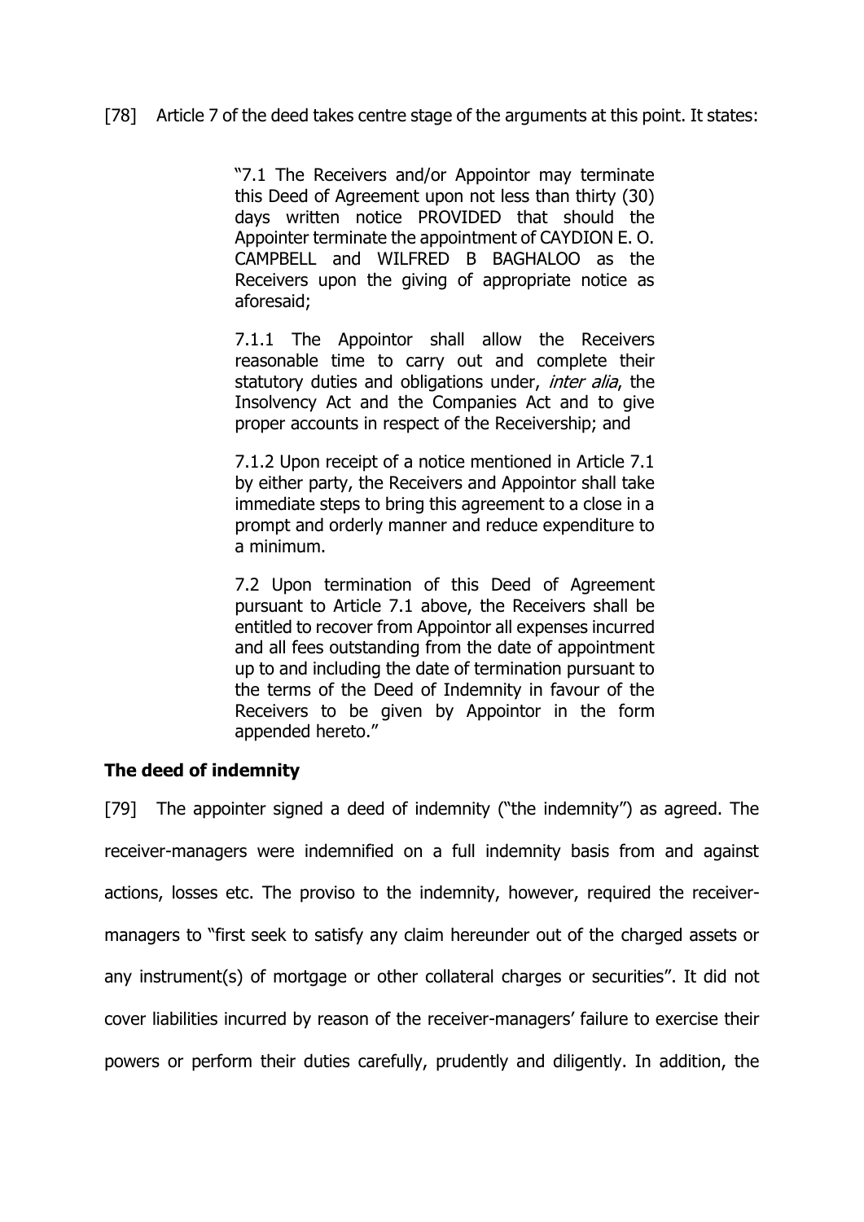[78] Article 7 of the deed takes centre stage of the arguments at this point. It states:

> "7.1 The Receivers and/or Appointor may terminate this Deed of Agreement upon not less than thirty (30) days written notice PROVIDED that should the Appointer terminate the appointment of CAYDION E. O. CAMPBELL and WILFRED B BAGHALOO as the Receivers upon the giving of appropriate notice as aforesaid;
>
> 7.1.1 The Appointor shall allow the Receivers reasonable time to carry out and complete their statutory duties and obligations under, *inter alia*, the Insolvency Act and the Companies Act and to give proper accounts in respect of the Receivership; and
>
> 7.1.2 Upon receipt of a notice mentioned in Article 7.1 by either party, the Receivers and Appointor shall take immediate steps to bring this agreement to a close in a prompt and orderly manner and reduce expenditure to a minimum.
>
> 7.2 Upon termination of this Deed of Agreement pursuant to Article 7.1 above, the Receivers shall be entitled to recover from Appointor all expenses incurred and all fees outstanding from the date of appointment up to and including the date of termination pursuant to the terms of the Deed of Indemnity in favour of the Receivers to be given by Appointor in the form appended hereto."

### The deed of indemnity

[79] The appointer signed a deed of indemnity ("the indemnity") as agreed. The receiver-managers were indemnified on a full indemnity basis from and against actions, losses etc. The proviso to the indemnity, however, required the receiver-managers to "first seek to satisfy any claim hereunder out of the charged assets or any instrument(s) of mortgage or other collateral charges or securities". It did not cover liabilities incurred by reason of the receiver-managers' failure to exercise their powers or perform their duties carefully, prudently and diligently. In addition, the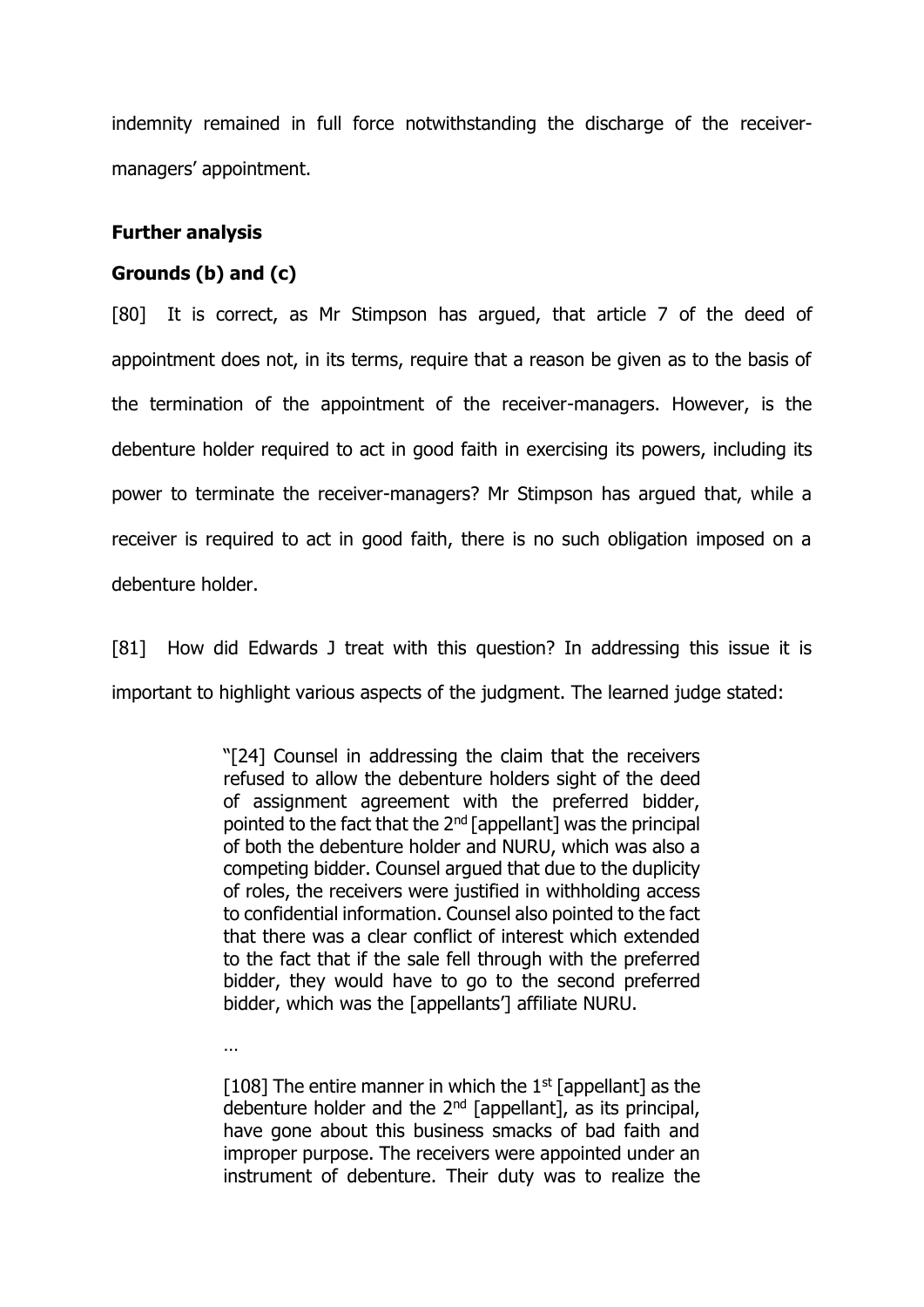indemnity remained in full force notwithstanding the discharge of the receiver-managers' appointment.

**Further analysis**

**Grounds (b) and (c)**

[80] It is correct, as Mr Stimpson has argued, that article 7 of the deed of appointment does not, in its terms, require that a reason be given as to the basis of the termination of the appointment of the receiver-managers. However, is the debenture holder required to act in good faith in exercising its powers, including its power to terminate the receiver-managers? Mr Stimpson has argued that, while a receiver is required to act in good faith, there is no such obligation imposed on a debenture holder.

[81] How did Edwards J treat with this question? In addressing this issue it is important to highlight various aspects of the judgment. The learned judge stated:

> "[24] Counsel in addressing the claim that the receivers refused to allow the debenture holders sight of the deed of assignment agreement with the preferred bidder, pointed to the fact that the 2nd [appellant] was the principal of both the debenture holder and NURU, which was also a competing bidder. Counsel argued that due to the duplicity of roles, the receivers were justified in withholding access to confidential information. Counsel also pointed to the fact that there was a clear conflict of interest which extended to the fact that if the sale fell through with the preferred bidder, they would have to go to the second preferred bidder, which was the [appellants'] affiliate NURU.
>
> …
>
> [108] The entire manner in which the 1st [appellant] as the debenture holder and the 2nd [appellant], as its principal, have gone about this business smacks of bad faith and improper purpose. The receivers were appointed under an instrument of debenture. Their duty was to realize the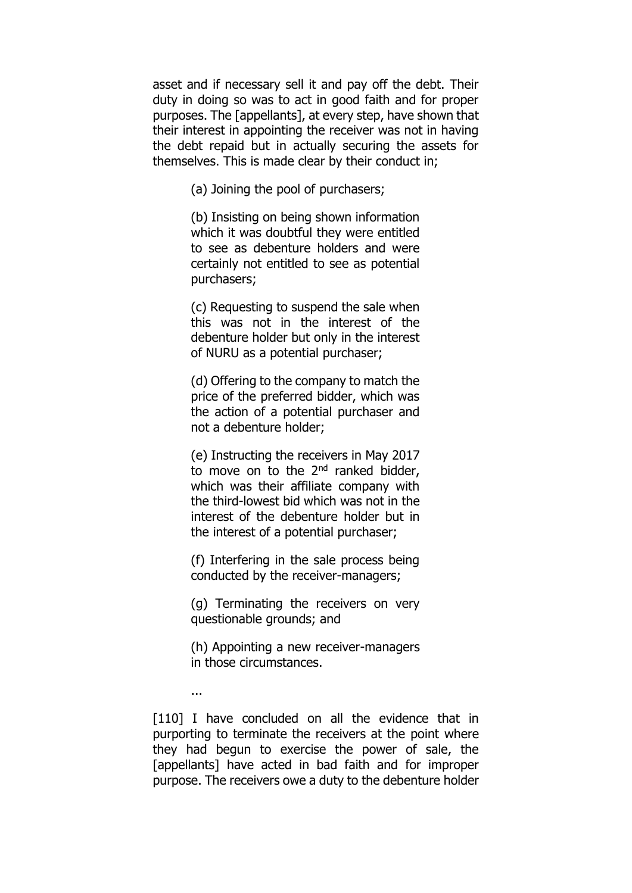asset and if necessary sell it and pay off the debt. Their duty in doing so was to act in good faith and for proper purposes. The [appellants], at every step, have shown that their interest in appointing the receiver was not in having the debt repaid but in actually securing the assets for themselves. This is made clear by their conduct in;

> (a) Joining the pool of purchasers;
>
> (b) Insisting on being shown information which it was doubtful they were entitled to see as debenture holders and were certainly not entitled to see as potential purchasers;
>
> (c) Requesting to suspend the sale when this was not in the interest of the debenture holder but only in the interest of NURU as a potential purchaser;
>
> (d) Offering to the company to match the price of the preferred bidder, which was the action of a potential purchaser and not a debenture holder;
>
> (e) Instructing the receivers in May 2017 to move on to the 2nd ranked bidder, which was their affiliate company with the third-lowest bid which was not in the interest of the debenture holder but in the interest of a potential purchaser;
>
> (f) Interfering in the sale process being conducted by the receiver-managers;
>
> (g) Terminating the receivers on very questionable grounds; and
>
> (h) Appointing a new receiver-managers in those circumstances.
>
> ...

[110] I have concluded on all the evidence that in purporting to terminate the receivers at the point where they had begun to exercise the power of sale, the [appellants] have acted in bad faith and for improper purpose. The receivers owe a duty to the debenture holder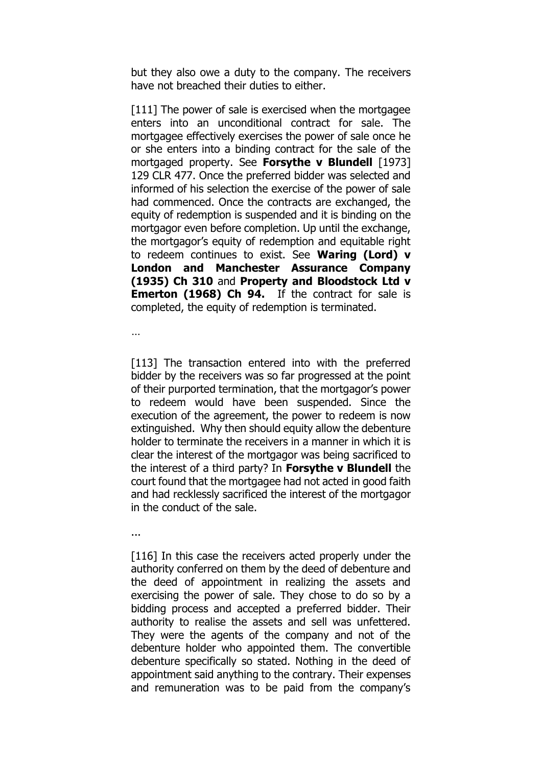but they also owe a duty to the company. The receivers have not breached their duties to either.

[111] The power of sale is exercised when the mortgagee enters into an unconditional contract for sale. The mortgagee effectively exercises the power of sale once he or she enters into a binding contract for the sale of the mortgaged property. See **Forsythe v Blundell** [1973] 129 CLR 477. Once the preferred bidder was selected and informed of his selection the exercise of the power of sale had commenced. Once the contracts are exchanged, the equity of redemption is suspended and it is binding on the mortgagor even before completion. Up until the exchange, the mortgagor's equity of redemption and equitable right to redeem continues to exist. See **Waring (Lord) v London and Manchester Assurance Company (1935) Ch 310** and **Property and Bloodstock Ltd v Emerton (1968) Ch 94.** If the contract for sale is completed, the equity of redemption is terminated.

…

[113] The transaction entered into with the preferred bidder by the receivers was so far progressed at the point of their purported termination, that the mortgagor's power to redeem would have been suspended. Since the execution of the agreement, the power to redeem is now extinguished. Why then should equity allow the debenture holder to terminate the receivers in a manner in which it is clear the interest of the mortgagor was being sacrificed to the interest of a third party? In **Forsythe v Blundell** the court found that the mortgagee had not acted in good faith and had recklessly sacrificed the interest of the mortgagor in the conduct of the sale.

...

[116] In this case the receivers acted properly under the authority conferred on them by the deed of debenture and the deed of appointment in realizing the assets and exercising the power of sale. They chose to do so by a bidding process and accepted a preferred bidder. Their authority to realise the assets and sell was unfettered. They were the agents of the company and not of the debenture holder who appointed them. The convertible debenture specifically so stated. Nothing in the deed of appointment said anything to the contrary. Their expenses and remuneration was to be paid from the company's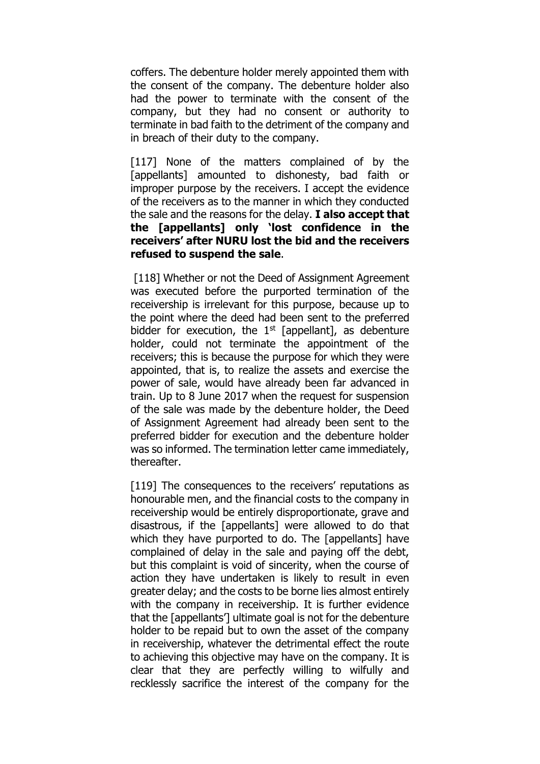coffers. The debenture holder merely appointed them with the consent of the company. The debenture holder also had the power to terminate with the consent of the company, but they had no consent or authority to terminate in bad faith to the detriment of the company and in breach of their duty to the company.

[117] None of the matters complained of by the [appellants] amounted to dishonesty, bad faith or improper purpose by the receivers. I accept the evidence of the receivers as to the manner in which they conducted the sale and the reasons for the delay. **I also accept that the [appellants] only 'lost confidence in the receivers' after NURU lost the bid and the receivers refused to suspend the sale**.

[118] Whether or not the Deed of Assignment Agreement was executed before the purported termination of the receivership is irrelevant for this purpose, because up to the point where the deed had been sent to the preferred bidder for execution, the 1st [appellant], as debenture holder, could not terminate the appointment of the receivers; this is because the purpose for which they were appointed, that is, to realize the assets and exercise the power of sale, would have already been far advanced in train. Up to 8 June 2017 when the request for suspension of the sale was made by the debenture holder, the Deed of Assignment Agreement had already been sent to the preferred bidder for execution and the debenture holder was so informed. The termination letter came immediately, thereafter.

[119] The consequences to the receivers' reputations as honourable men, and the financial costs to the company in receivership would be entirely disproportionate, grave and disastrous, if the [appellants] were allowed to do that which they have purported to do. The [appellants] have complained of delay in the sale and paying off the debt, but this complaint is void of sincerity, when the course of action they have undertaken is likely to result in even greater delay; and the costs to be borne lies almost entirely with the company in receivership. It is further evidence that the [appellants'] ultimate goal is not for the debenture holder to be repaid but to own the asset of the company in receivership, whatever the detrimental effect the route to achieving this objective may have on the company. It is clear that they are perfectly willing to wilfully and recklessly sacrifice the interest of the company for the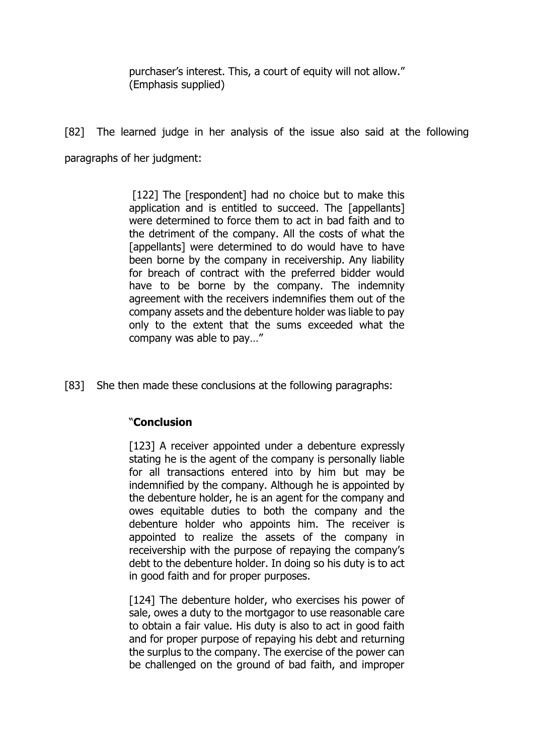> purchaser's interest. This, a court of equity will not allow." (Emphasis supplied)

[82] The learned judge in her analysis of the issue also said at the following paragraphs of her judgment:

> [122] The [respondent] had no choice but to make this application and is entitled to succeed. The [appellants] were determined to force them to act in bad faith and to the detriment of the company. All the costs of what the [appellants] were determined to do would have to have been borne by the company in receivership. Any liability for breach of contract with the preferred bidder would have to be borne by the company. The indemnity agreement with the receivers indemnifies them out of the company assets and the debenture holder was liable to pay only to the extent that the sums exceeded what the company was able to pay…"

[83] She then made these conclusions at the following paragraphs:

> "**Conclusion**
>
> [123] A receiver appointed under a debenture expressly stating he is the agent of the company is personally liable for all transactions entered into by him but may be indemnified by the company. Although he is appointed by the debenture holder, he is an agent for the company and owes equitable duties to both the company and the debenture holder who appoints him. The receiver is appointed to realize the assets of the company in receivership with the purpose of repaying the company's debt to the debenture holder. In doing so his duty is to act in good faith and for proper purposes.
>
> [124] The debenture holder, who exercises his power of sale, owes a duty to the mortgagor to use reasonable care to obtain a fair value. His duty is also to act in good faith and for proper purpose of repaying his debt and returning the surplus to the company. The exercise of the power can be challenged on the ground of bad faith, and improper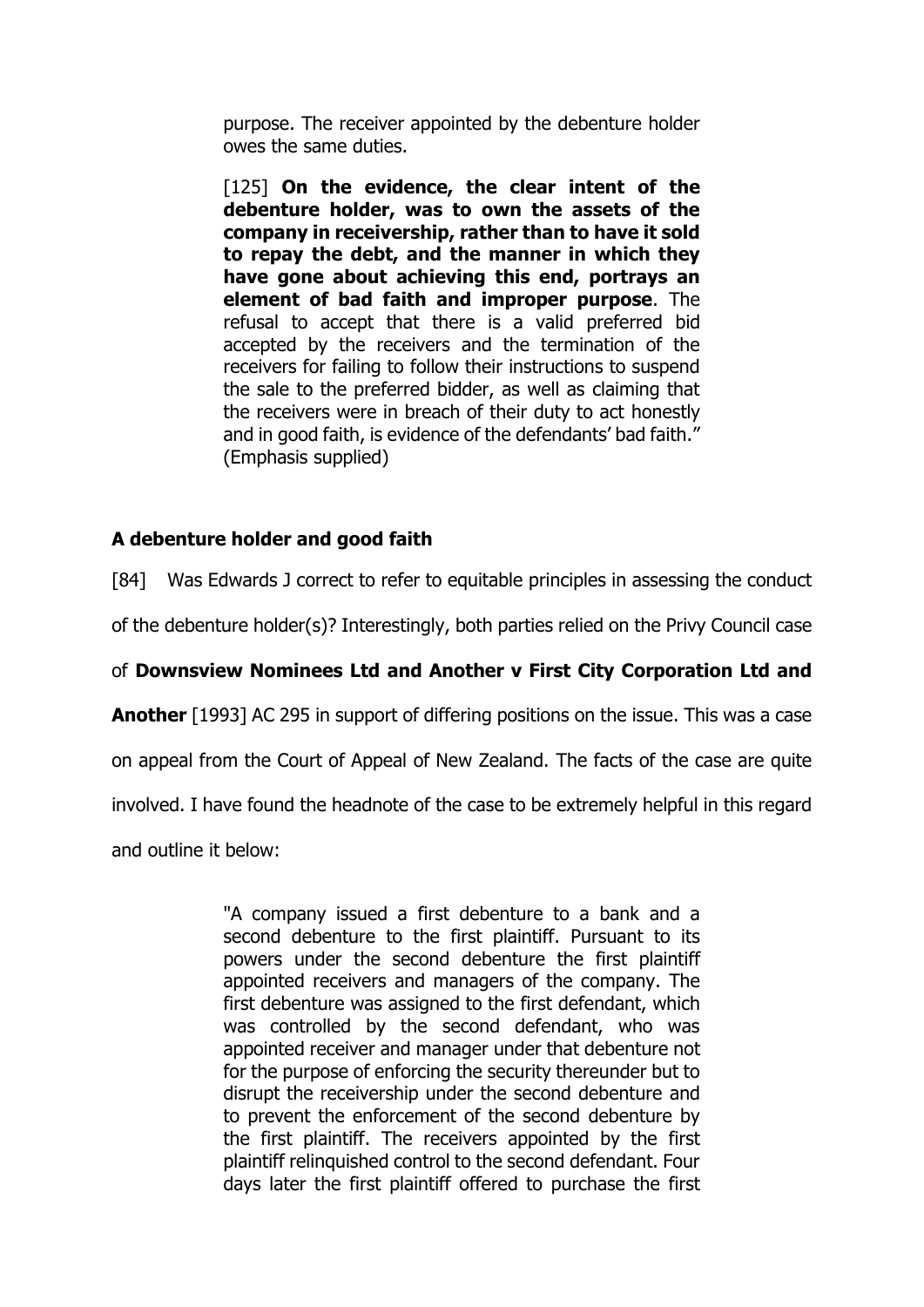> purpose. The receiver appointed by the debenture holder owes the same duties.
>
> [125] **On the evidence, the clear intent of the debenture holder, was to own the assets of the company in receivership, rather than to have it sold to repay the debt, and the manner in which they have gone about achieving this end, portrays an element of bad faith and improper purpose**. The refusal to accept that there is a valid preferred bid accepted by the receivers and the termination of the receivers for failing to follow their instructions to suspend the sale to the preferred bidder, as well as claiming that the receivers were in breach of their duty to act honestly and in good faith, is evidence of the defendants' bad faith." (Emphasis supplied)

## A debenture holder and good faith

[84] Was Edwards J correct to refer to equitable principles in assessing the conduct of the debenture holder(s)? Interestingly, both parties relied on the Privy Council case of **Downsview Nominees Ltd and Another v First City Corporation Ltd and Another** [1993] AC 295 in support of differing positions on the issue. This was a case on appeal from the Court of Appeal of New Zealand. The facts of the case are quite involved. I have found the headnote of the case to be extremely helpful in this regard and outline it below:

> "A company issued a first debenture to a bank and a second debenture to the first plaintiff. Pursuant to its powers under the second debenture the first plaintiff appointed receivers and managers of the company. The first debenture was assigned to the first defendant, which was controlled by the second defendant, who was appointed receiver and manager under that debenture not for the purpose of enforcing the security thereunder but to disrupt the receivership under the second debenture and to prevent the enforcement of the second debenture by the first plaintiff. The receivers appointed by the first plaintiff relinquished control to the second defendant. Four days later the first plaintiff offered to purchase the first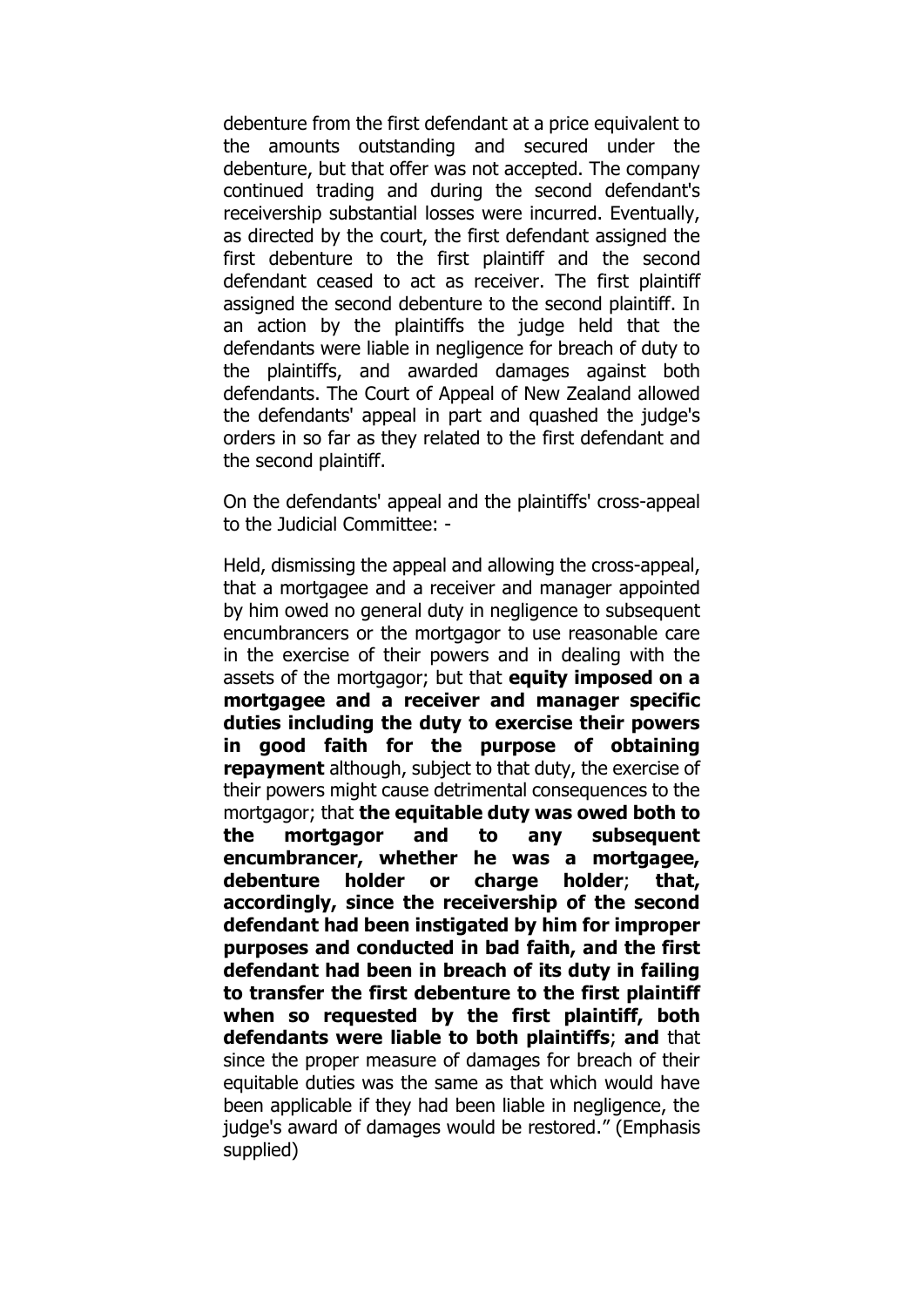debenture from the first defendant at a price equivalent to the amounts outstanding and secured under the debenture, but that offer was not accepted. The company continued trading and during the second defendant's receivership substantial losses were incurred. Eventually, as directed by the court, the first defendant assigned the first debenture to the first plaintiff and the second defendant ceased to act as receiver. The first plaintiff assigned the second debenture to the second plaintiff. In an action by the plaintiffs the judge held that the defendants were liable in negligence for breach of duty to the plaintiffs, and awarded damages against both defendants. The Court of Appeal of New Zealand allowed the defendants' appeal in part and quashed the judge's orders in so far as they related to the first defendant and the second plaintiff.

On the defendants' appeal and the plaintiffs' cross-appeal to the Judicial Committee: -

Held, dismissing the appeal and allowing the cross-appeal, that a mortgagee and a receiver and manager appointed by him owed no general duty in negligence to subsequent encumbrancers or the mortgagor to use reasonable care in the exercise of their powers and in dealing with the assets of the mortgagor; but that **equity imposed on a mortgagee and a receiver and manager specific duties including the duty to exercise their powers in good faith for the purpose of obtaining repayment** although, subject to that duty, the exercise of their powers might cause detrimental consequences to the mortgagor; that **the equitable duty was owed both to the mortgagor and to any subsequent encumbrancer, whether he was a mortgagee, debenture holder or charge holder**; **that, accordingly, since the receivership of the second defendant had been instigated by him for improper purposes and conducted in bad faith, and the first defendant had been in breach of its duty in failing to transfer the first debenture to the first plaintiff when so requested by the first plaintiff, both defendants were liable to both plaintiffs**; **and** that since the proper measure of damages for breach of their equitable duties was the same as that which would have been applicable if they had been liable in negligence, the judge's award of damages would be restored." (Emphasis supplied)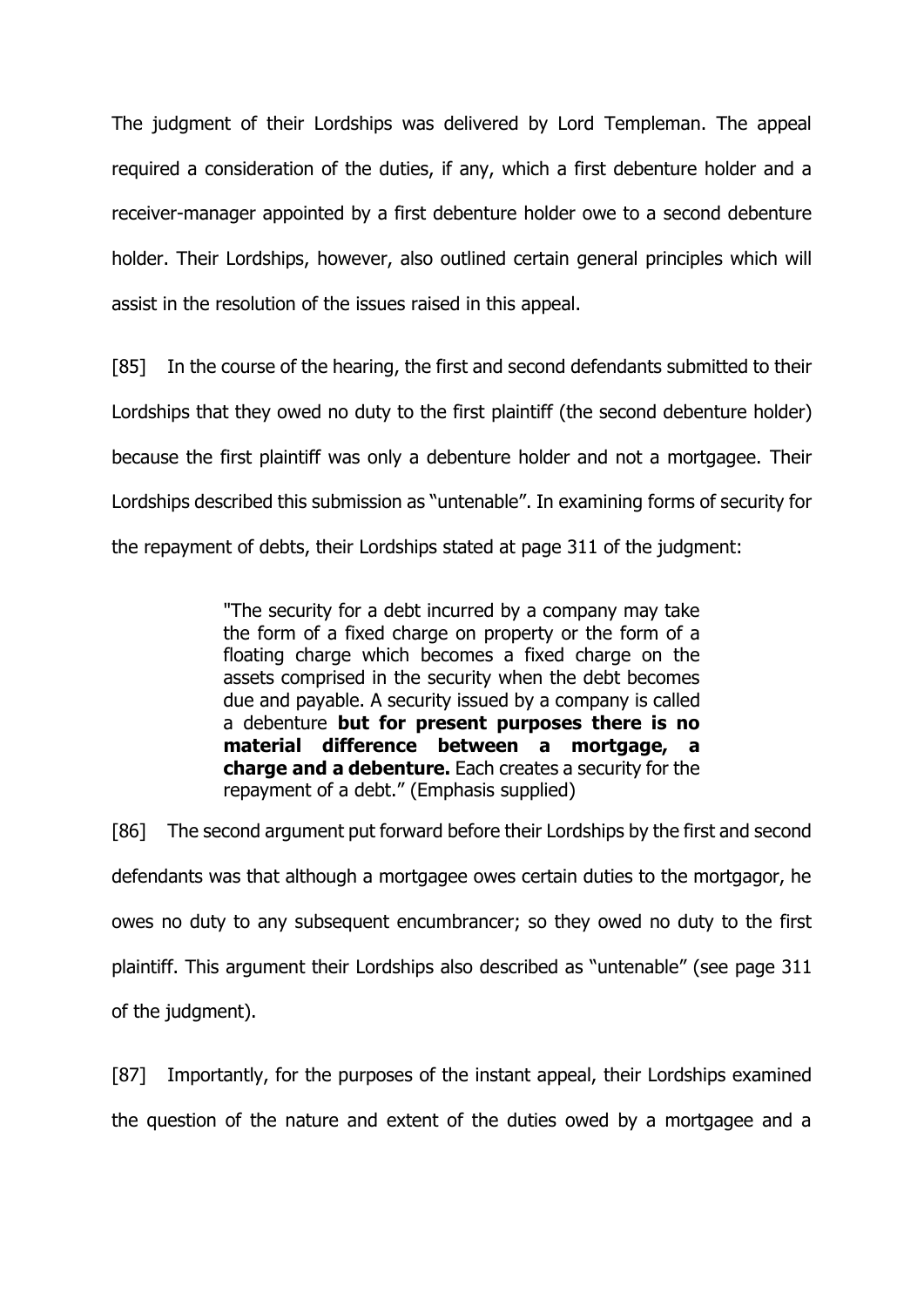The judgment of their Lordships was delivered by Lord Templeman. The appeal required a consideration of the duties, if any, which a first debenture holder and a receiver-manager appointed by a first debenture holder owe to a second debenture holder. Their Lordships, however, also outlined certain general principles which will assist in the resolution of the issues raised in this appeal.

[85] In the course of the hearing, the first and second defendants submitted to their Lordships that they owed no duty to the first plaintiff (the second debenture holder) because the first plaintiff was only a debenture holder and not a mortgagee. Their Lordships described this submission as "untenable". In examining forms of security for the repayment of debts, their Lordships stated at page 311 of the judgment:

> "The security for a debt incurred by a company may take the form of a fixed charge on property or the form of a floating charge which becomes a fixed charge on the assets comprised in the security when the debt becomes due and payable. A security issued by a company is called a debenture **but for present purposes there is no material difference between a mortgage, a charge and a debenture.** Each creates a security for the repayment of a debt." (Emphasis supplied)

[86] The second argument put forward before their Lordships by the first and second defendants was that although a mortgagee owes certain duties to the mortgagor, he owes no duty to any subsequent encumbrancer; so they owed no duty to the first plaintiff. This argument their Lordships also described as "untenable" (see page 311 of the judgment).

[87] Importantly, for the purposes of the instant appeal, their Lordships examined the question of the nature and extent of the duties owed by a mortgagee and a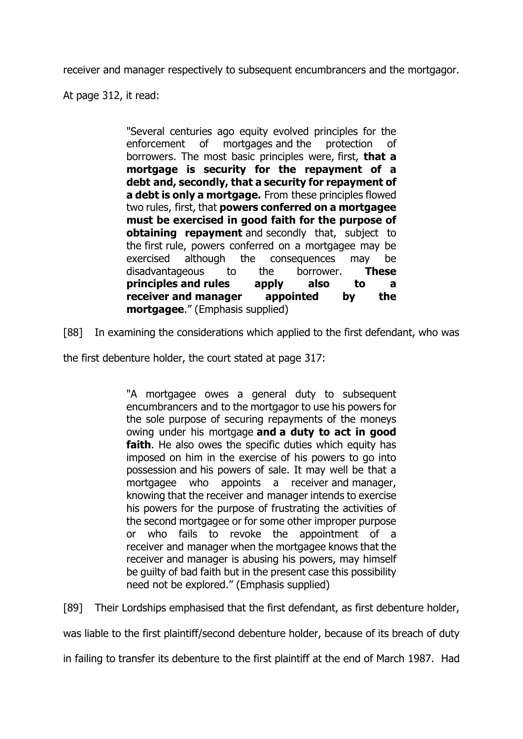receiver and manager respectively to subsequent encumbrancers and the mortgagor.

At page 312, it read:

> "Several centuries ago equity evolved principles for the enforcement of mortgages and the protection of borrowers. The most basic principles were, first, **that a mortgage is security for the repayment of a debt and, secondly, that a security for repayment of a debt is only a mortgage.** From these principles flowed two rules, first, that **powers conferred on a mortgagee must be exercised in good faith for the purpose of obtaining repayment** and secondly that, subject to the first rule, powers conferred on a mortgagee may be exercised although the consequences may be disadvantageous to the borrower. **These principles and rules apply also to a receiver and manager appointed by the mortgagee**." (Emphasis supplied)

[88] In examining the considerations which applied to the first defendant, who was the first debenture holder, the court stated at page 317:

> "A mortgagee owes a general duty to subsequent encumbrancers and to the mortgagor to use his powers for the sole purpose of securing repayments of the moneys owing under his mortgage **and a duty to act in good faith**. He also owes the specific duties which equity has imposed on him in the exercise of his powers to go into possession and his powers of sale. It may well be that a mortgagee who appoints a receiver and manager, knowing that the receiver and manager intends to exercise his powers for the purpose of frustrating the activities of the second mortgagee or for some other improper purpose or who fails to revoke the appointment of a receiver and manager when the mortgagee knows that the receiver and manager is abusing his powers, may himself be guilty of bad faith but in the present case this possibility need not be explored." (Emphasis supplied)

[89] Their Lordships emphasised that the first defendant, as first debenture holder, was liable to the first plaintiff/second debenture holder, because of its breach of duty in failing to transfer its debenture to the first plaintiff at the end of March 1987. Had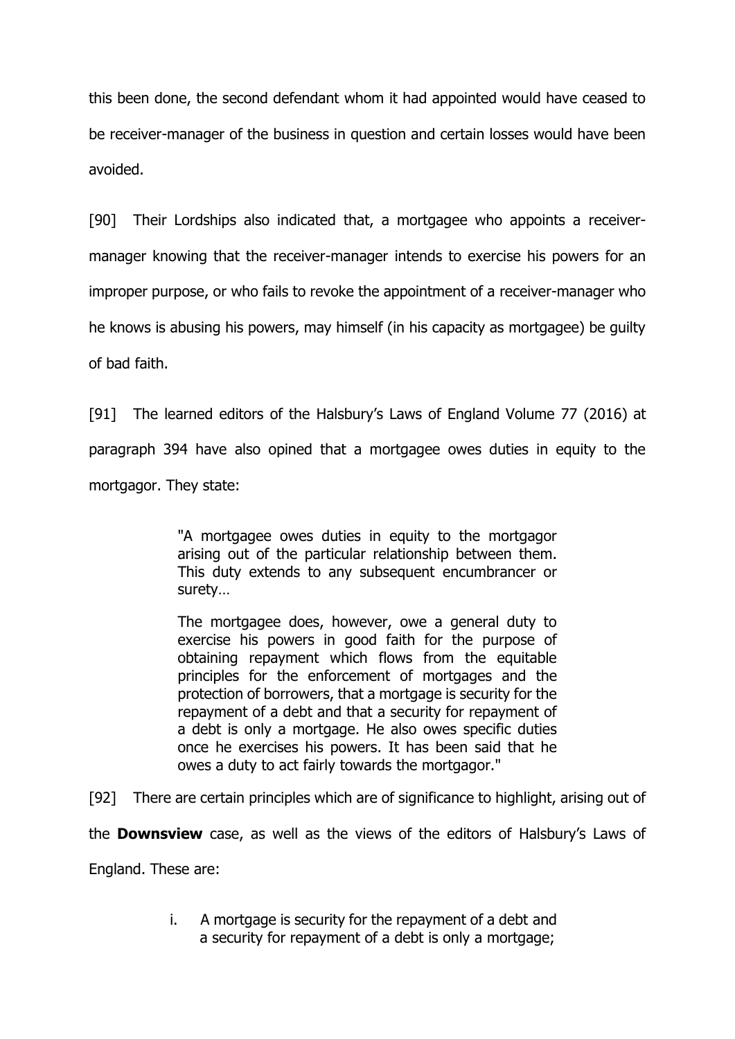this been done, the second defendant whom it had appointed would have ceased to be receiver-manager of the business in question and certain losses would have been avoided.

[90] Their Lordships also indicated that, a mortgagee who appoints a receiver-manager knowing that the receiver-manager intends to exercise his powers for an improper purpose, or who fails to revoke the appointment of a receiver-manager who he knows is abusing his powers, may himself (in his capacity as mortgagee) be guilty of bad faith.

[91] The learned editors of the Halsbury's Laws of England Volume 77 (2016) at paragraph 394 have also opined that a mortgagee owes duties in equity to the mortgagor. They state:

> "A mortgagee owes duties in equity to the mortgagor arising out of the particular relationship between them. This duty extends to any subsequent encumbrancer or surety…
>
> The mortgagee does, however, owe a general duty to exercise his powers in good faith for the purpose of obtaining repayment which flows from the equitable principles for the enforcement of mortgages and the protection of borrowers, that a mortgage is security for the repayment of a debt and that a security for repayment of a debt is only a mortgage. He also owes specific duties once he exercises his powers. It has been said that he owes a duty to act fairly towards the mortgagor."

[92] There are certain principles which are of significance to highlight, arising out of the **Downsview** case, as well as the views of the editors of Halsbury's Laws of England. These are:

i. A mortgage is security for the repayment of a debt and a security for repayment of a debt is only a mortgage;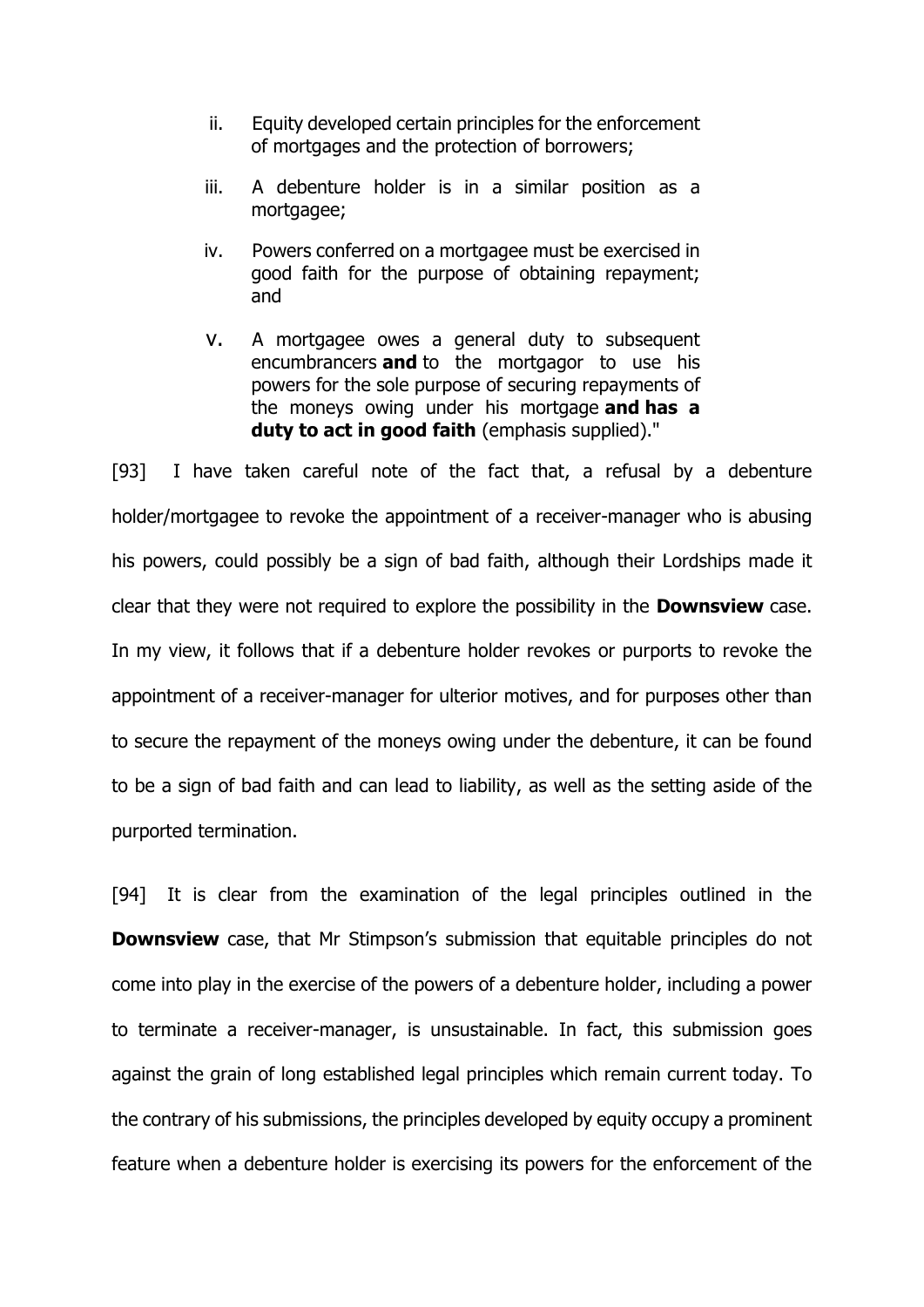ii. Equity developed certain principles for the enforcement of mortgages and the protection of borrowers;

iii. A debenture holder is in a similar position as a mortgagee;

iv. Powers conferred on a mortgagee must be exercised in good faith for the purpose of obtaining repayment; and

v. A mortgagee owes a general duty to subsequent encumbrancers **and** to the mortgagor to use his powers for the sole purpose of securing repayments of the moneys owing under his mortgage **and has a duty to act in good faith** (emphasis supplied)."

[93] I have taken careful note of the fact that, a refusal by a debenture holder/mortgagee to revoke the appointment of a receiver-manager who is abusing his powers, could possibly be a sign of bad faith, although their Lordships made it clear that they were not required to explore the possibility in the **Downsview** case. In my view, it follows that if a debenture holder revokes or purports to revoke the appointment of a receiver-manager for ulterior motives, and for purposes other than to secure the repayment of the moneys owing under the debenture, it can be found to be a sign of bad faith and can lead to liability, as well as the setting aside of the purported termination.

[94] It is clear from the examination of the legal principles outlined in the **Downsview** case, that Mr Stimpson's submission that equitable principles do not come into play in the exercise of the powers of a debenture holder, including a power to terminate a receiver-manager, is unsustainable. In fact, this submission goes against the grain of long established legal principles which remain current today. To the contrary of his submissions, the principles developed by equity occupy a prominent feature when a debenture holder is exercising its powers for the enforcement of the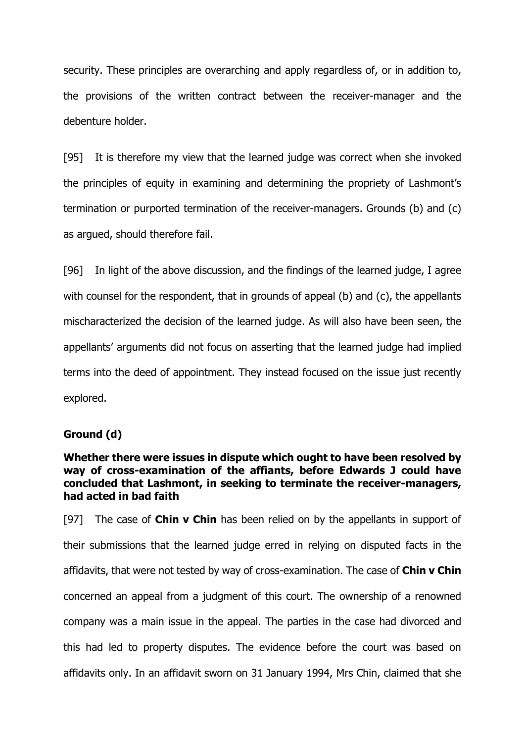security. These principles are overarching and apply regardless of, or in addition to, the provisions of the written contract between the receiver-manager and the debenture holder.

[95] It is therefore my view that the learned judge was correct when she invoked the principles of equity in examining and determining the propriety of Lashmont's termination or purported termination of the receiver-managers. Grounds (b) and (c) as argued, should therefore fail.

[96] In light of the above discussion, and the findings of the learned judge, I agree with counsel for the respondent, that in grounds of appeal (b) and (c), the appellants mischaracterized the decision of the learned judge. As will also have been seen, the appellants' arguments did not focus on asserting that the learned judge had implied terms into the deed of appointment. They instead focused on the issue just recently explored.

**Ground (d)**

**Whether there were issues in dispute which ought to have been resolved by way of cross-examination of the affiants, before Edwards J could have concluded that Lashmont, in seeking to terminate the receiver-managers, had acted in bad faith**

[97] The case of **Chin v Chin** has been relied on by the appellants in support of their submissions that the learned judge erred in relying on disputed facts in the affidavits, that were not tested by way of cross-examination. The case of **Chin v Chin** concerned an appeal from a judgment of this court. The ownership of a renowned company was a main issue in the appeal. The parties in the case had divorced and this had led to property disputes. The evidence before the court was based on affidavits only. In an affidavit sworn on 31 January 1994, Mrs Chin, claimed that she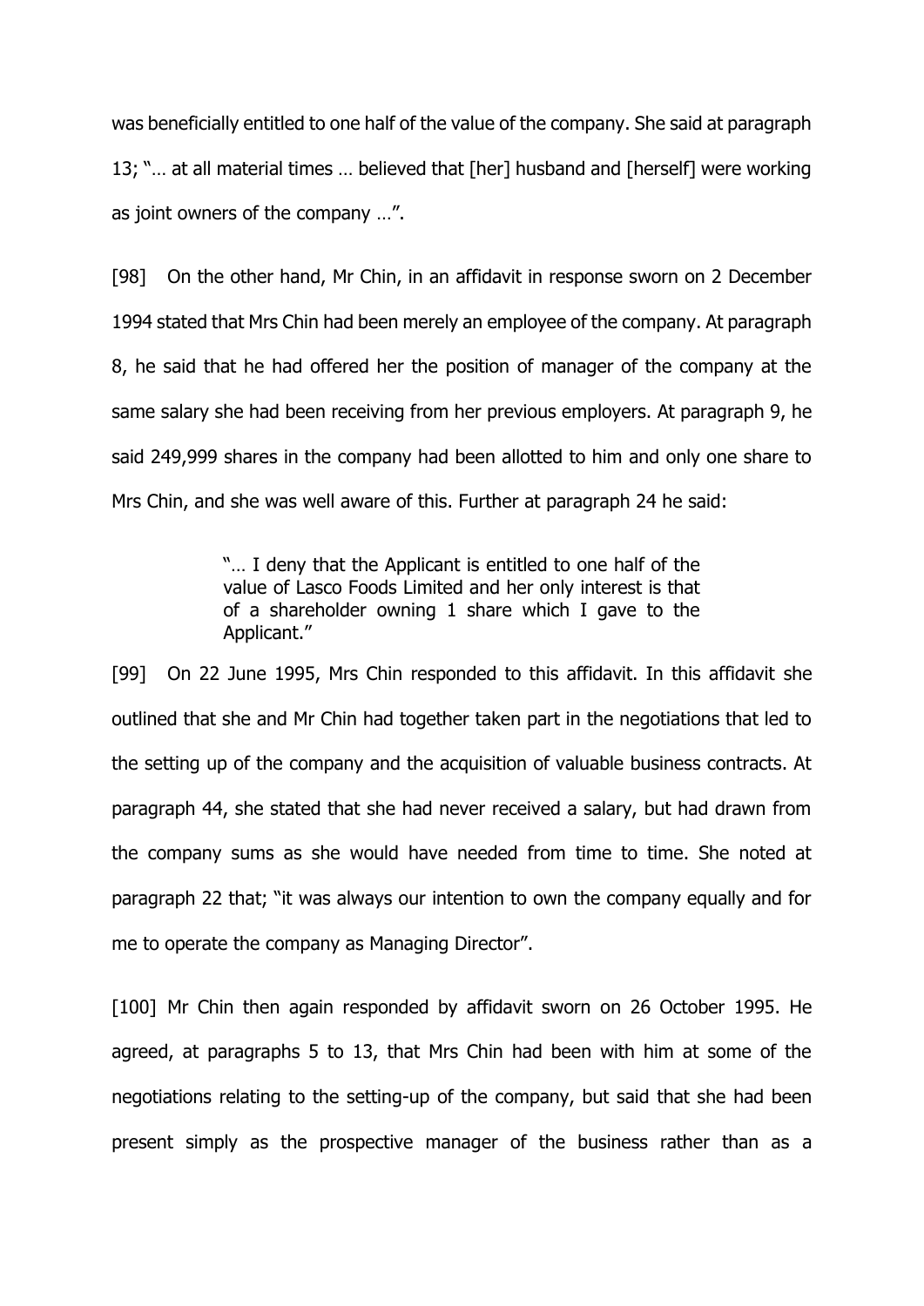was beneficially entitled to one half of the value of the company. She said at paragraph 13; "… at all material times … believed that [her] husband and [herself] were working as joint owners of the company …".

[98] On the other hand, Mr Chin, in an affidavit in response sworn on 2 December 1994 stated that Mrs Chin had been merely an employee of the company. At paragraph 8, he said that he had offered her the position of manager of the company at the same salary she had been receiving from her previous employers. At paragraph 9, he said 249,999 shares in the company had been allotted to him and only one share to Mrs Chin, and she was well aware of this. Further at paragraph 24 he said:

> "… I deny that the Applicant is entitled to one half of the value of Lasco Foods Limited and her only interest is that of a shareholder owning 1 share which I gave to the Applicant."

[99] On 22 June 1995, Mrs Chin responded to this affidavit. In this affidavit she outlined that she and Mr Chin had together taken part in the negotiations that led to the setting up of the company and the acquisition of valuable business contracts. At paragraph 44, she stated that she had never received a salary, but had drawn from the company sums as she would have needed from time to time. She noted at paragraph 22 that; "it was always our intention to own the company equally and for me to operate the company as Managing Director".

[100] Mr Chin then again responded by affidavit sworn on 26 October 1995. He agreed, at paragraphs 5 to 13, that Mrs Chin had been with him at some of the negotiations relating to the setting-up of the company, but said that she had been present simply as the prospective manager of the business rather than as a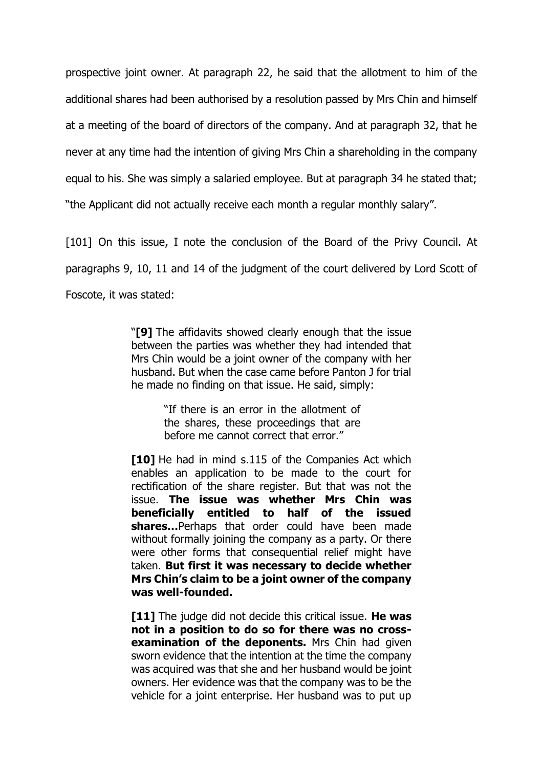prospective joint owner. At paragraph 22, he said that the allotment to him of the additional shares had been authorised by a resolution passed by Mrs Chin and himself at a meeting of the board of directors of the company. And at paragraph 32, that he never at any time had the intention of giving Mrs Chin a shareholding in the company equal to his. She was simply a salaried employee. But at paragraph 34 he stated that; "the Applicant did not actually receive each month a regular monthly salary".

[101] On this issue, I note the conclusion of the Board of the Privy Council. At paragraphs 9, 10, 11 and 14 of the judgment of the court delivered by Lord Scott of Foscote, it was stated:

> "**[9]** The affidavits showed clearly enough that the issue between the parties was whether they had intended that Mrs Chin would be a joint owner of the company with her husband. But when the case came before Panton J for trial he made no finding on that issue. He said, simply:
>
> > "If there is an error in the allotment of the shares, these proceedings that are before me cannot correct that error."
>
> **[10]** He had in mind s.115 of the Companies Act which enables an application to be made to the court for rectification of the share register. But that was not the issue. **The issue was whether Mrs Chin was beneficially entitled to half of the issued shares...**Perhaps that order could have been made without formally joining the company as a party. Or there were other forms that consequential relief might have taken. **But first it was necessary to decide whether Mrs Chin's claim to be a joint owner of the company was well-founded.**
>
> **[11]** The judge did not decide this critical issue. **He was not in a position to do so for there was no cross-examination of the deponents.** Mrs Chin had given sworn evidence that the intention at the time the company was acquired was that she and her husband would be joint owners. Her evidence was that the company was to be the vehicle for a joint enterprise. Her husband was to put up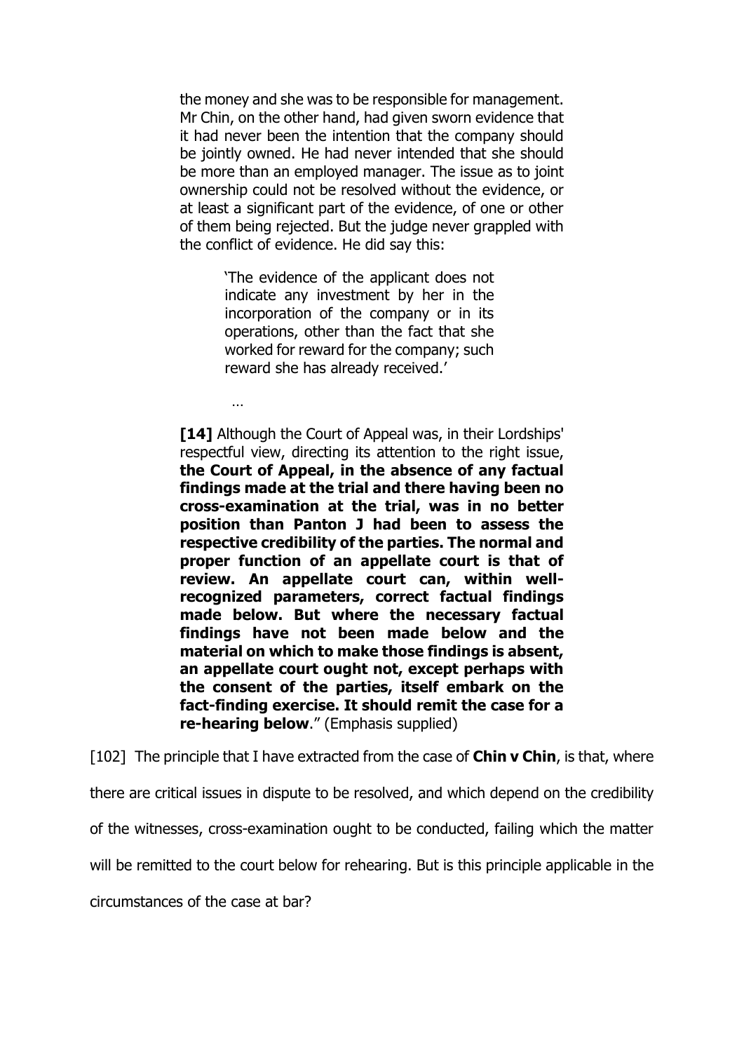> the money and she was to be responsible for management. Mr Chin, on the other hand, had given sworn evidence that it had never been the intention that the company should be jointly owned. He had never intended that she should be more than an employed manager. The issue as to joint ownership could not be resolved without the evidence, or at least a significant part of the evidence, of one or other of them being rejected. But the judge never grappled with the conflict of evidence. He did say this:
>
> > 'The evidence of the applicant does not indicate any investment by her in the incorporation of the company or in its operations, other than the fact that she worked for reward for the company; such reward she has already received.'
>
> …
>
> **[14]** Although the Court of Appeal was, in their Lordships' respectful view, directing its attention to the right issue, **the Court of Appeal, in the absence of any factual findings made at the trial and there having been no cross-examination at the trial, was in no better position than Panton J had been to assess the respective credibility of the parties. The normal and proper function of an appellate court is that of review. An appellate court can, within well-recognized parameters, correct factual findings made below. But where the necessary factual findings have not been made below and the material on which to make those findings is absent, an appellate court ought not, except perhaps with the consent of the parties, itself embark on the fact-finding exercise. It should remit the case for a re-hearing below**." (Emphasis supplied)

[102] The principle that I have extracted from the case of **Chin v Chin**, is that, where there are critical issues in dispute to be resolved, and which depend on the credibility of the witnesses, cross-examination ought to be conducted, failing which the matter will be remitted to the court below for rehearing. But is this principle applicable in the circumstances of the case at bar?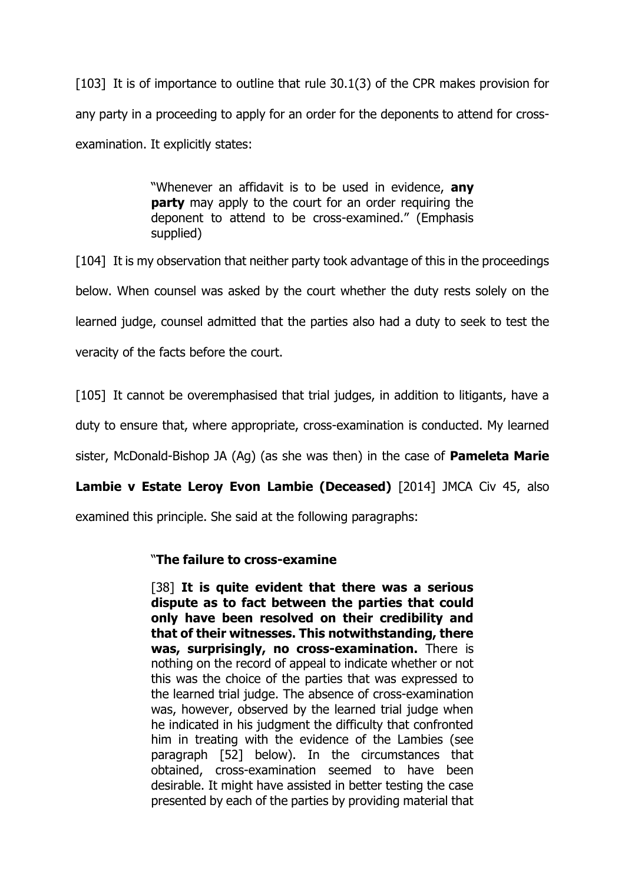[103] It is of importance to outline that rule 30.1(3) of the CPR makes provision for any party in a proceeding to apply for an order for the deponents to attend for cross-examination. It explicitly states:

> "Whenever an affidavit is to be used in evidence, **any party** may apply to the court for an order requiring the deponent to attend to be cross-examined." (Emphasis supplied)

[104] It is my observation that neither party took advantage of this in the proceedings below. When counsel was asked by the court whether the duty rests solely on the learned judge, counsel admitted that the parties also had a duty to seek to test the veracity of the facts before the court.

[105] It cannot be overemphasised that trial judges, in addition to litigants, have a duty to ensure that, where appropriate, cross-examination is conducted. My learned sister, McDonald-Bishop JA (Ag) (as she was then) in the case of **Pameleta Marie Lambie v Estate Leroy Evon Lambie (Deceased)** [2014] JMCA Civ 45, also examined this principle. She said at the following paragraphs:

> "**The failure to cross-examine**
>
> [38] **It is quite evident that there was a serious dispute as to fact between the parties that could only have been resolved on their credibility and that of their witnesses. This notwithstanding, there was, surprisingly, no cross-examination.** There is nothing on the record of appeal to indicate whether or not this was the choice of the parties that was expressed to the learned trial judge. The absence of cross-examination was, however, observed by the learned trial judge when he indicated in his judgment the difficulty that confronted him in treating with the evidence of the Lambies (see paragraph [52] below). In the circumstances that obtained, cross-examination seemed to have been desirable. It might have assisted in better testing the case presented by each of the parties by providing material that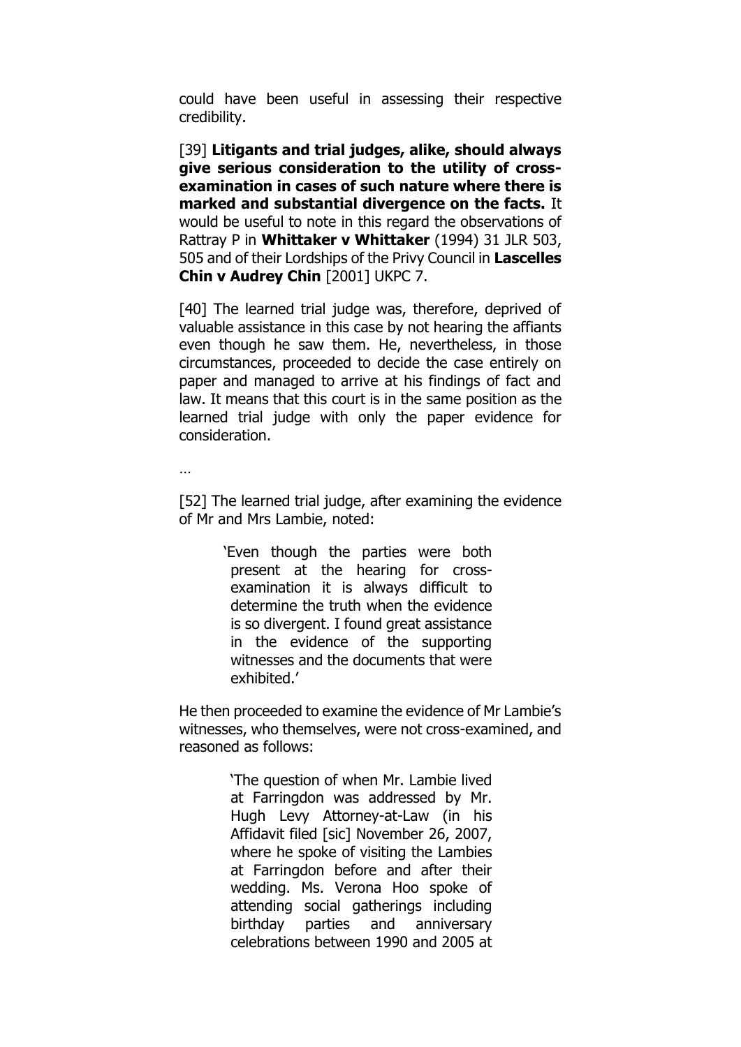could have been useful in assessing their respective credibility.

[39] **Litigants and trial judges, alike, should always give serious consideration to the utility of cross-examination in cases of such nature where there is marked and substantial divergence on the facts.** It would be useful to note in this regard the observations of Rattray P in **Whittaker v Whittaker** (1994) 31 JLR 503, 505 and of their Lordships of the Privy Council in **Lascelles Chin v Audrey Chin** [2001] UKPC 7.

[40] The learned trial judge was, therefore, deprived of valuable assistance in this case by not hearing the affiants even though he saw them. He, nevertheless, in those circumstances, proceeded to decide the case entirely on paper and managed to arrive at his findings of fact and law. It means that this court is in the same position as the learned trial judge with only the paper evidence for consideration.

…

[52] The learned trial judge, after examining the evidence of Mr and Mrs Lambie, noted:

> 'Even though the parties were both present at the hearing for cross-examination it is always difficult to determine the truth when the evidence is so divergent. I found great assistance in the evidence of the supporting witnesses and the documents that were exhibited.'

He then proceeded to examine the evidence of Mr Lambie's witnesses, who themselves, were not cross-examined, and reasoned as follows:

> 'The question of when Mr. Lambie lived at Farringdon was addressed by Mr. Hugh Levy Attorney-at-Law (in his Affidavit filed [sic] November 26, 2007, where he spoke of visiting the Lambies at Farringdon before and after their wedding. Ms. Verona Hoo spoke of attending social gatherings including birthday parties and anniversary celebrations between 1990 and 2005 at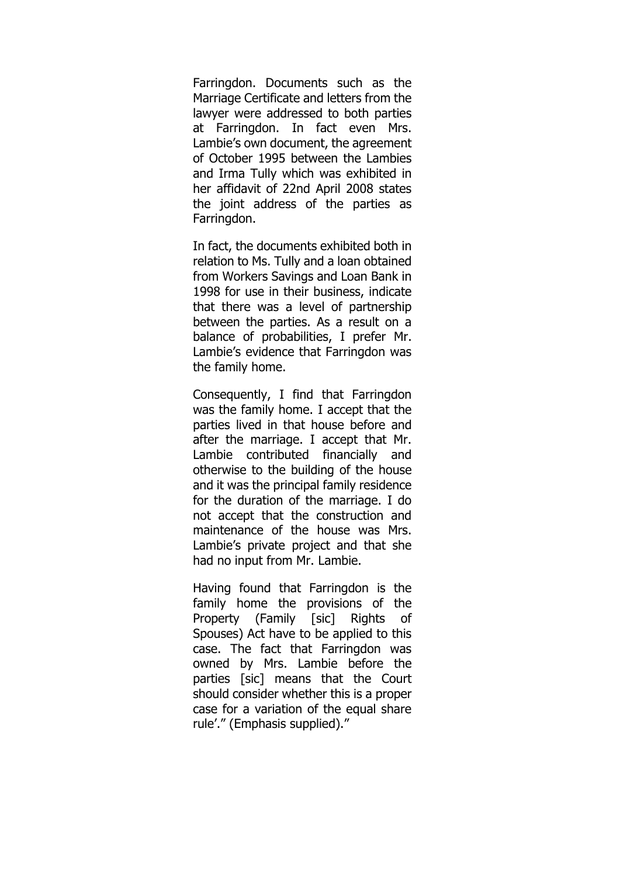Farringdon. Documents such as the Marriage Certificate and letters from the lawyer were addressed to both parties at Farringdon. In fact even Mrs. Lambie's own document, the agreement of October 1995 between the Lambies and Irma Tully which was exhibited in her affidavit of 22nd April 2008 states the joint address of the parties as Farringdon.

In fact, the documents exhibited both in relation to Ms. Tully and a loan obtained from Workers Savings and Loan Bank in 1998 for use in their business, indicate that there was a level of partnership between the parties. As a result on a balance of probabilities, I prefer Mr. Lambie's evidence that Farringdon was the family home.

Consequently, I find that Farringdon was the family home. I accept that the parties lived in that house before and after the marriage. I accept that Mr. Lambie contributed financially and otherwise to the building of the house and it was the principal family residence for the duration of the marriage. I do not accept that the construction and maintenance of the house was Mrs. Lambie's private project and that she had no input from Mr. Lambie.

Having found that Farringdon is the family home the provisions of the Property (Family [sic] Rights of Spouses) Act have to be applied to this case. The fact that Farringdon was owned by Mrs. Lambie before the parties [sic] means that the Court should consider whether this is a proper case for a variation of the equal share rule'." (Emphasis supplied)."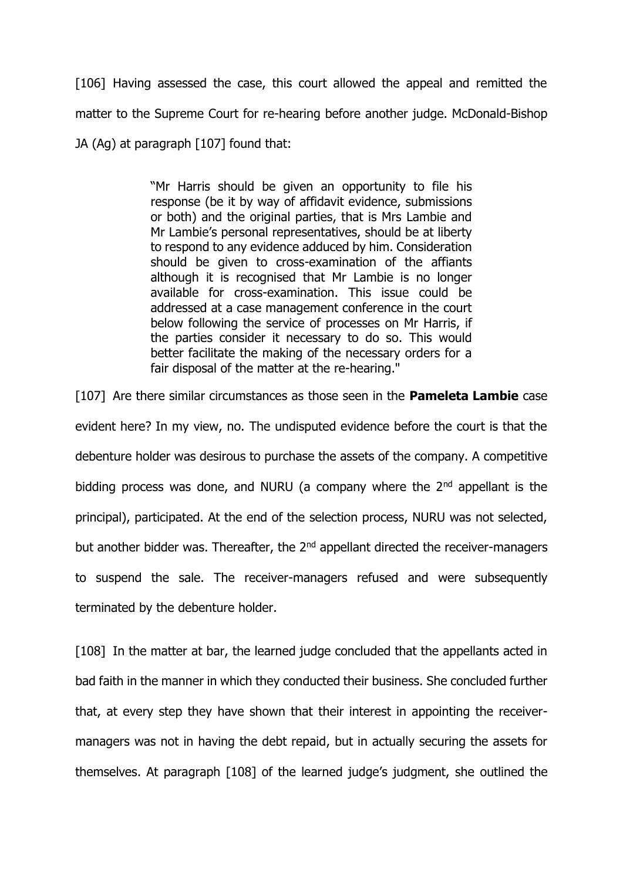[106] Having assessed the case, this court allowed the appeal and remitted the matter to the Supreme Court for re-hearing before another judge. McDonald-Bishop JA (Ag) at paragraph [107] found that:

> "Mr Harris should be given an opportunity to file his response (be it by way of affidavit evidence, submissions or both) and the original parties, that is Mrs Lambie and Mr Lambie's personal representatives, should be at liberty to respond to any evidence adduced by him. Consideration should be given to cross-examination of the affiants although it is recognised that Mr Lambie is no longer available for cross-examination. This issue could be addressed at a case management conference in the court below following the service of processes on Mr Harris, if the parties consider it necessary to do so. This would better facilitate the making of the necessary orders for a fair disposal of the matter at the re-hearing."

[107] Are there similar circumstances as those seen in the **Pameleta Lambie** case evident here? In my view, no. The undisputed evidence before the court is that the debenture holder was desirous to purchase the assets of the company. A competitive bidding process was done, and NURU (a company where the 2nd appellant is the principal), participated. At the end of the selection process, NURU was not selected, but another bidder was. Thereafter, the 2nd appellant directed the receiver-managers to suspend the sale. The receiver-managers refused and were subsequently terminated by the debenture holder.

[108] In the matter at bar, the learned judge concluded that the appellants acted in bad faith in the manner in which they conducted their business. She concluded further that, at every step they have shown that their interest in appointing the receiver-managers was not in having the debt repaid, but in actually securing the assets for themselves. At paragraph [108] of the learned judge's judgment, she outlined the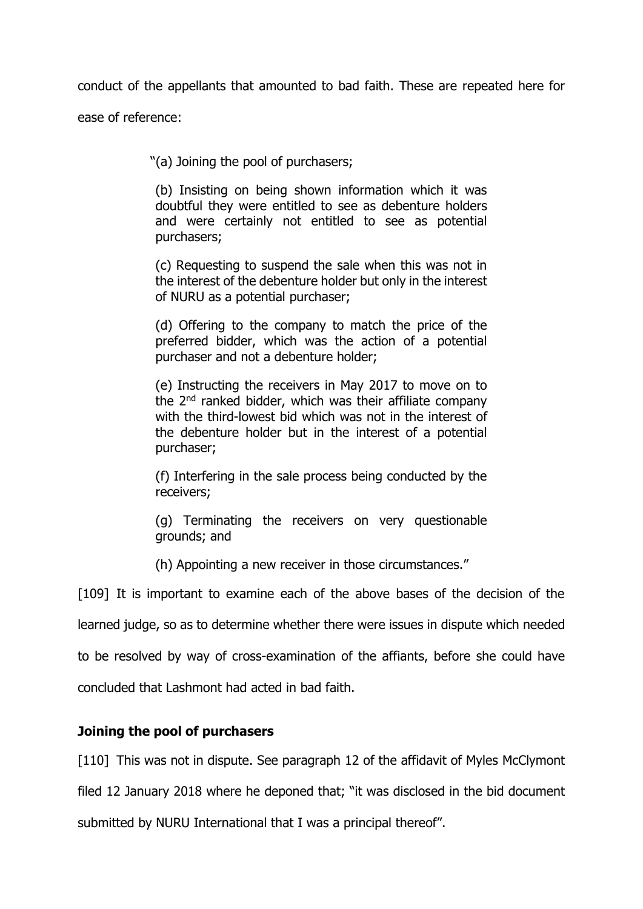conduct of the appellants that amounted to bad faith. These are repeated here for ease of reference:

> "(a) Joining the pool of purchasers;
>
> (b) Insisting on being shown information which it was doubtful they were entitled to see as debenture holders and were certainly not entitled to see as potential purchasers;
>
> (c) Requesting to suspend the sale when this was not in the interest of the debenture holder but only in the interest of NURU as a potential purchaser;
>
> (d) Offering to the company to match the price of the preferred bidder, which was the action of a potential purchaser and not a debenture holder;
>
> (e) Instructing the receivers in May 2017 to move on to the 2nd ranked bidder, which was their affiliate company with the third-lowest bid which was not in the interest of the debenture holder but in the interest of a potential purchaser;
>
> (f) Interfering in the sale process being conducted by the receivers;
>
> (g) Terminating the receivers on very questionable grounds; and
>
> (h) Appointing a new receiver in those circumstances."

[109] It is important to examine each of the above bases of the decision of the learned judge, so as to determine whether there were issues in dispute which needed to be resolved by way of cross-examination of the affiants, before she could have concluded that Lashmont had acted in bad faith.

**Joining the pool of purchasers**

[110] This was not in dispute. See paragraph 12 of the affidavit of Myles McClymont filed 12 January 2018 where he deponed that; "it was disclosed in the bid document submitted by NURU International that I was a principal thereof".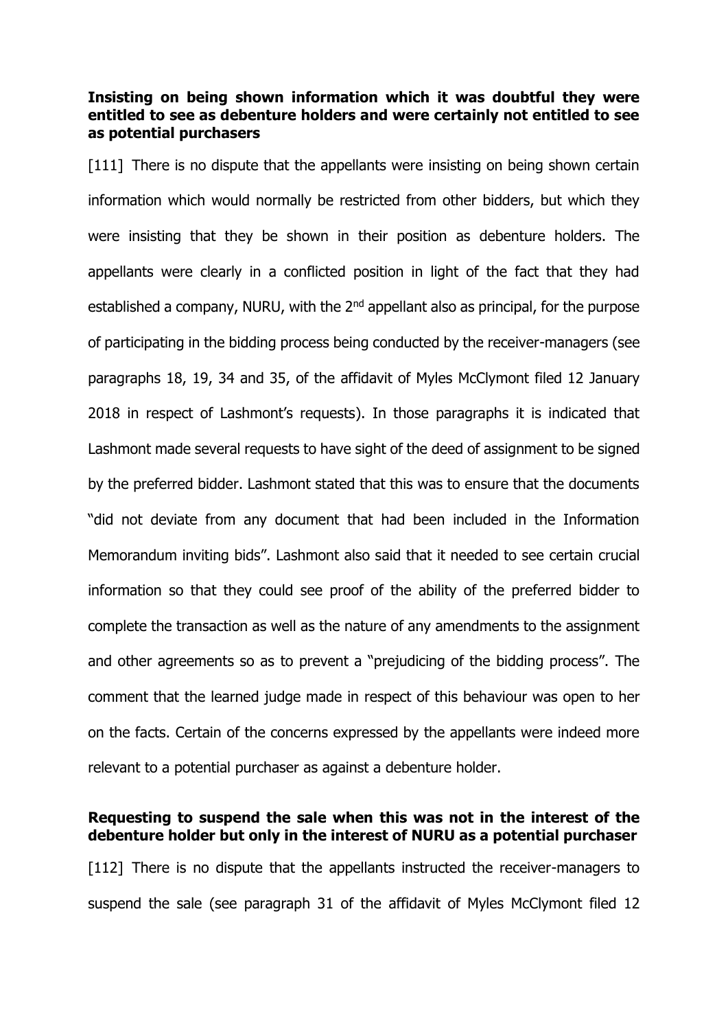**Insisting on being shown information which it was doubtful they were entitled to see as debenture holders and were certainly not entitled to see as potential purchasers**

[111] There is no dispute that the appellants were insisting on being shown certain information which would normally be restricted from other bidders, but which they were insisting that they be shown in their position as debenture holders. The appellants were clearly in a conflicted position in light of the fact that they had established a company, NURU, with the 2nd appellant also as principal, for the purpose of participating in the bidding process being conducted by the receiver-managers (see paragraphs 18, 19, 34 and 35, of the affidavit of Myles McClymont filed 12 January 2018 in respect of Lashmont's requests). In those paragraphs it is indicated that Lashmont made several requests to have sight of the deed of assignment to be signed by the preferred bidder. Lashmont stated that this was to ensure that the documents "did not deviate from any document that had been included in the Information Memorandum inviting bids". Lashmont also said that it needed to see certain crucial information so that they could see proof of the ability of the preferred bidder to complete the transaction as well as the nature of any amendments to the assignment and other agreements so as to prevent a "prejudicing of the bidding process". The comment that the learned judge made in respect of this behaviour was open to her on the facts. Certain of the concerns expressed by the appellants were indeed more relevant to a potential purchaser as against a debenture holder.

**Requesting to suspend the sale when this was not in the interest of the debenture holder but only in the interest of NURU as a potential purchaser**

[112] There is no dispute that the appellants instructed the receiver-managers to suspend the sale (see paragraph 31 of the affidavit of Myles McClymont filed 12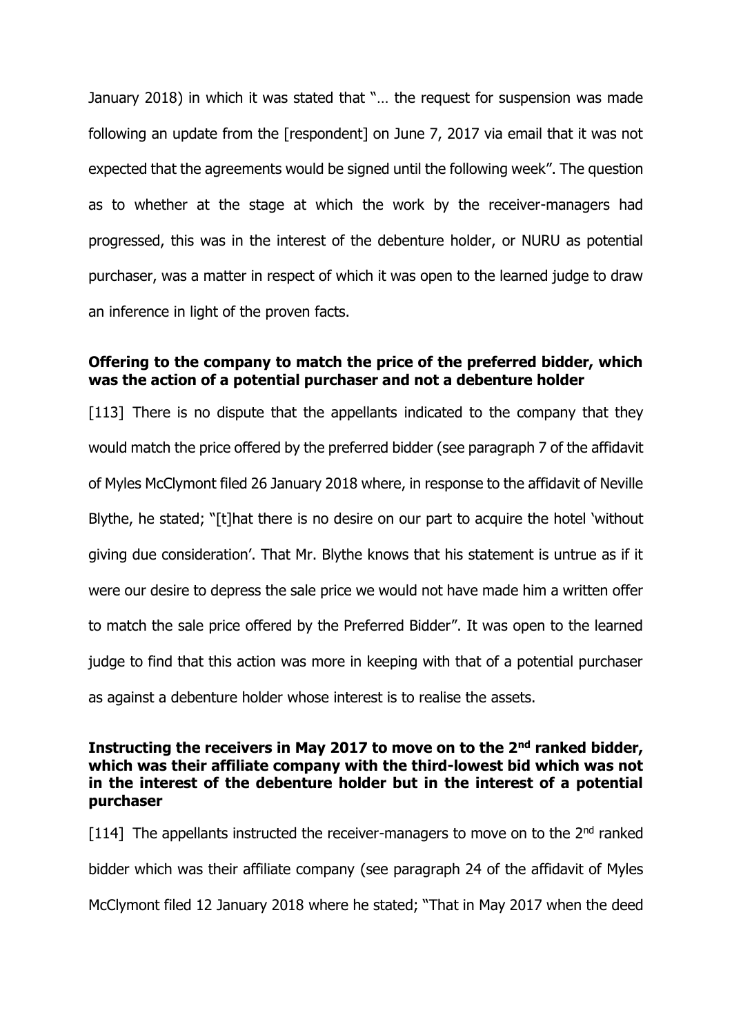January 2018) in which it was stated that "… the request for suspension was made following an update from the [respondent] on June 7, 2017 via email that it was not expected that the agreements would be signed until the following week". The question as to whether at the stage at which the work by the receiver-managers had progressed, this was in the interest of the debenture holder, or NURU as potential purchaser, was a matter in respect of which it was open to the learned judge to draw an inference in light of the proven facts.

**Offering to the company to match the price of the preferred bidder, which was the action of a potential purchaser and not a debenture holder**

[113] There is no dispute that the appellants indicated to the company that they would match the price offered by the preferred bidder (see paragraph 7 of the affidavit of Myles McClymont filed 26 January 2018 where, in response to the affidavit of Neville Blythe, he stated; "[t]hat there is no desire on our part to acquire the hotel 'without giving due consideration'. That Mr. Blythe knows that his statement is untrue as if it were our desire to depress the sale price we would not have made him a written offer to match the sale price offered by the Preferred Bidder". It was open to the learned judge to find that this action was more in keeping with that of a potential purchaser as against a debenture holder whose interest is to realise the assets.

**Instructing the receivers in May 2017 to move on to the 2nd ranked bidder, which was their affiliate company with the third-lowest bid which was not in the interest of the debenture holder but in the interest of a potential purchaser**

[114] The appellants instructed the receiver-managers to move on to the 2nd ranked bidder which was their affiliate company (see paragraph 24 of the affidavit of Myles McClymont filed 12 January 2018 where he stated; "That in May 2017 when the deed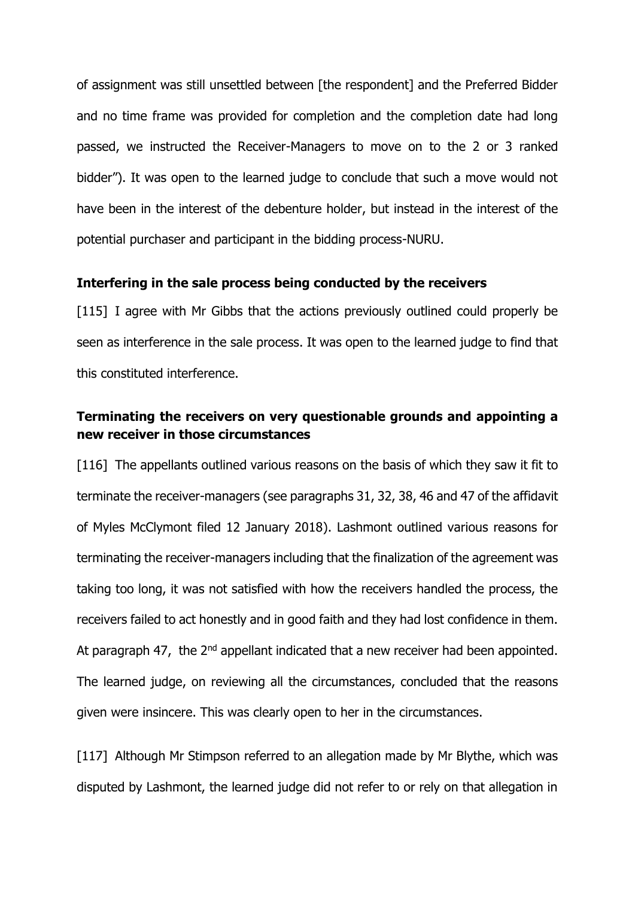of assignment was still unsettled between [the respondent] and the Preferred Bidder and no time frame was provided for completion and the completion date had long passed, we instructed the Receiver-Managers to move on to the 2 or 3 ranked bidder"). It was open to the learned judge to conclude that such a move would not have been in the interest of the debenture holder, but instead in the interest of the potential purchaser and participant in the bidding process-NURU.

**Interfering in the sale process being conducted by the receivers**

[115] I agree with Mr Gibbs that the actions previously outlined could properly be seen as interference in the sale process. It was open to the learned judge to find that this constituted interference.

**Terminating the receivers on very questionable grounds and appointing a new receiver in those circumstances**

[116] The appellants outlined various reasons on the basis of which they saw it fit to terminate the receiver-managers (see paragraphs 31, 32, 38, 46 and 47 of the affidavit of Myles McClymont filed 12 January 2018). Lashmont outlined various reasons for terminating the receiver-managers including that the finalization of the agreement was taking too long, it was not satisfied with how the receivers handled the process, the receivers failed to act honestly and in good faith and they had lost confidence in them. At paragraph 47, the 2nd appellant indicated that a new receiver had been appointed. The learned judge, on reviewing all the circumstances, concluded that the reasons given were insincere. This was clearly open to her in the circumstances.

[117] Although Mr Stimpson referred to an allegation made by Mr Blythe, which was disputed by Lashmont, the learned judge did not refer to or rely on that allegation in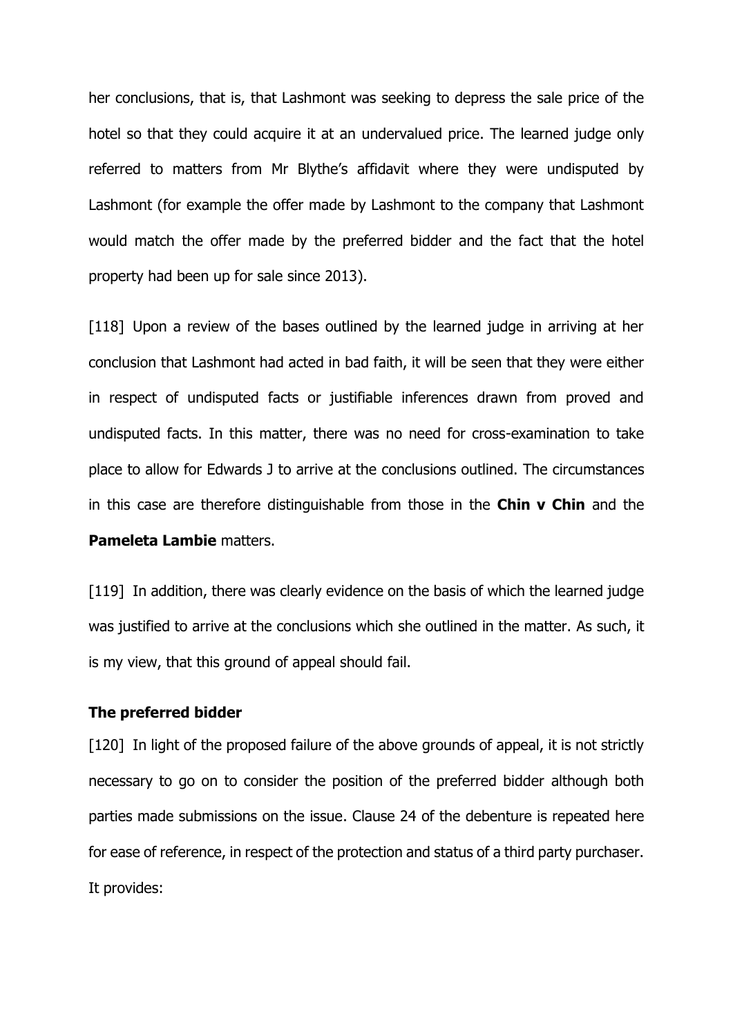her conclusions, that is, that Lashmont was seeking to depress the sale price of the hotel so that they could acquire it at an undervalued price. The learned judge only referred to matters from Mr Blythe's affidavit where they were undisputed by Lashmont (for example the offer made by Lashmont to the company that Lashmont would match the offer made by the preferred bidder and the fact that the hotel property had been up for sale since 2013).

[118] Upon a review of the bases outlined by the learned judge in arriving at her conclusion that Lashmont had acted in bad faith, it will be seen that they were either in respect of undisputed facts or justifiable inferences drawn from proved and undisputed facts. In this matter, there was no need for cross-examination to take place to allow for Edwards J to arrive at the conclusions outlined. The circumstances in this case are therefore distinguishable from those in the **Chin v Chin** and the **Pameleta Lambie** matters.

[119] In addition, there was clearly evidence on the basis of which the learned judge was justified to arrive at the conclusions which she outlined in the matter. As such, it is my view, that this ground of appeal should fail.

**The preferred bidder**

[120] In light of the proposed failure of the above grounds of appeal, it is not strictly necessary to go on to consider the position of the preferred bidder although both parties made submissions on the issue. Clause 24 of the debenture is repeated here for ease of reference, in respect of the protection and status of a third party purchaser. It provides: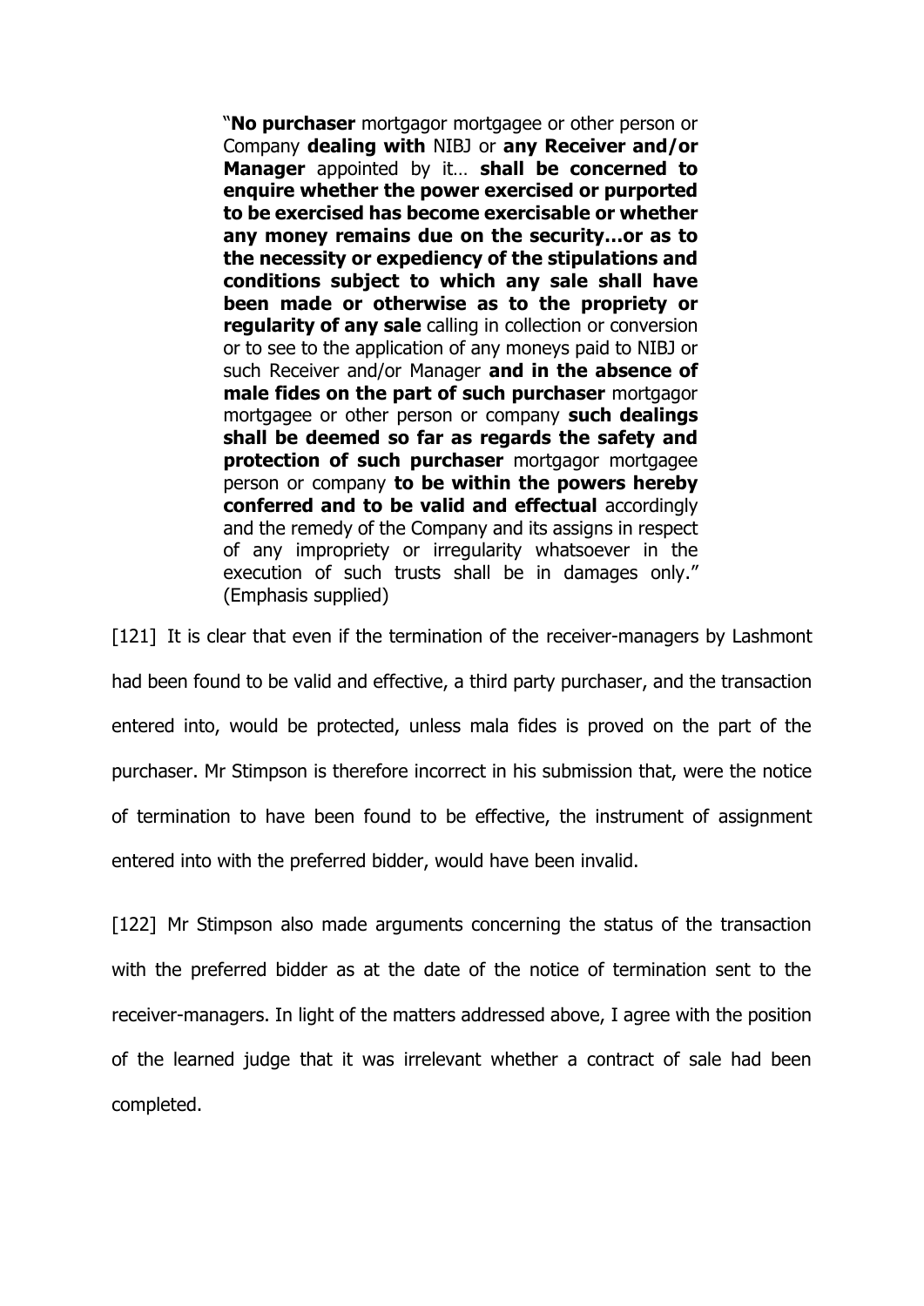> "**No purchaser** mortgagor mortgagee or other person or Company **dealing with** NIBJ or **any Receiver and/or Manager** appointed by it… **shall be concerned to enquire whether the power exercised or purported to be exercised has become exercisable or whether any money remains due on the security…or as to the necessity or expediency of the stipulations and conditions subject to which any sale shall have been made or otherwise as to the propriety or regularity of any sale** calling in collection or conversion or to see to the application of any moneys paid to NIBJ or such Receiver and/or Manager **and in the absence of male fides on the part of such purchaser** mortgagor mortgagee or other person or company **such dealings shall be deemed so far as regards the safety and protection of such purchaser** mortgagor mortgagee person or company **to be within the powers hereby conferred and to be valid and effectual** accordingly and the remedy of the Company and its assigns in respect of any impropriety or irregularity whatsoever in the execution of such trusts shall be in damages only." (Emphasis supplied)

[121] It is clear that even if the termination of the receiver-managers by Lashmont had been found to be valid and effective, a third party purchaser, and the transaction entered into, would be protected, unless mala fides is proved on the part of the purchaser. Mr Stimpson is therefore incorrect in his submission that, were the notice of termination to have been found to be effective, the instrument of assignment entered into with the preferred bidder, would have been invalid.

[122] Mr Stimpson also made arguments concerning the status of the transaction with the preferred bidder as at the date of the notice of termination sent to the receiver-managers. In light of the matters addressed above, I agree with the position of the learned judge that it was irrelevant whether a contract of sale had been completed.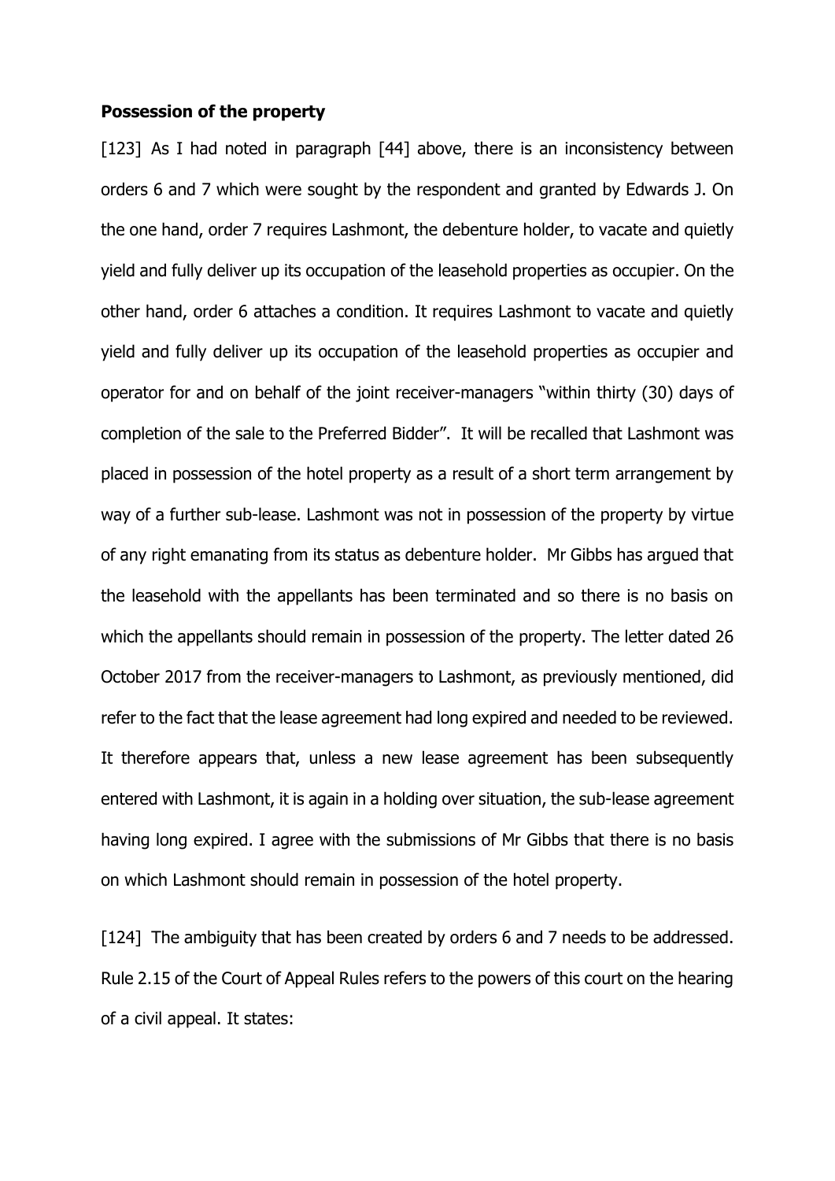**Possession of the property**

[123] As I had noted in paragraph [44] above, there is an inconsistency between orders 6 and 7 which were sought by the respondent and granted by Edwards J. On the one hand, order 7 requires Lashmont, the debenture holder, to vacate and quietly yield and fully deliver up its occupation of the leasehold properties as occupier. On the other hand, order 6 attaches a condition. It requires Lashmont to vacate and quietly yield and fully deliver up its occupation of the leasehold properties as occupier and operator for and on behalf of the joint receiver-managers "within thirty (30) days of completion of the sale to the Preferred Bidder". It will be recalled that Lashmont was placed in possession of the hotel property as a result of a short term arrangement by way of a further sub-lease. Lashmont was not in possession of the property by virtue of any right emanating from its status as debenture holder. Mr Gibbs has argued that the leasehold with the appellants has been terminated and so there is no basis on which the appellants should remain in possession of the property. The letter dated 26 October 2017 from the receiver-managers to Lashmont, as previously mentioned, did refer to the fact that the lease agreement had long expired and needed to be reviewed. It therefore appears that, unless a new lease agreement has been subsequently entered with Lashmont, it is again in a holding over situation, the sub-lease agreement having long expired. I agree with the submissions of Mr Gibbs that there is no basis on which Lashmont should remain in possession of the hotel property.

[124] The ambiguity that has been created by orders 6 and 7 needs to be addressed. Rule 2.15 of the Court of Appeal Rules refers to the powers of this court on the hearing of a civil appeal. It states: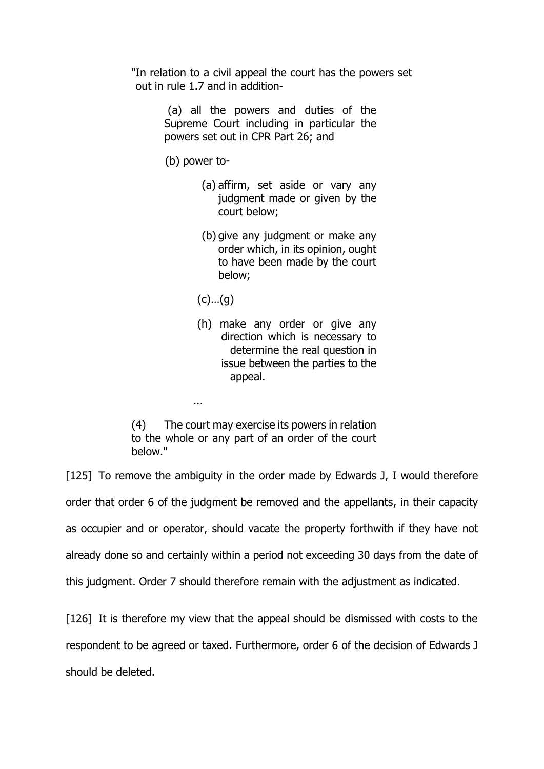> "In relation to a civil appeal the court has the powers set out in rule 1.7 and in addition-
>
> (a) all the powers and duties of the Supreme Court including in particular the powers set out in CPR Part 26; and
>
> (b) power to-
>
> (a) affirm, set aside or vary any judgment made or given by the court below;
>
> (b) give any judgment or make any order which, in its opinion, ought to have been made by the court below;
>
> (c)…(g)
>
> (h) make any order or give any direction which is necessary to determine the real question in issue between the parties to the appeal.
>
> ...
>
> (4) The court may exercise its powers in relation to the whole or any part of an order of the court below."

[125] To remove the ambiguity in the order made by Edwards J, I would therefore order that order 6 of the judgment be removed and the appellants, in their capacity as occupier and or operator, should vacate the property forthwith if they have not already done so and certainly within a period not exceeding 30 days from the date of this judgment. Order 7 should therefore remain with the adjustment as indicated.

[126] It is therefore my view that the appeal should be dismissed with costs to the respondent to be agreed or taxed. Furthermore, order 6 of the decision of Edwards J should be deleted.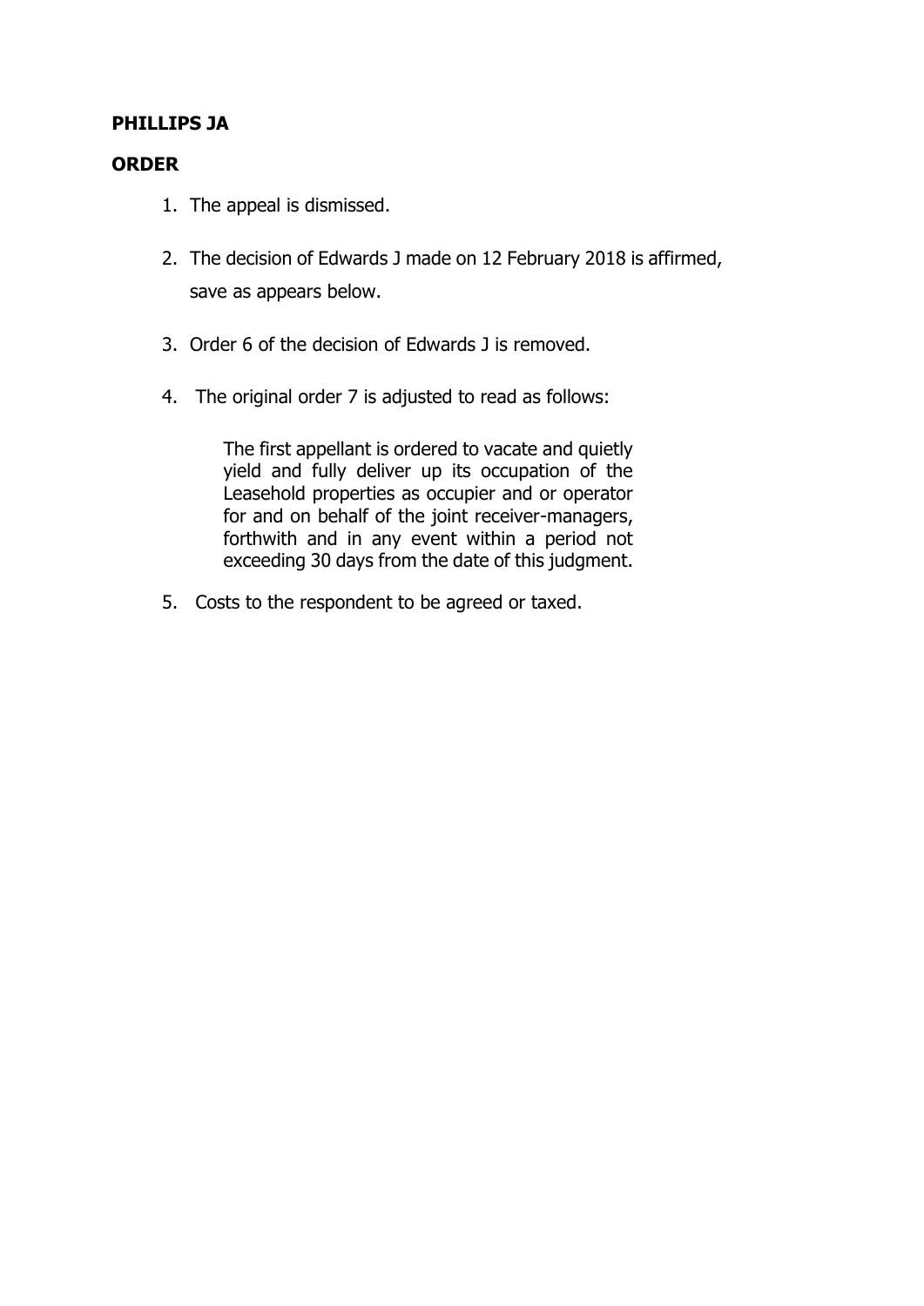**PHILLIPS JA**

**ORDER**

1. The appeal is dismissed.
2. The decision of Edwards J made on 12 February 2018 is affirmed, save as appears below.
3. Order 6 of the decision of Edwards J is removed.
4. The original order 7 is adjusted to read as follows:

    The first appellant is ordered to vacate and quietly yield and fully deliver up its occupation of the Leasehold properties as occupier and or operator for and on behalf of the joint receiver-managers, forthwith and in any event within a period not exceeding 30 days from the date of this judgment.

5. Costs to the respondent to be agreed or taxed.